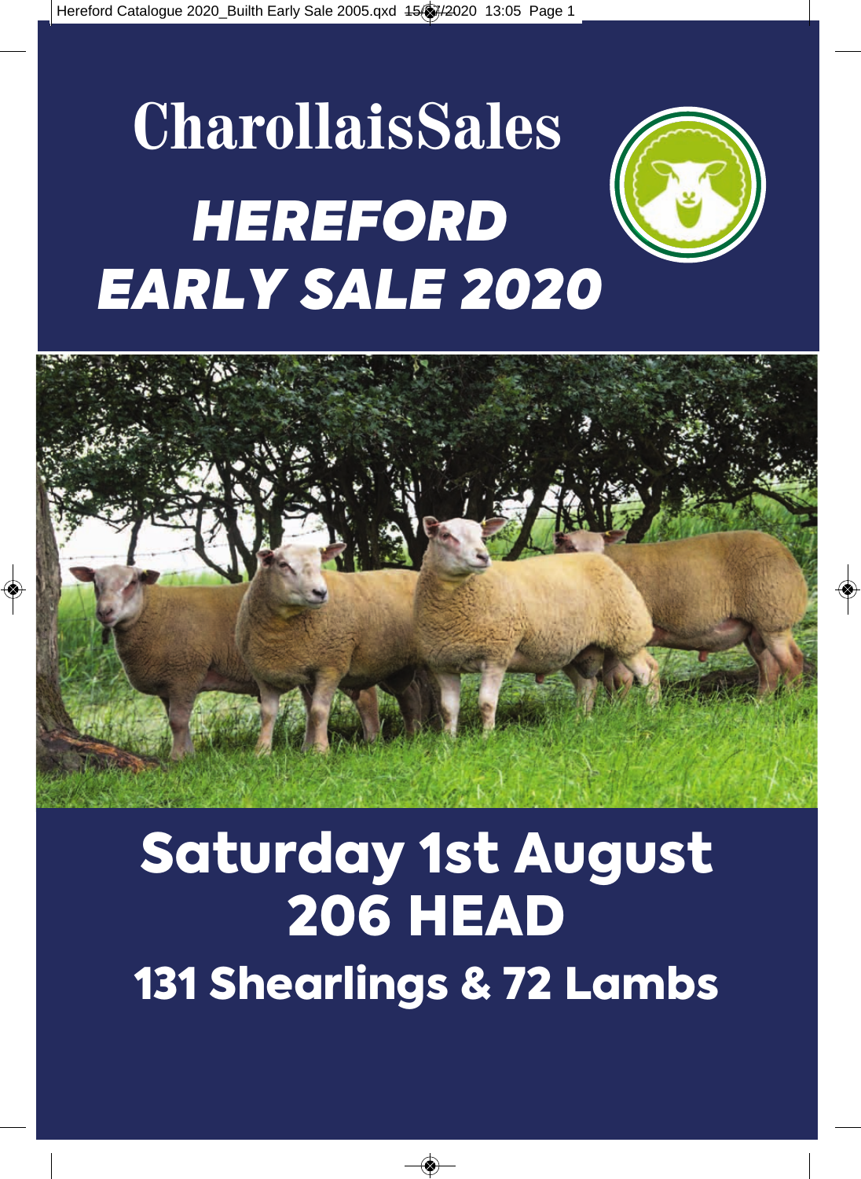# CharollaisSales

# *HEREFORD EARLY SALE 2020*

## Saturday 1st August

## 206 HEAD

### 131 Shearlings & 72 Lambs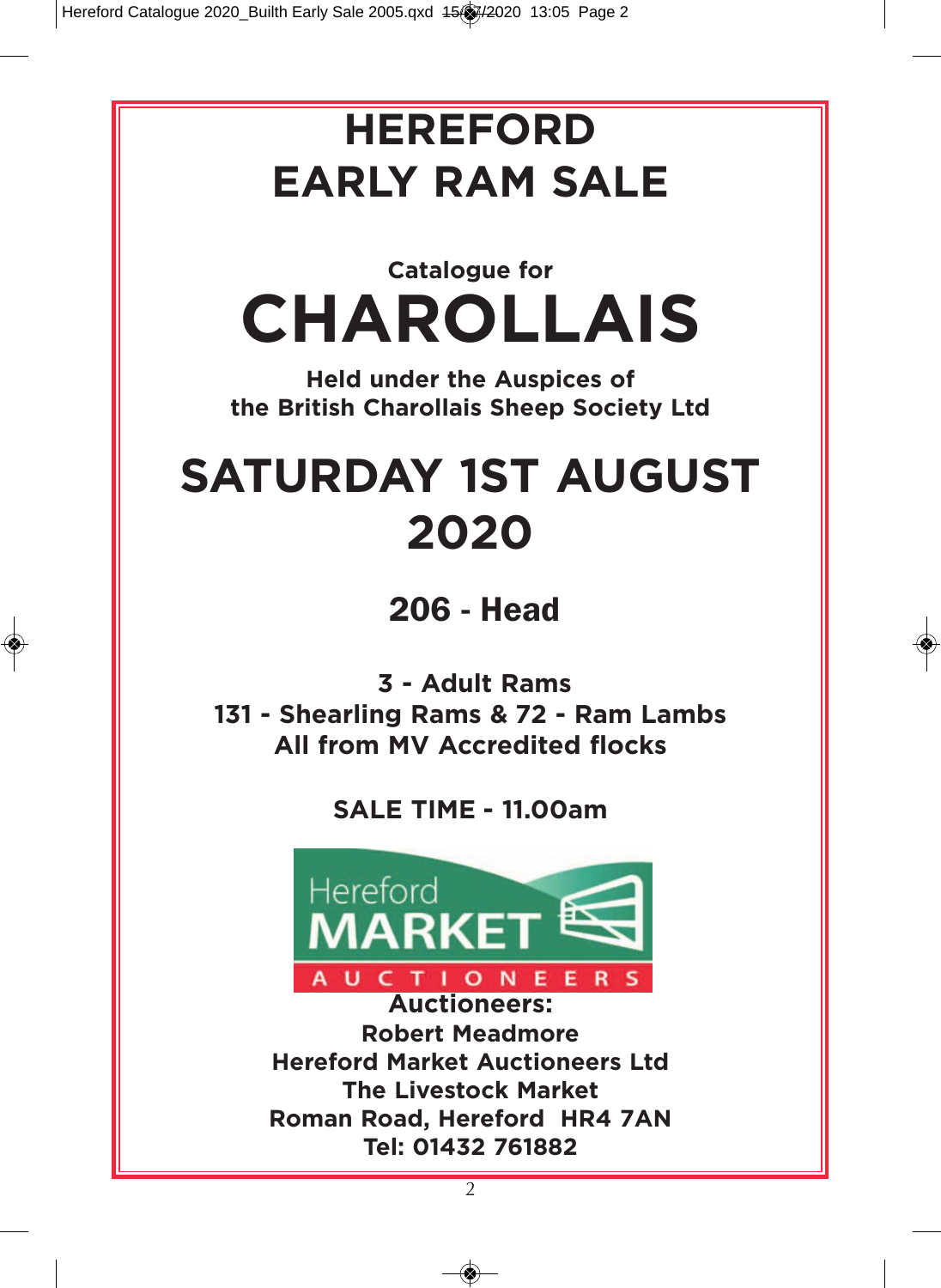# HEREFORD EARLY RAM SALE

**Catalogue for**

# CHAROLLAIS

**Held under the Auspices of the British Charollais Sheep Society Ltd**

## SATURDAY 1ST AUGUST 2020

## 206 - Head

**3 - Adult Rams**
**131 - Shearling Rams & 72 - Ram Lambs**
**All from MV Accredited flocks**

**SALE TIME - 11.00am**

Hereford MARKET AUCTIONEERS

**Auctioneers:**
**Robert Meadmore**
**Hereford Market Auctioneers Ltd**
**The Livestock Market**
**Roman Road, Hereford HR4 7AN**
**Tel: 01432 761882**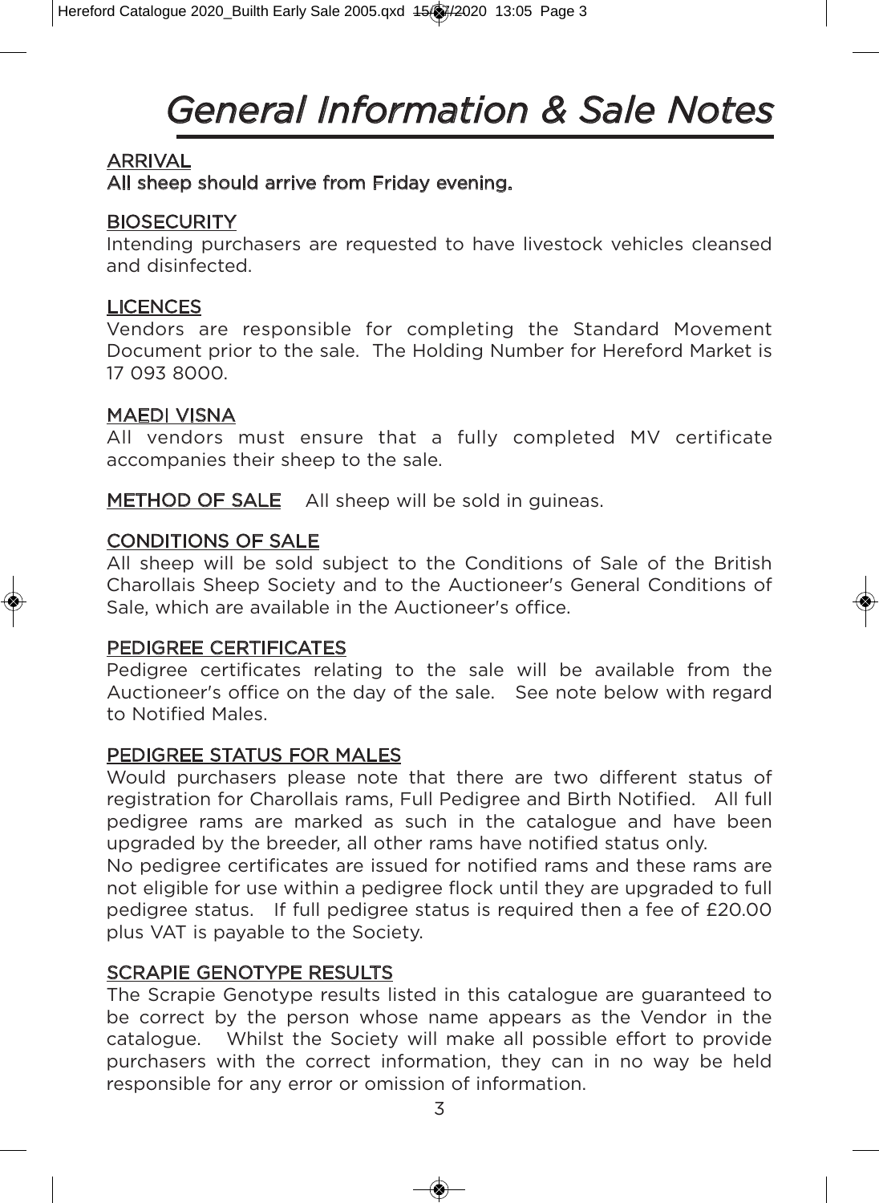# General Information & Sale Notes

## ARRIVAL

**All sheep should arrive from Friday evening.**

## BIOSECURITY

Intending purchasers are requested to have livestock vehicles cleansed and disinfected.

## LICENCES

Vendors are responsible for completing the Standard Movement Document prior to the sale. The Holding Number for Hereford Market is 17 093 8000.

## MAEDI VISNA

All vendors must ensure that a fully completed MV certificate accompanies their sheep to the sale.

**METHOD OF SALE** All sheep will be sold in guineas.

## CONDITIONS OF SALE

All sheep will be sold subject to the Conditions of Sale of the British Charollais Sheep Society and to the Auctioneer's General Conditions of Sale, which are available in the Auctioneer's office.

## PEDIGREE CERTIFICATES

Pedigree certificates relating to the sale will be available from the Auctioneer's office on the day of the sale. See note below with regard to Notified Males.

## PEDIGREE STATUS FOR MALES

Would purchasers please note that there are two different status of registration for Charollais rams, Full Pedigree and Birth Notified. All full pedigree rams are marked as such in the catalogue and have been upgraded by the breeder, all other rams have notified status only.

No pedigree certificates are issued for notified rams and these rams are not eligible for use within a pedigree flock until they are upgraded to full pedigree status. If full pedigree status is required then a fee of £20.00 plus VAT is payable to the Society.

## SCRAPIE GENOTYPE RESULTS

The Scrapie Genotype results listed in this catalogue are guaranteed to be correct by the person whose name appears as the Vendor in the catalogue. Whilst the Society will make all possible effort to provide purchasers with the correct information, they can in no way be held responsible for any error or omission of information.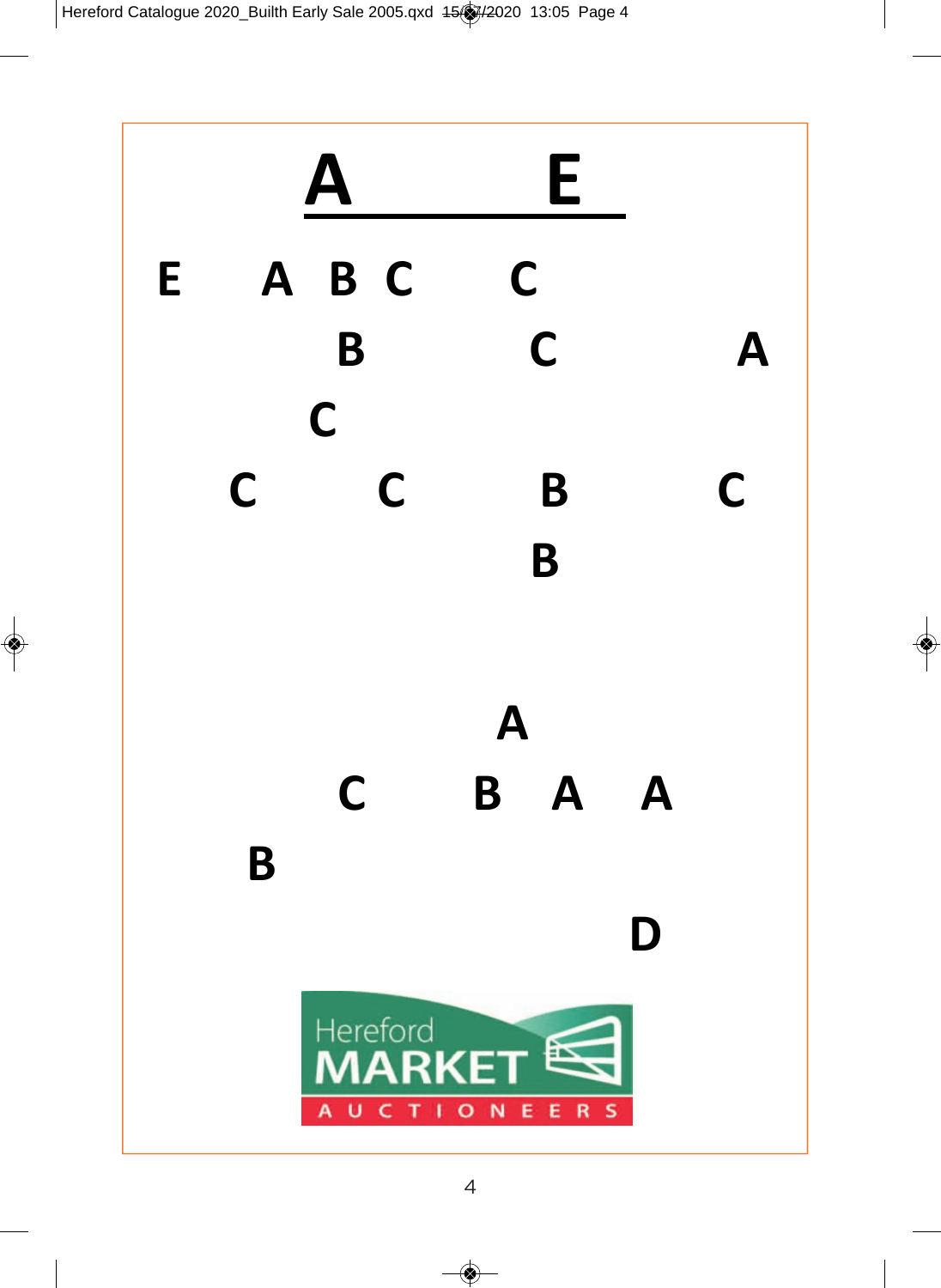# A E

E A B C C

B C A

C

C C B C

B

A

C B A A

B

D

Hereford MARKET AUCTIONEERS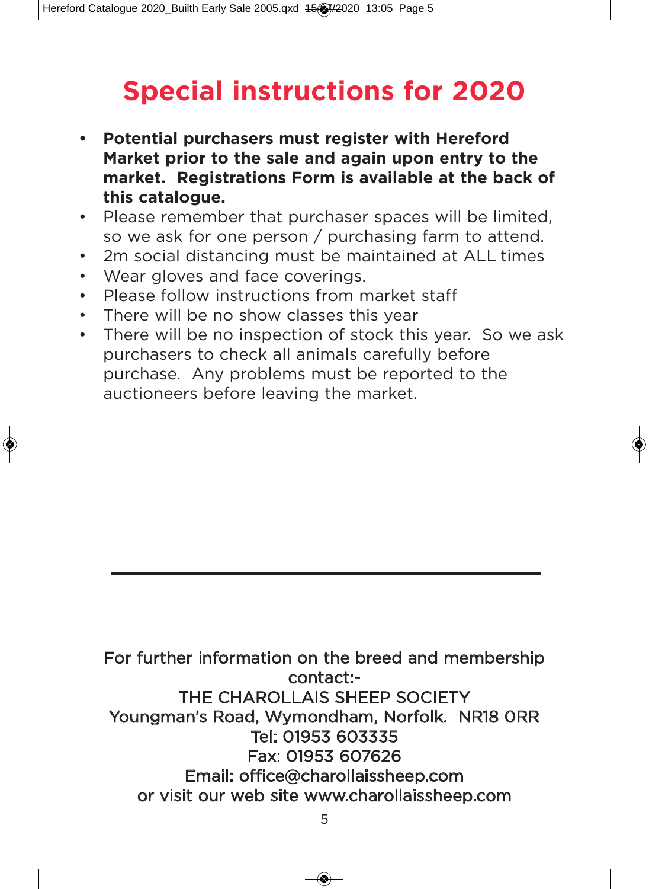# Special instructions for 2020

- **Potential purchasers must register with Hereford Market prior to the sale and again upon entry to the market. Registrations Form is available at the back of this catalogue.**
- Please remember that purchaser spaces will be limited, so we ask for one person / purchasing farm to attend.
- 2m social distancing must be maintained at ALL times
- Wear gloves and face coverings.
- Please follow instructions from market staff
- There will be no show classes this year
- There will be no inspection of stock this year. So we ask purchasers to check all animals carefully before purchase. Any problems must be reported to the auctioneers before leaving the market.

---

For further information on the breed and membership contact:-
THE CHAROLLAIS SHEEP SOCIETY
Youngman's Road, Wymondham, Norfolk. NR18 0RR
Tel: 01953 603335
Fax: 01953 607626
Email: office@charollaissheep.com
or visit our web site www.charollaissheep.com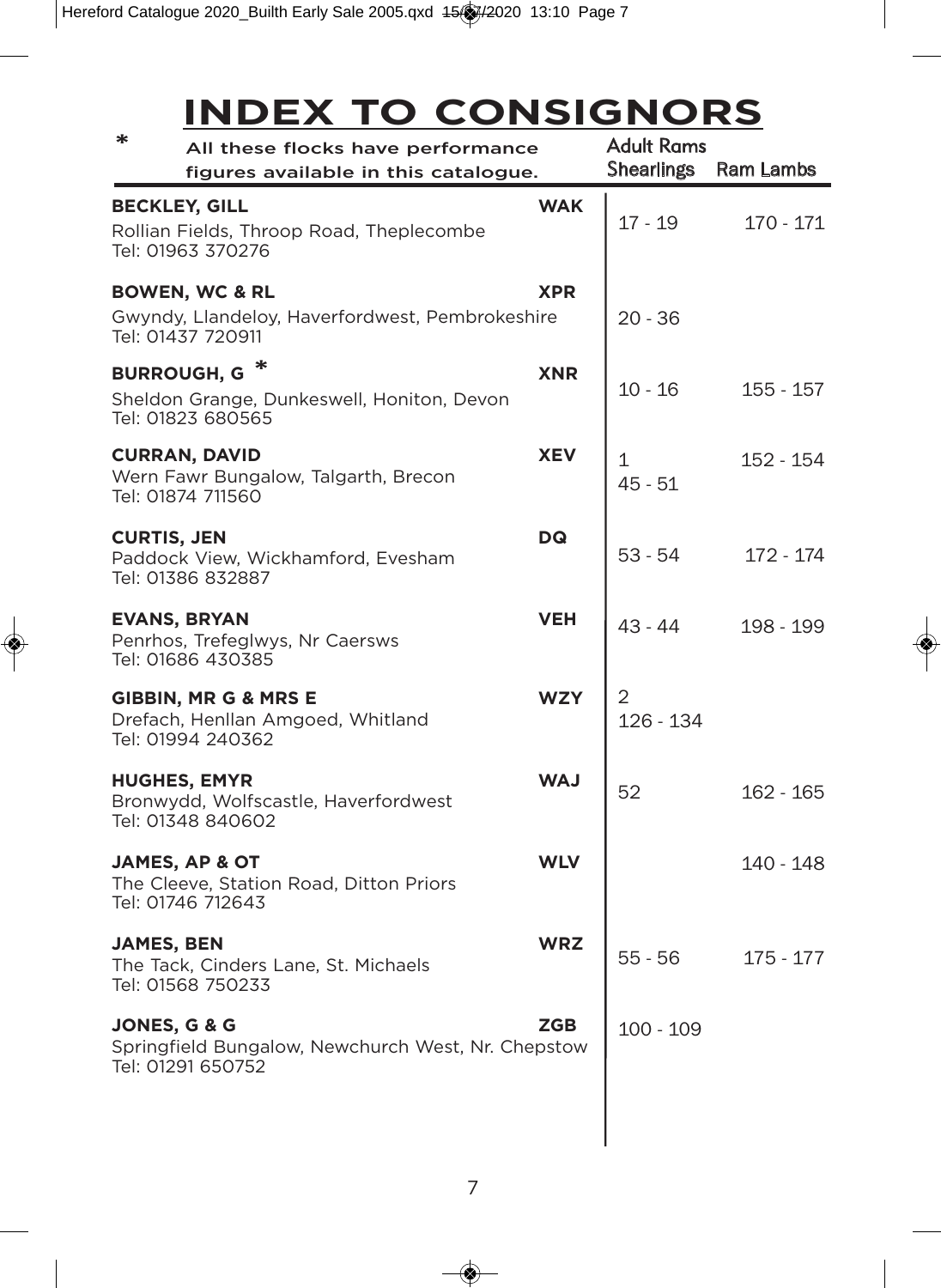# INDEX TO CONSIGNORS

\* All these flocks have performance figures available in this catalogue.

| Consignor | Flock Prefix | Adult Rams / Shearlings | Ram Lambs |
|---|---|---|---|
| **BECKLEY, GILL**<br>Rollian Fields, Throop Road, Theplecombe<br>Tel: 01963 370276 | **WAK** | 17 - 19 | 170 - 171 |
| **BOWEN, WC & RL**<br>Gwyndy, Llandeloy, Haverfordwest, Pembrokeshire<br>Tel: 01437 720911 | **XPR** | 20 - 36 | |
| **BURROUGH, G** \*<br>Sheldon Grange, Dunkeswell, Honiton, Devon<br>Tel: 01823 680565 | **XNR** | 10 - 16 | 155 - 157 |
| **CURRAN, DAVID**<br>Wern Fawr Bungalow, Talgarth, Brecon<br>Tel: 01874 711560 | **XEV** | 1<br>45 - 51 | 152 - 154 |
| **CURTIS, JEN**<br>Paddock View, Wickhamford, Evesham<br>Tel: 01386 832887 | **DQ** | 53 - 54 | 172 - 174 |
| **EVANS, BRYAN**<br>Penrhos, Trefeglwys, Nr Caersws<br>Tel: 01686 430385 | **VEH** | 43 - 44 | 198 - 199 |
| **GIBBIN, MR G & MRS E**<br>Drefach, Henllan Amgoed, Whitland<br>Tel: 01994 240362 | **WZY** | 2<br>126 - 134 | |
| **HUGHES, EMYR**<br>Bronwydd, Wolfscastle, Haverfordwest<br>Tel: 01348 840602 | **WAJ** | 52 | 162 - 165 |
| **JAMES, AP & OT**<br>The Cleeve, Station Road, Ditton Priors<br>Tel: 01746 712643 | **WLV** | | 140 - 148 |
| **JAMES, BEN**<br>The Tack, Cinders Lane, St. Michaels<br>Tel: 01568 750233 | **WRZ** | 55 - 56 | 175 - 177 |
| **JONES, G & G**<br>Springfield Bungalow, Newchurch West, Nr. Chepstow<br>Tel: 01291 650752 | **ZGB** | 100 - 109 | |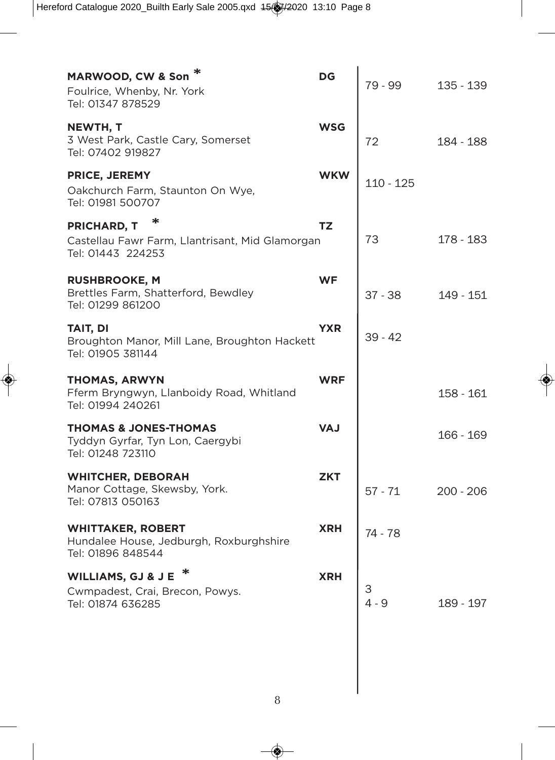| Breeder | Prefix | Lots | Lots |
|---|---|---|---|
| **MARWOOD, CW & Son** * <br>Foulrice, Whenby, Nr. York<br>Tel: 01347 878529 | **DG** | 79 - 99 | 135 - 139 |
| **NEWTH, T**<br>3 West Park, Castle Cary, Somerset<br>Tel: 07402 919827 | **WSG** | 72 | 184 - 188 |
| **PRICE, JEREMY**<br>Oakchurch Farm, Staunton On Wye,<br>Tel: 01981 500707 | **WKW** | 110 - 125 | |
| **PRICHARD, T** *<br>Castellau Fawr Farm, Llantrisant, Mid Glamorgan<br>Tel: 01443 224253 | **TZ** | 73 | 178 - 183 |
| **RUSHBROOKE, M**<br>Brettles Farm, Shatterford, Bewdley<br>Tel: 01299 861200 | **WF** | 37 - 38 | 149 - 151 |
| **TAIT, DI**<br>Broughton Manor, Mill Lane, Broughton Hackett<br>Tel: 01905 381144 | **YXR** | 39 - 42 | |
| **THOMAS, ARWYN**<br>Fferm Bryngwyn, Llanboidy Road, Whitland<br>Tel: 01994 240261 | **WRF** | | 158 - 161 |
| **THOMAS & JONES-THOMAS**<br>Tyddyn Gyrfar, Tyn Lon, Caergybi<br>Tel: 01248 723110 | **VAJ** | | 166 - 169 |
| **WHITCHER, DEBORAH**<br>Manor Cottage, Skewsby, York.<br>Tel: 07813 050163 | **ZKT** | 57 - 71 | 200 - 206 |
| **WHITTAKER, ROBERT**<br>Hundalee House, Jedburgh, Roxburghshire<br>Tel: 01896 848544 | **XRH** | 74 - 78 | |
| **WILLIAMS, GJ & J E** *<br>Cwmpadest, Crai, Brecon, Powys.<br>Tel: 01874 636285 | **XRH** | 3<br>4 - 9 | 189 - 197 |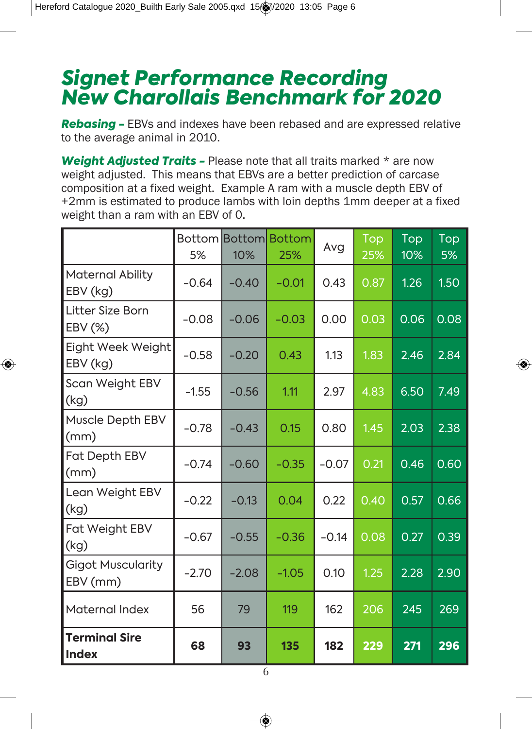# *Signet Performance Recording New Charollais Benchmark for 2020*

***Rebasing –*** EBVs and indexes have been rebased and are expressed relative to the average animal in 2010.

***Weight Adjusted Traits –*** Please note that all traits marked * are now weight adjusted. This means that EBVs are a better prediction of carcase composition at a fixed weight. Example A ram with a muscle depth EBV of +2mm is estimated to produce lambs with loin depths 1mm deeper at a fixed weight than a ram with an EBV of 0.

| | Bottom 5% | Bottom 10% | Bottom 25% | Avg | Top 25% | Top 10% | Top 5% |
|---|---|---|---|---|---|---|---|
| Maternal Ability EBV (kg) | -0.64 | -0.40 | -0.01 | 0.43 | 0.87 | 1.26 | 1.50 |
| Litter Size Born EBV (%) | -0.08 | -0.06 | -0.03 | 0.00 | 0.03 | 0.06 | 0.08 |
| Eight Week Weight EBV (kg) | -0.58 | -0.20 | 0.43 | 1.13 | 1.83 | 2.46 | 2.84 |
| Scan Weight EBV (kg) | -1.55 | -0.56 | 1.11 | 2.97 | 4.83 | 6.50 | 7.49 |
| Muscle Depth EBV (mm) | -0.78 | -0.43 | 0.15 | 0.80 | 1.45 | 2.03 | 2.38 |
| Fat Depth EBV (mm) | -0.74 | -0.60 | -0.35 | -0.07 | 0.21 | 0.46 | 0.60 |
| Lean Weight EBV (kg) | -0.22 | -0.13 | 0.04 | 0.22 | 0.40 | 0.57 | 0.66 |
| Fat Weight EBV (kg) | -0.67 | -0.55 | -0.36 | -0.14 | 0.08 | 0.27 | 0.39 |
| Gigot Muscularity EBV (mm) | -2.70 | -2.08 | -1.05 | 0.10 | 1.25 | 2.28 | 2.90 |
| Maternal Index | 56 | 79 | 119 | 162 | 206 | 245 | 269 |
| **Terminal Sire Index** | **68** | **93** | **135** | **182** | **229** | **271** | **296** |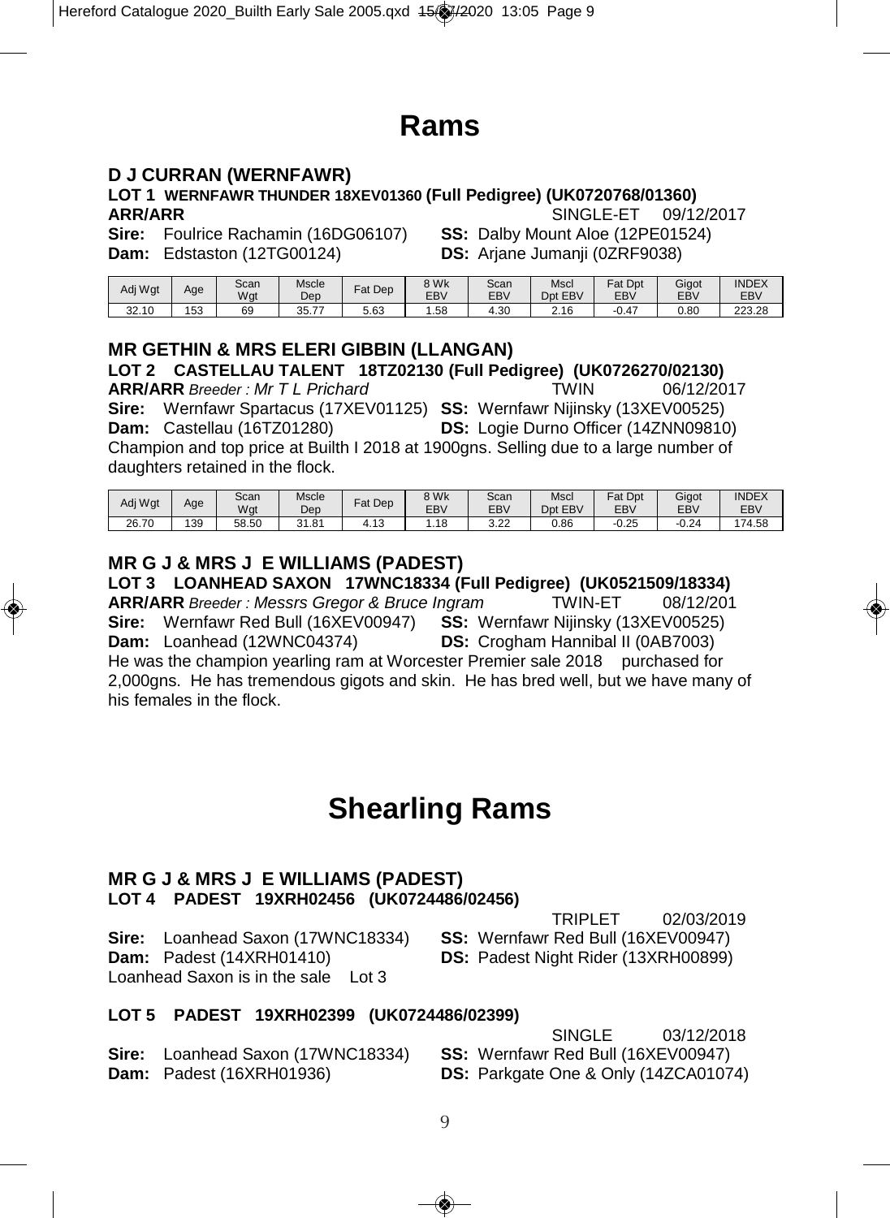# Rams

### D J CURRAN (WERNFAWR)

**LOT 1 WERNFAWR THUNDER 18XEV01360 (Full Pedigree) (UK0720768/01360)**

**ARR/ARR** SINGLE-ET 09/12/2017

**Sire:** Foulrice Rachamin (16DG06107) **SS:** Dalby Mount Aloe (12PE01524)

**Dam:** Edstaston (12TG00124) **DS:** Arjane Jumanji (0ZRF9038)

| Adj Wgt | Age | Scan Wgt | Mscle Dep | Fat Dep | 8 Wk EBV | Scan EBV | Mscl Dpt EBV | Fat Dpt EBV | Gigot EBV | INDEX EBV |
|---|---|---|---|---|---|---|---|---|---|---|
| 32.10 | 153 | 69 | 35.77 | 5.63 | 1.58 | 4.30 | 2.16 | -0.47 | 0.80 | 223.28 |

### MR GETHIN & MRS ELERI GIBBIN (LLANGAN)

**LOT 2 CASTELLAU TALENT 18TZ02130 (Full Pedigree) (UK0726270/02130)**

**ARR/ARR** *Breeder : Mr T L Prichard* TWIN 06/12/2017

**Sire:** Wernfawr Spartacus (17XEV01125) **SS:** Wernfawr Nijinsky (13XEV00525)

**Dam:** Castellau (16TZ01280) **DS:** Logie Durno Officer (14ZNN09810)

Champion and top price at Builth I 2018 at 1900gns. Selling due to a large number of daughters retained in the flock.

| Adj Wgt | Age | Scan Wgt | Mscle Dep | Fat Dep | 8 Wk EBV | Scan EBV | Mscl Dpt EBV | Fat Dpt EBV | Gigot EBV | INDEX EBV |
|---|---|---|---|---|---|---|---|---|---|---|
| 26.70 | 139 | 58.50 | 31.81 | 4.13 | 1.18 | 3.22 | 0.86 | -0.25 | -0.24 | 174.58 |

### MR G J & MRS J E WILLIAMS (PADEST)

**LOT 3 LOANHEAD SAXON 17WNC18334 (Full Pedigree) (UK0521509/18334)**

**ARR/ARR** *Breeder : Messrs Gregor & Bruce Ingram* TWIN-ET 08/12/201

**Sire:** Wernfawr Red Bull (16XEV00947) **SS:** Wernfawr Nijinsky (13XEV00525)

**Dam:** Loanhead (12WNC04374) **DS:** Crogham Hannibal II (0AB7003)

He was the champion yearling ram at Worcester Premier sale 2018 purchased for 2,000gns. He has tremendous gigots and skin. He has bred well, but we have many of his females in the flock.

# Shearling Rams

### MR G J & MRS J E WILLIAMS (PADEST)

**LOT 4 PADEST 19XRH02456 (UK0724486/02456)**

TRIPLET 02/03/2019

**Sire:** Loanhead Saxon (17WNC18334) **SS:** Wernfawr Red Bull (16XEV00947)

**Dam:** Padest (14XRH01410) **DS:** Padest Night Rider (13XRH00899)

Loanhead Saxon is in the sale Lot 3

**LOT 5 PADEST 19XRH02399 (UK0724486/02399)**

SINGLE 03/12/2018

**Sire:** Loanhead Saxon (17WNC18334) **SS:** Wernfawr Red Bull (16XEV00947)

**Dam:** Padest (16XRH01936) **DS:** Parkgate One & Only (14ZCA01074)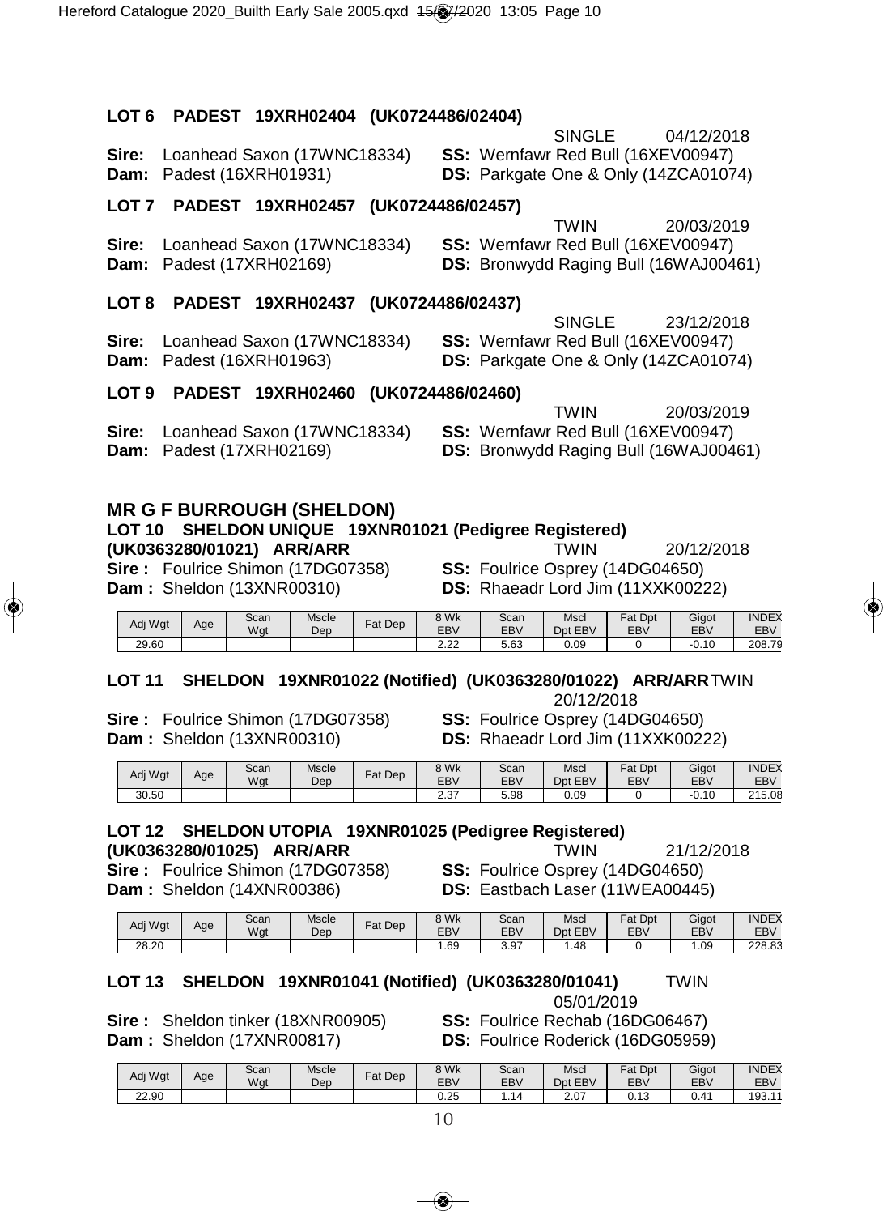**LOT 6 PADEST 19XRH02404 (UK0724486/02404)**

SINGLE 04/12/2018

**Sire:** Loanhead Saxon (17WNC18334) **SS:** Wernfawr Red Bull (16XEV00947)
**Dam:** Padest (16XRH01931) **DS:** Parkgate One & Only (14ZCA01074)

**LOT 7 PADEST 19XRH02457 (UK0724486/02457)**

TWIN 20/03/2019

**Sire:** Loanhead Saxon (17WNC18334) **SS:** Wernfawr Red Bull (16XEV00947)
**Dam:** Padest (17XRH02169) **DS:** Bronwydd Raging Bull (16WAJ00461)

**LOT 8 PADEST 19XRH02437 (UK0724486/02437)**

SINGLE 23/12/2018

**Sire:** Loanhead Saxon (17WNC18334) **SS:** Wernfawr Red Bull (16XEV00947)
**Dam:** Padest (16XRH01963) **DS:** Parkgate One & Only (14ZCA01074)

**LOT 9 PADEST 19XRH02460 (UK0724486/02460)**

TWIN 20/03/2019

**Sire:** Loanhead Saxon (17WNC18334) **SS:** Wernfawr Red Bull (16XEV00947)
**Dam:** Padest (17XRH02169) **DS:** Bronwydd Raging Bull (16WAJ00461)

## MR G F BURROUGH (SHELDON)

**LOT 10 SHELDON UNIQUE 19XNR01021 (Pedigree Registered)**
**(UK0363280/01021) ARR/ARR** TWIN 20/12/2018

**Sire :** Foulrice Shimon (17DG07358) **SS:** Foulrice Osprey (14DG04650)
**Dam :** Sheldon (13XNR00310) **DS:** Rhaeadr Lord Jim (11XXK00222)

| Adj Wgt | Age | Scan Wgt | Mscle Dep | Fat Dep | 8 Wk EBV | Scan EBV | Mscl Dpt EBV | Fat Dpt EBV | Gigot EBV | INDEX EBV |
|---|---|---|---|---|---|---|---|---|---|---|
| 29.60 | | | | | 2.22 | 5.63 | 0.09 | 0 | -0.10 | 208.79 |

**LOT 11 SHELDON 19XNR01022 (Notified) (UK0363280/01022) ARR/ARR** TWIN 20/12/2018

**Sire :** Foulrice Shimon (17DG07358) **SS:** Foulrice Osprey (14DG04650)
**Dam :** Sheldon (13XNR00310) **DS:** Rhaeadr Lord Jim (11XXK00222)

| Adj Wgt | Age | Scan Wgt | Mscle Dep | Fat Dep | 8 Wk EBV | Scan EBV | Mscl Dpt EBV | Fat Dpt EBV | Gigot EBV | INDEX EBV |
|---|---|---|---|---|---|---|---|---|---|---|
| 30.50 | | | | | 2.37 | 5.98 | 0.09 | 0 | -0.10 | 215.08 |

**LOT 12 SHELDON UTOPIA 19XNR01025 (Pedigree Registered)**
**(UK0363280/01025) ARR/ARR** TWIN 21/12/2018

**Sire :** Foulrice Shimon (17DG07358) **SS:** Foulrice Osprey (14DG04650)
**Dam :** Sheldon (14XNR00386) **DS:** Eastbach Laser (11WEA00445)

| Adj Wgt | Age | Scan Wgt | Mscle Dep | Fat Dep | 8 Wk EBV | Scan EBV | Mscl Dpt EBV | Fat Dpt EBV | Gigot EBV | INDEX EBV |
|---|---|---|---|---|---|---|---|---|---|---|
| 28.20 | | | | | 1.69 | 3.97 | 1.48 | 0 | 1.09 | 228.83 |

**LOT 13 SHELDON 19XNR01041 (Notified) (UK0363280/01041)** TWIN 05/01/2019

**Sire :** Sheldon tinker (18XNR00905) **SS:** Foulrice Rechab (16DG06467)
**Dam :** Sheldon (17XNR00817) **DS:** Foulrice Roderick (16DG05959)

| Adj Wgt | Age | Scan Wgt | Mscle Dep | Fat Dep | 8 Wk EBV | Scan EBV | Mscl Dpt EBV | Fat Dpt EBV | Gigot EBV | INDEX EBV |
|---|---|---|---|---|---|---|---|---|---|---|
| 22.90 | | | | | 0.25 | 1.14 | 2.07 | 0.13 | 0.41 | 193.11 |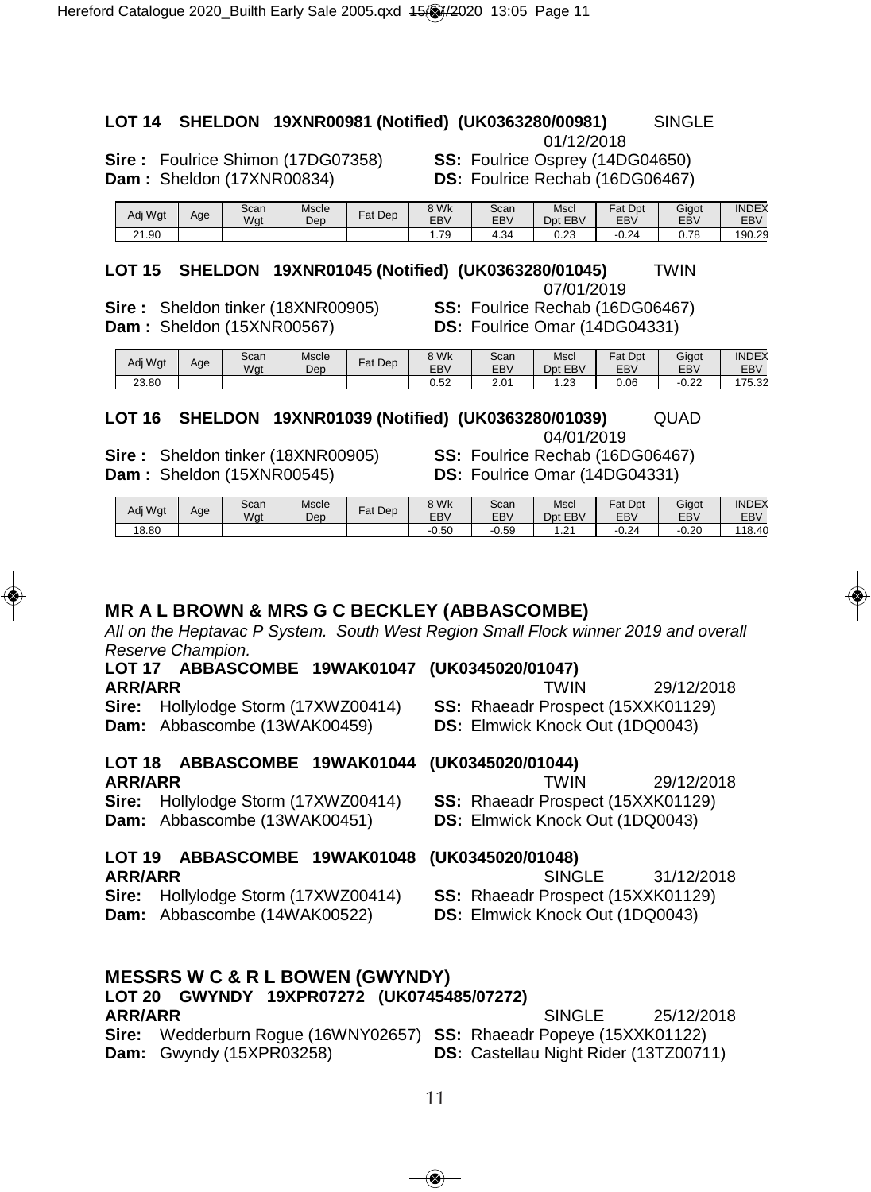**LOT 14 SHELDON 19XNR00981 (Notified) (UK0363280/00981)** SINGLE 01/12/2018

**Sire :** Foulrice Shimon (17DG07358) **SS:** Foulrice Osprey (14DG04650)
**Dam :** Sheldon (17XNR00834) **DS:** Foulrice Rechab (16DG06467)

| Adj Wgt | Age | Scan Wgt | Mscle Dep | Fat Dep | 8 Wk EBV | Scan EBV | Mscl Dpt EBV | Fat Dpt EBV | Gigot EBV | INDEX EBV |
|---|---|---|---|---|---|---|---|---|---|---|
| 21.90 | | | | | 1.79 | 4.34 | 0.23 | -0.24 | 0.78 | 190.29 |

**LOT 15 SHELDON 19XNR01045 (Notified) (UK0363280/01045)** TWIN 07/01/2019

**Sire :** Sheldon tinker (18XNR00905) **SS:** Foulrice Rechab (16DG06467)
**Dam :** Sheldon (15XNR00567) **DS:** Foulrice Omar (14DG04331)

| Adj Wgt | Age | Scan Wgt | Mscle Dep | Fat Dep | 8 Wk EBV | Scan EBV | Mscl Dpt EBV | Fat Dpt EBV | Gigot EBV | INDEX EBV |
|---|---|---|---|---|---|---|---|---|---|---|
| 23.80 | | | | | 0.52 | 2.01 | 1.23 | 0.06 | -0.22 | 175.32 |

**LOT 16 SHELDON 19XNR01039 (Notified) (UK0363280/01039)** QUAD 04/01/2019

**Sire :** Sheldon tinker (18XNR00905) **SS:** Foulrice Rechab (16DG06467)
**Dam :** Sheldon (15XNR00545) **DS:** Foulrice Omar (14DG04331)

| Adj Wgt | Age | Scan Wgt | Mscle Dep | Fat Dep | 8 Wk EBV | Scan EBV | Mscl Dpt EBV | Fat Dpt EBV | Gigot EBV | INDEX EBV |
|---|---|---|---|---|---|---|---|---|---|---|
| 18.80 | | | | | -0.50 | -0.59 | 1.21 | -0.24 | -0.20 | 118.40 |

## MR A L BROWN & MRS G C BECKLEY (ABBASCOMBE)

*All on the Heptavac P System. South West Region Small Flock winner 2019 and overall Reserve Champion.*

**LOT 17 ABBASCOMBE 19WAK01047 (UK0345020/01047)**
**ARR/ARR** TWIN 29/12/2018

**Sire:** Hollylodge Storm (17XWZ00414) **SS:** Rhaeadr Prospect (15XXK01129)
**Dam:** Abbascombe (13WAK00459) **DS:** Elmwick Knock Out (1DQ0043)

**LOT 18 ABBASCOMBE 19WAK01044 (UK0345020/01044)**
**ARR/ARR** TWIN 29/12/2018

**Sire:** Hollylodge Storm (17XWZ00414) **SS:** Rhaeadr Prospect (15XXK01129)
**Dam:** Abbascombe (13WAK00451) **DS:** Elmwick Knock Out (1DQ0043)

**LOT 19 ABBASCOMBE 19WAK01048 (UK0345020/01048)**
**ARR/ARR** SINGLE 31/12/2018

**Sire:** Hollylodge Storm (17XWZ00414) **SS:** Rhaeadr Prospect (15XXK01129)
**Dam:** Abbascombe (14WAK00522) **DS:** Elmwick Knock Out (1DQ0043)

## MESSRS W C & R L BOWEN (GWYNDY)

**LOT 20 GWYNDY 19XPR07272 (UK0745485/07272)**
**ARR/ARR** SINGLE 25/12/2018

**Sire:** Wedderburn Rogue (16WNY02657) **SS:** Rhaeadr Popeye (15XXK01122)
**Dam:** Gwyndy (15XPR03258) **DS:** Castellau Night Rider (13TZ00711)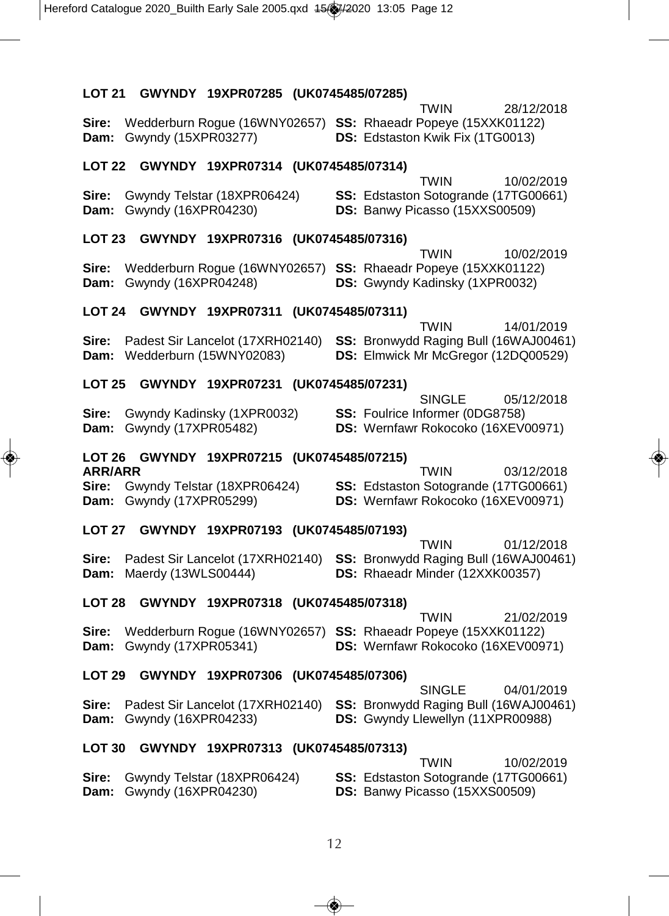**LOT 21 GWYNDY 19XPR07285 (UK0745485/07285)**

TWIN 28/12/2018

**Sire:** Wedderburn Rogue (16WNY02657) **SS:** Rhaeadr Popeye (15XXK01122)
**Dam:** Gwyndy (15XPR03277) **DS:** Edstaston Kwik Fix (1TG0013)

**LOT 22 GWYNDY 19XPR07314 (UK0745485/07314)**

TWIN 10/02/2019

**Sire:** Gwyndy Telstar (18XPR06424) **SS:** Edstaston Sotogrande (17TG00661)
**Dam:** Gwyndy (16XPR04230) **DS:** Banwy Picasso (15XXS00509)

**LOT 23 GWYNDY 19XPR07316 (UK0745485/07316)**

TWIN 10/02/2019

**Sire:** Wedderburn Rogue (16WNY02657) **SS:** Rhaeadr Popeye (15XXK01122)
**Dam:** Gwyndy (16XPR04248) **DS:** Gwyndy Kadinsky (1XPR0032)

**LOT 24 GWYNDY 19XPR07311 (UK0745485/07311)**

TWIN 14/01/2019

**Sire:** Padest Sir Lancelot (17XRH02140) **SS:** Bronwydd Raging Bull (16WAJ00461)
**Dam:** Wedderburn (15WNY02083) **DS:** Elmwick Mr McGregor (12DQ00529)

**LOT 25 GWYNDY 19XPR07231 (UK0745485/07231)**

SINGLE 05/12/2018

**Sire:** Gwyndy Kadinsky (1XPR0032) **SS:** Foulrice Informer (0DG8758)
**Dam:** Gwyndy (17XPR05482) **DS:** Wernfawr Rokocoko (16XEV00971)

**LOT 26 GWYNDY 19XPR07215 (UK0745485/07215)**

**ARR/ARR** TWIN 03/12/2018

**Sire:** Gwyndy Telstar (18XPR06424) **SS:** Edstaston Sotogrande (17TG00661)
**Dam:** Gwyndy (17XPR05299) **DS:** Wernfawr Rokocoko (16XEV00971)

**LOT 27 GWYNDY 19XPR07193 (UK0745485/07193)**

TWIN 01/12/2018

**Sire:** Padest Sir Lancelot (17XRH02140) **SS:** Bronwydd Raging Bull (16WAJ00461)
**Dam:** Maerdy (13WLS00444) **DS:** Rhaeadr Minder (12XXK00357)

**LOT 28 GWYNDY 19XPR07318 (UK0745485/07318)**

TWIN 21/02/2019

**Sire:** Wedderburn Rogue (16WNY02657) **SS:** Rhaeadr Popeye (15XXK01122)
**Dam:** Gwyndy (17XPR05341) **DS:** Wernfawr Rokocoko (16XEV00971)

**LOT 29 GWYNDY 19XPR07306 (UK0745485/07306)**

SINGLE 04/01/2019

**Sire:** Padest Sir Lancelot (17XRH02140) **SS:** Bronwydd Raging Bull (16WAJ00461)
**Dam:** Gwyndy (16XPR04233) **DS:** Gwyndy Llewellyn (11XPR00988)

**LOT 30 GWYNDY 19XPR07313 (UK0745485/07313)**

TWIN 10/02/2019

**Sire:** Gwyndy Telstar (18XPR06424) **SS:** Edstaston Sotogrande (17TG00661)
**Dam:** Gwyndy (16XPR04230) **DS:** Banwy Picasso (15XXS00509)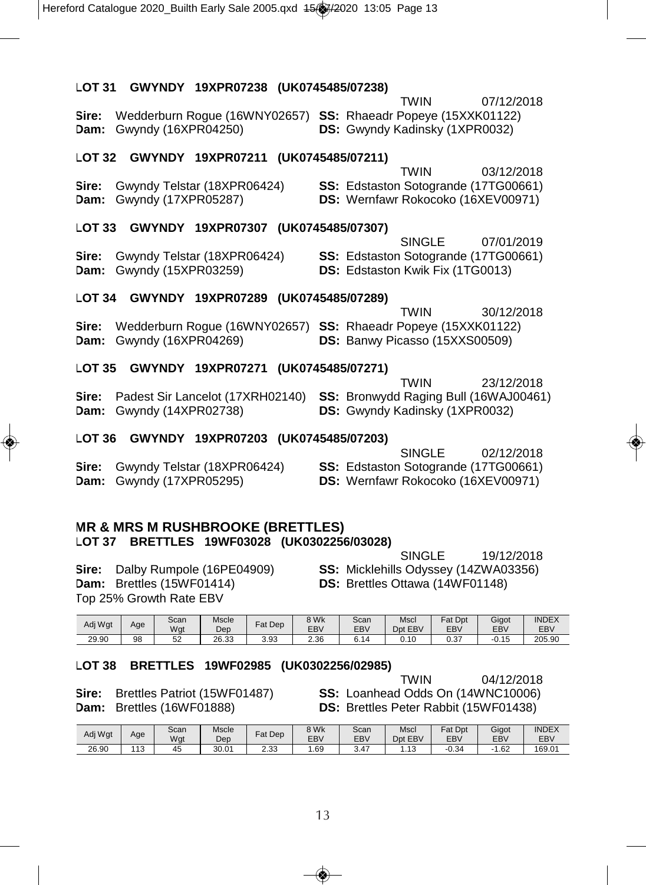**LOT 31 GWYNDY 19XPR07238 (UK0745485/07238)**

TWIN 07/12/2018

**Sire:** Wedderburn Rogue (16WNY02657) **SS:** Rhaeadr Popeye (15XXK01122)
**Dam:** Gwyndy (16XPR04250) **DS:** Gwyndy Kadinsky (1XPR0032)

**LOT 32 GWYNDY 19XPR07211 (UK0745485/07211)**

TWIN 03/12/2018

**Sire:** Gwyndy Telstar (18XPR06424) **SS:** Edstaston Sotogrande (17TG00661)
**Dam:** Gwyndy (17XPR05287) **DS:** Wernfawr Rokocoko (16XEV00971)

**LOT 33 GWYNDY 19XPR07307 (UK0745485/07307)**

SINGLE 07/01/2019

**Sire:** Gwyndy Telstar (18XPR06424) **SS:** Edstaston Sotogrande (17TG00661)
**Dam:** Gwyndy (15XPR03259) **DS:** Edstaston Kwik Fix (1TG0013)

**LOT 34 GWYNDY 19XPR07289 (UK0745485/07289)**

TWIN 30/12/2018

**Sire:** Wedderburn Rogue (16WNY02657) **SS:** Rhaeadr Popeye (15XXK01122)
**Dam:** Gwyndy (16XPR04269) **DS:** Banwy Picasso (15XXS00509)

**LOT 35 GWYNDY 19XPR07271 (UK0745485/07271)**

TWIN 23/12/2018

**Sire:** Padest Sir Lancelot (17XRH02140) **SS:** Bronwydd Raging Bull (16WAJ00461)
**Dam:** Gwyndy (14XPR02738) **DS:** Gwyndy Kadinsky (1XPR0032)

**LOT 36 GWYNDY 19XPR07203 (UK0745485/07203)**

SINGLE 02/12/2018

**Sire:** Gwyndy Telstar (18XPR06424) **SS:** Edstaston Sotogrande (17TG00661)
**Dam:** Gwyndy (17XPR05295) **DS:** Wernfawr Rokocoko (16XEV00971)

## MR & MRS M RUSHBROOKE (BRETTLES)

**LOT 37 BRETTLES 19WF03028 (UK0302256/03028)**

SINGLE 19/12/2018

**Sire:** Dalby Rumpole (16PE04909) **SS:** Micklehills Odyssey (14ZWA03356)
**Dam:** Brettles (15WF01414) **DS:** Brettles Ottawa (14WF01148)

Top 25% Growth Rate EBV

| Adj Wgt | Age | Scan Wgt | Mscle Dep | Fat Dep | 8 Wk EBV | Scan EBV | Mscl Dpt EBV | Fat Dpt EBV | Gigot EBV | INDEX EBV |
|---|---|---|---|---|---|---|---|---|---|---|
| 29.90 | 98 | 52 | 26.33 | 3.93 | 2.36 | 6.14 | 0.10 | 0.37 | -0.15 | 205.90 |

**LOT 38 BRETTLES 19WF02985 (UK0302256/02985)**

TWIN 04/12/2018

**Sire:** Brettles Patriot (15WF01487) **SS:** Loanhead Odds On (14WNC10006)
**Dam:** Brettles (16WF01888) **DS:** Brettles Peter Rabbit (15WF01438)

| Adj Wgt | Age | Scan Wgt | Mscle Dep | Fat Dep | 8 Wk EBV | Scan EBV | Mscl Dpt EBV | Fat Dpt EBV | Gigot EBV | INDEX EBV |
|---|---|---|---|---|---|---|---|---|---|---|
| 26.90 | 113 | 45 | 30.01 | 2.33 | 1.69 | 3.47 | 1.13 | -0.34 | -1.62 | 169.01 |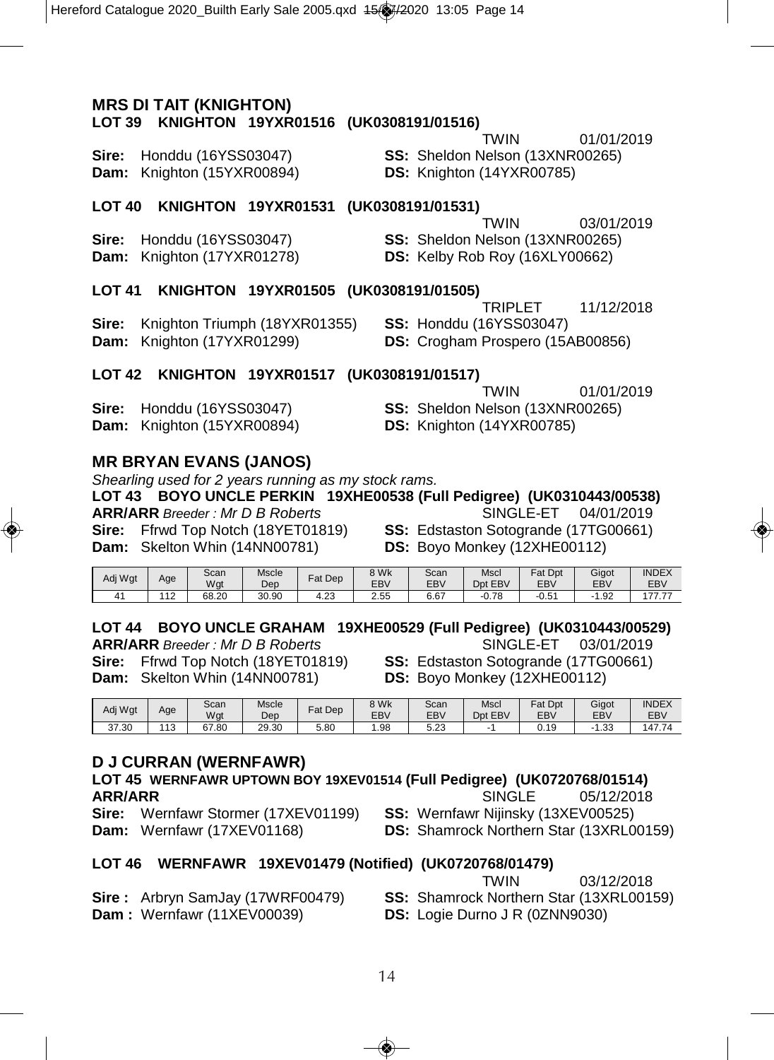## MRS DI TAIT (KNIGHTON)

**LOT 39 KNIGHTON 19YXR01516 (UK0308191/01516)**

TWIN 01/01/2019

**Sire:** Honddu (16YSS03047) **SS:** Sheldon Nelson (13XNR00265)
**Dam:** Knighton (15YXR00894) **DS:** Knighton (14YXR00785)

**LOT 40 KNIGHTON 19YXR01531 (UK0308191/01531)**

TWIN 03/01/2019

**Sire:** Honddu (16YSS03047) **SS:** Sheldon Nelson (13XNR00265)
**Dam:** Knighton (17YXR01278) **DS:** Kelby Rob Roy (16XLY00662)

**LOT 41 KNIGHTON 19YXR01505 (UK0308191/01505)**

TRIPLET 11/12/2018

**Sire:** Knighton Triumph (18YXR01355) **SS:** Honddu (16YSS03047)
**Dam:** Knighton (17YXR01299) **DS:** Crogham Prospero (15AB00856)

**LOT 42 KNIGHTON 19YXR01517 (UK0308191/01517)**

TWIN 01/01/2019

**Sire:** Honddu (16YSS03047) **SS:** Sheldon Nelson (13XNR00265)
**Dam:** Knighton (15YXR00894) **DS:** Knighton (14YXR00785)

## MR BRYAN EVANS (JANOS)

*Shearling used for 2 years running as my stock rams.*

**LOT 43 BOYO UNCLE PERKIN 19XHE00538 (Full Pedigree) (UK0310443/00538)**

**ARR/ARR** *Breeder : Mr D B Roberts* SINGLE-ET 04/01/2019

**Sire:** Ffrwd Top Notch (18YET01819) **SS:** Edstaston Sotogrande (17TG00661)
**Dam:** Skelton Whin (14NN00781) **DS:** Boyo Monkey (12XHE00112)

| Adj Wgt | Age | Scan Wgt | Mscle Dep | Fat Dep | 8 Wk EBV | Scan EBV | Mscl Dpt EBV | Fat Dpt EBV | Gigot EBV | INDEX EBV |
|---|---|---|---|---|---|---|---|---|---|---|
| 41 | 112 | 68.20 | 30.90 | 4.23 | 2.55 | 6.67 | -0.78 | -0.51 | -1.92 | 177.77 |

**LOT 44 BOYO UNCLE GRAHAM 19XHE00529 (Full Pedigree) (UK0310443/00529)**

**ARR/ARR** *Breeder : Mr D B Roberts* SINGLE-ET 03/01/2019

**Sire:** Ffrwd Top Notch (18YET01819) **SS:** Edstaston Sotogrande (17TG00661)
**Dam:** Skelton Whin (14NN00781) **DS:** Boyo Monkey (12XHE00112)

| Adj Wgt | Age | Scan Wgt | Mscle Dep | Fat Dep | 8 Wk EBV | Scan EBV | Mscl Dpt EBV | Fat Dpt EBV | Gigot EBV | INDEX EBV |
|---|---|---|---|---|---|---|---|---|---|---|
| 37.30 | 113 | 67.80 | 29.30 | 5.80 | 1.98 | 5.23 | -1 | 0.19 | -1.33 | 147.74 |

## D J CURRAN (WERNFAWR)

**LOT 45 WERNFAWR UPTOWN BOY 19XEV01514 (Full Pedigree) (UK0720768/01514)**

**ARR/ARR** SINGLE 05/12/2018

**Sire:** Wernfawr Stormer (17XEV01199) **SS:** Wernfawr Nijinsky (13XEV00525)
**Dam:** Wernfawr (17XEV01168) **DS:** Shamrock Northern Star (13XRL00159)

**LOT 46 WERNFAWR 19XEV01479 (Notified) (UK0720768/01479)**

TWIN 03/12/2018

**Sire :** Arbryn SamJay (17WRF00479) **SS:** Shamrock Northern Star (13XRL00159)
**Dam :** Wernfawr (11XEV00039) **DS:** Logie Durno J R (0ZNN9030)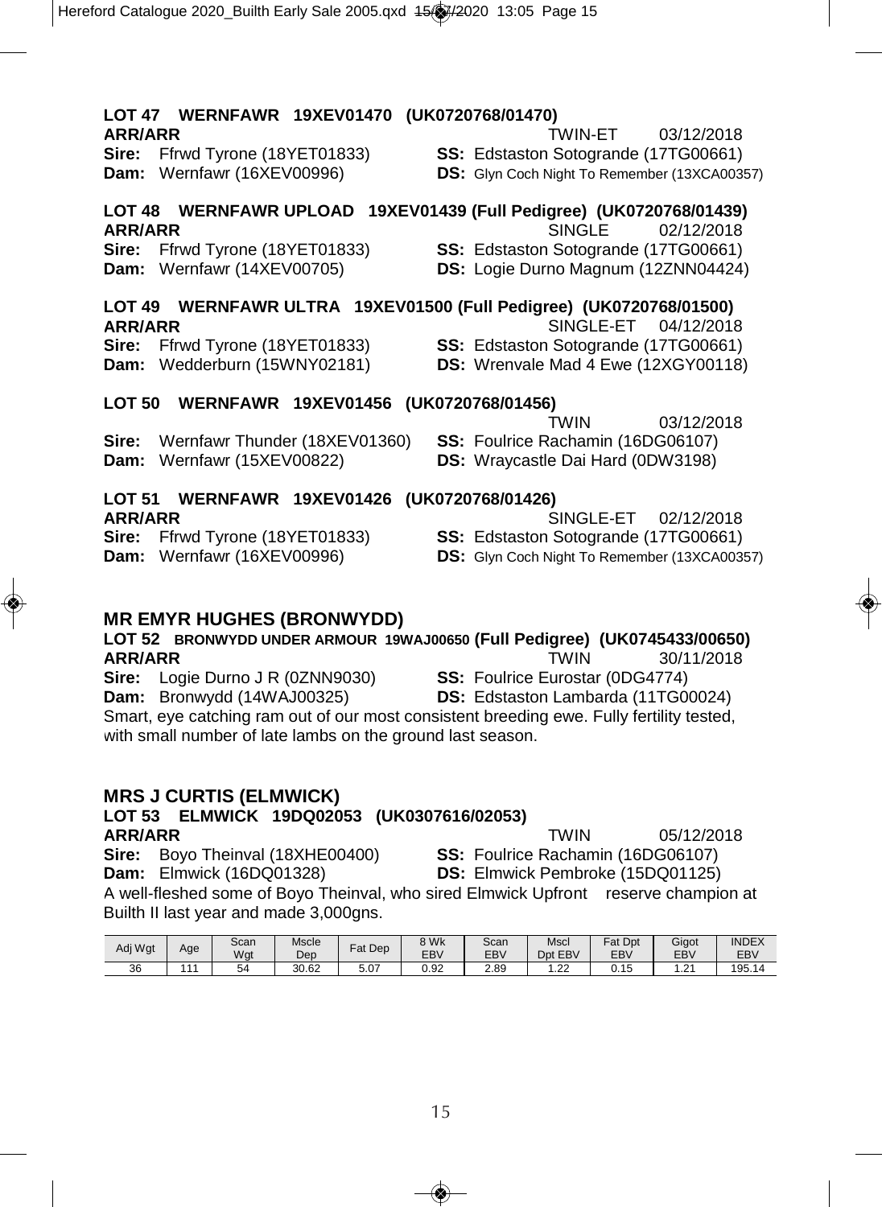### LOT 47 WERNFAWR 19XEV01470 (UK0720768/01470)

**ARR/ARR** TWIN-ET 03/12/2018

**Sire:** Ffrwd Tyrone (18YET01833) **SS:** Edstaston Sotogrande (17TG00661)

**Dam:** Wernfawr (16XEV00996) **DS:** Glyn Coch Night To Remember (13XCA00357)

### LOT 48 WERNFAWR UPLOAD 19XEV01439 (Full Pedigree) (UK0720768/01439)

**ARR/ARR** SINGLE 02/12/2018

**Sire:** Ffrwd Tyrone (18YET01833) **SS:** Edstaston Sotogrande (17TG00661)

**Dam:** Wernfawr (14XEV00705) **DS:** Logie Durno Magnum (12ZNN04424)

### LOT 49 WERNFAWR ULTRA 19XEV01500 (Full Pedigree) (UK0720768/01500)

**ARR/ARR** SINGLE-ET 04/12/2018

**Sire:** Ffrwd Tyrone (18YET01833) **SS:** Edstaston Sotogrande (17TG00661)

**Dam:** Wedderburn (15WNY02181) **DS:** Wrenvale Mad 4 Ewe (12XGY00118)

### LOT 50 WERNFAWR 19XEV01456 (UK0720768/01456)

TWIN 03/12/2018

**Sire:** Wernfawr Thunder (18XEV01360) **SS:** Foulrice Rachamin (16DG06107)

**Dam:** Wernfawr (15XEV00822) **DS:** Wraycastle Dai Hard (0DW3198)

### LOT 51 WERNFAWR 19XEV01426 (UK0720768/01426)

**ARR/ARR** SINGLE-ET 02/12/2018

**Sire:** Ffrwd Tyrone (18YET01833) **SS:** Edstaston Sotogrande (17TG00661)

**Dam:** Wernfawr (16XEV00996) **DS:** Glyn Coch Night To Remember (13XCA00357)

## MR EMYR HUGHES (BRONWYDD)

### LOT 52 BRONWYDD UNDER ARMOUR 19WAJ00650 (Full Pedigree) (UK0745433/00650)

**ARR/ARR** TWIN 30/11/2018

**Sire:** Logie Durno J R (0ZNN9030) **SS:** Foulrice Eurostar (0DG4774)

**Dam:** Bronwydd (14WAJ00325) **DS:** Edstaston Lambarda (11TG00024)

Smart, eye catching ram out of our most consistent breeding ewe. Fully fertility tested, with small number of late lambs on the ground last season.

## MRS J CURTIS (ELMWICK)

### LOT 53 ELMWICK 19DQ02053 (UK0307616/02053)

**ARR/ARR** TWIN 05/12/2018

**Sire:** Boyo Theinval (18XHE00400) **SS:** Foulrice Rachamin (16DG06107)

**Dam:** Elmwick (16DQ01328) **DS:** Elmwick Pembroke (15DQ01125)

A well-fleshed some of Boyo Theinval, who sired Elmwick Upfront reserve champion at Builth II last year and made 3,000gns.

| Adj Wgt | Age | Scan Wgt | Mscle Dep | Fat Dep | 8 Wk EBV | Scan EBV | Mscl Dpt EBV | Fat Dpt EBV | Gigot EBV | INDEX EBV |
|---|---|---|---|---|---|---|---|---|---|---|
| 36 | 111 | 54 | 30.62 | 5.07 | 0.92 | 2.89 | 1.22 | 0.15 | 1.21 | 195.14 |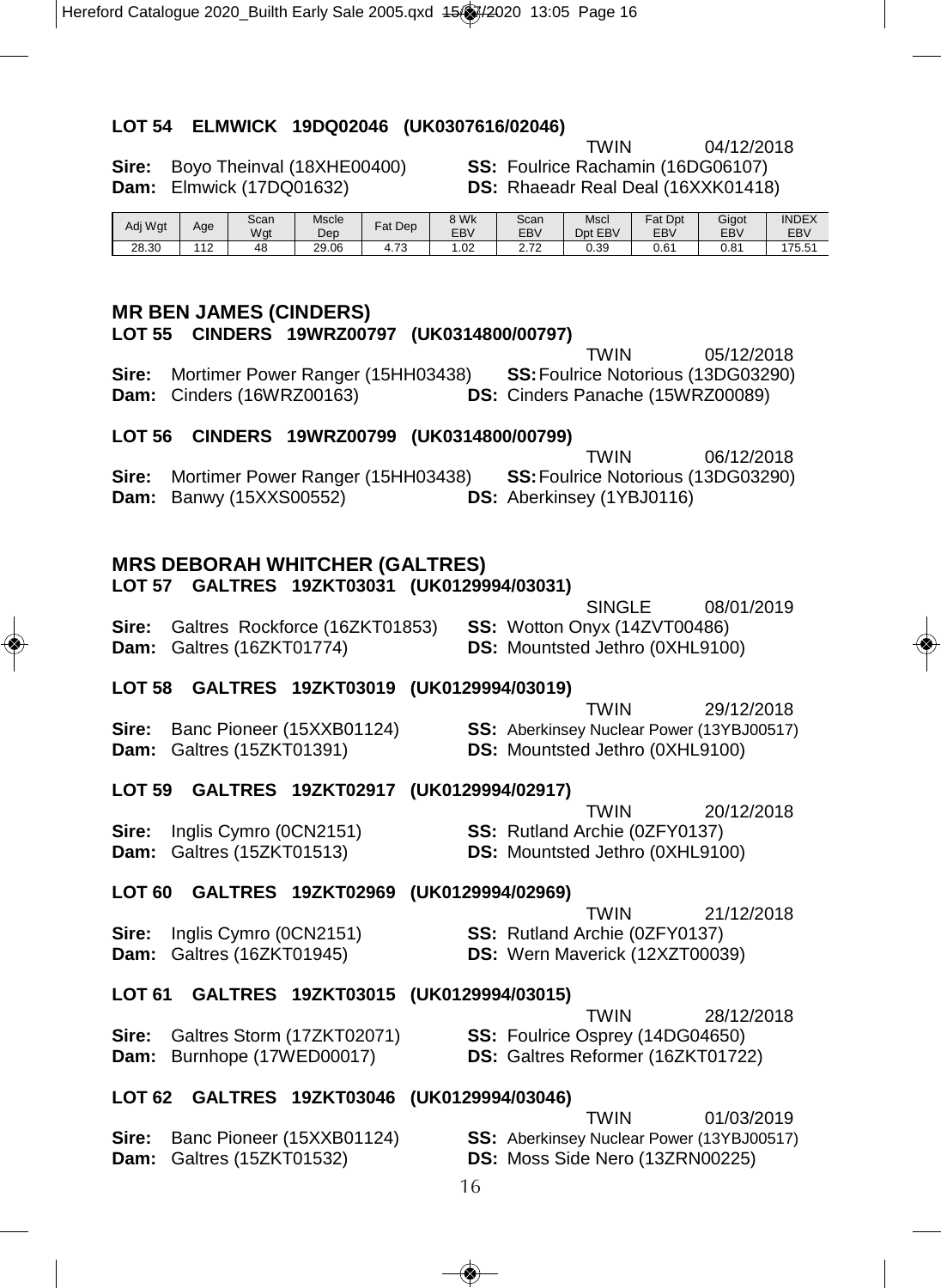**LOT 54 ELMWICK 19DQ02046 (UK0307616/02046)**

TWIN 04/12/2018

**Sire:** Boyo Theinval (18XHE00400) **SS:** Foulrice Rachamin (16DG06107)
**Dam:** Elmwick (17DQ01632) **DS:** Rhaeadr Real Deal (16XXK01418)

| Adj Wgt | Age | Scan Wgt | Mscle Dep | Fat Dep | 8 Wk EBV | Scan EBV | Mscl Dpt EBV | Fat Dpt EBV | Gigot EBV | INDEX EBV |
|---|---|---|---|---|---|---|---|---|---|---|
| 28.30 | 112 | 48 | 29.06 | 4.73 | 1.02 | 2.72 | 0.39 | 0.61 | 0.81 | 175.51 |

## MR BEN JAMES (CINDERS)

**LOT 55 CINDERS 19WRZ00797 (UK0314800/00797)**

TWIN 05/12/2018

**Sire:** Mortimer Power Ranger (15HH03438) **SS:** Foulrice Notorious (13DG03290)
**Dam:** Cinders (16WRZ00163) **DS:** Cinders Panache (15WRZ00089)

**LOT 56 CINDERS 19WRZ00799 (UK0314800/00799)**

TWIN 06/12/2018

**Sire:** Mortimer Power Ranger (15HH03438) **SS:** Foulrice Notorious (13DG03290)
**Dam:** Banwy (15XXS00552) **DS:** Aberkinsey (1YBJ0116)

## MRS DEBORAH WHITCHER (GALTRES)

**LOT 57 GALTRES 19ZKT03031 (UK0129994/03031)**

SINGLE 08/01/2019

**Sire:** Galtres Rockforce (16ZKT01853) **SS:** Wotton Onyx (14ZVT00486)
**Dam:** Galtres (16ZKT01774) **DS:** Mountsted Jethro (0XHL9100)

**LOT 58 GALTRES 19ZKT03019 (UK0129994/03019)**

TWIN 29/12/2018

**Sire:** Banc Pioneer (15XXB01124) **SS:** Aberkinsey Nuclear Power (13YBJ00517)
**Dam:** Galtres (15ZKT01391) **DS:** Mountsted Jethro (0XHL9100)

**LOT 59 GALTRES 19ZKT02917 (UK0129994/02917)**

TWIN 20/12/2018

**Sire:** Inglis Cymro (0CN2151) **SS:** Rutland Archie (0ZFY0137)
**Dam:** Galtres (15ZKT01513) **DS:** Mountsted Jethro (0XHL9100)

**LOT 60 GALTRES 19ZKT02969 (UK0129994/02969)**

TWIN 21/12/2018

**Sire:** Inglis Cymro (0CN2151) **SS:** Rutland Archie (0ZFY0137)
**Dam:** Galtres (16ZKT01945) **DS:** Wern Maverick (12XZT00039)

**LOT 61 GALTRES 19ZKT03015 (UK0129994/03015)**

TWIN 28/12/2018

**Sire:** Galtres Storm (17ZKT02071) **SS:** Foulrice Osprey (14DG04650)
**Dam:** Burnhope (17WED00017) **DS:** Galtres Reformer (16ZKT01722)

**LOT 62 GALTRES 19ZKT03046 (UK0129994/03046)**

TWIN 01/03/2019

**Sire:** Banc Pioneer (15XXB01124) **SS:** Aberkinsey Nuclear Power (13YBJ00517)
**Dam:** Galtres (15ZKT01532) **DS:** Moss Side Nero (13ZRN00225)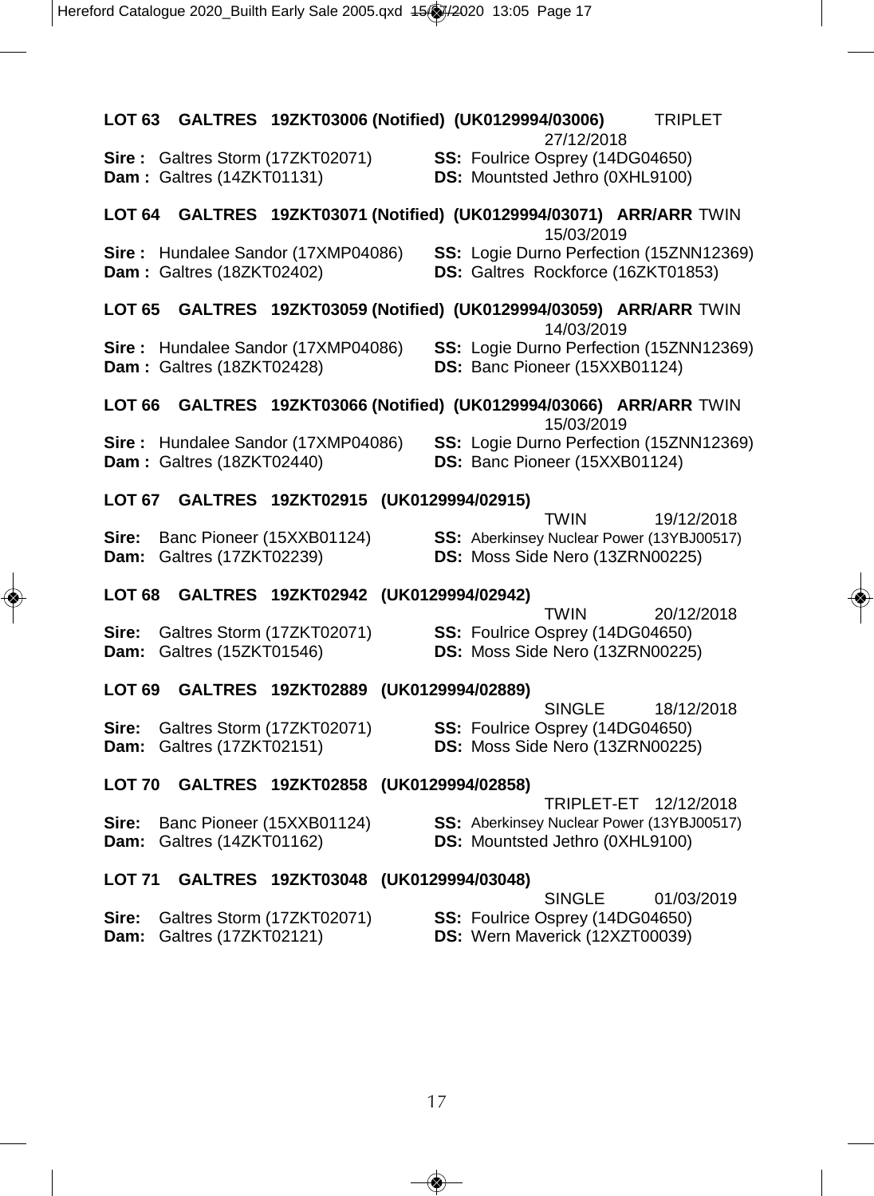**LOT 63 GALTRES 19ZKT03006 (Notified) (UK0129994/03006)** TRIPLET 27/12/2018

**Sire :** Galtres Storm (17ZKT02071) **SS:** Foulrice Osprey (14DG04650)
**Dam :** Galtres (14ZKT01131) **DS:** Mountsted Jethro (0XHL9100)

**LOT 64 GALTRES 19ZKT03071 (Notified) (UK0129994/03071) ARR/ARR** TWIN 15/03/2019

**Sire :** Hundalee Sandor (17XMP04086) **SS:** Logie Durno Perfection (15ZNN12369)
**Dam :** Galtres (18ZKT02402) **DS:** Galtres Rockforce (16ZKT01853)

**LOT 65 GALTRES 19ZKT03059 (Notified) (UK0129994/03059) ARR/ARR** TWIN 14/03/2019

**Sire :** Hundalee Sandor (17XMP04086) **SS:** Logie Durno Perfection (15ZNN12369)
**Dam :** Galtres (18ZKT02428) **DS:** Banc Pioneer (15XXB01124)

**LOT 66 GALTRES 19ZKT03066 (Notified) (UK0129994/03066) ARR/ARR** TWIN 15/03/2019

**Sire :** Hundalee Sandor (17XMP04086) **SS:** Logie Durno Perfection (15ZNN12369)
**Dam :** Galtres (18ZKT02440) **DS:** Banc Pioneer (15XXB01124)

**LOT 67 GALTRES 19ZKT02915 (UK0129994/02915)**
TWIN 19/12/2018

**Sire:** Banc Pioneer (15XXB01124) **SS:** Aberkinsey Nuclear Power (13YBJ00517)
**Dam:** Galtres (17ZKT02239) **DS:** Moss Side Nero (13ZRN00225)

**LOT 68 GALTRES 19ZKT02942 (UK0129994/02942)**
TWIN 20/12/2018

**Sire:** Galtres Storm (17ZKT02071) **SS:** Foulrice Osprey (14DG04650)
**Dam:** Galtres (15ZKT01546) **DS:** Moss Side Nero (13ZRN00225)

**LOT 69 GALTRES 19ZKT02889 (UK0129994/02889)**
SINGLE 18/12/2018

**Sire:** Galtres Storm (17ZKT02071) **SS:** Foulrice Osprey (14DG04650)
**Dam:** Galtres (17ZKT02151) **DS:** Moss Side Nero (13ZRN00225)

**LOT 70 GALTRES 19ZKT02858 (UK0129994/02858)**
TRIPLET-ET 12/12/2018

**Sire:** Banc Pioneer (15XXB01124) **SS:** Aberkinsey Nuclear Power (13YBJ00517)
**Dam:** Galtres (14ZKT01162) **DS:** Mountsted Jethro (0XHL9100)

**LOT 71 GALTRES 19ZKT03048 (UK0129994/03048)**
SINGLE 01/03/2019

**Sire:** Galtres Storm (17ZKT02071) **SS:** Foulrice Osprey (14DG04650)
**Dam:** Galtres (17ZKT02121) **DS:** Wern Maverick (12XZT00039)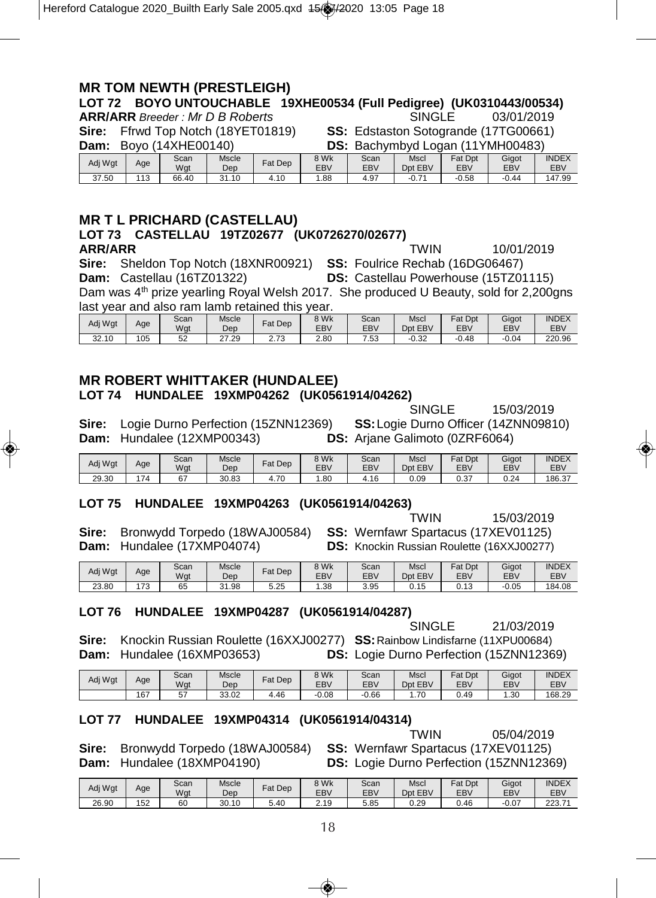## MR TOM NEWTH (PRESTLEIGH)

### LOT 72 BOYO UNTOUCHABLE 19XHE00534 (Full Pedigree) (UK0310443/00534)

**ARR/ARR** *Breeder : Mr D B Roberts* SINGLE 03/01/2019

**Sire:** Ffrwd Top Notch (18YET01819) **SS:** Edstaston Sotogrande (17TG00661)

**Dam:** Boyo (14XHE00140) **DS:** Bachymbyd Logan (11YMH00483)

| Adj Wgt | Age | Scan Wgt | Mscle Dep | Fat Dep | 8 Wk EBV | Scan EBV | Mscl Dpt EBV | Fat Dpt EBV | Gigot EBV | INDEX EBV |
|---|---|---|---|---|---|---|---|---|---|---|
| 37.50 | 113 | 66.40 | 31.10 | 4.10 | 1.88 | 4.97 | -0.71 | -0.58 | -0.44 | 147.99 |

## MR T L PRICHARD (CASTELLAU)

### LOT 73 CASTELLAU 19TZ02677 (UK0726270/02677)

**ARR/ARR** TWIN 10/01/2019

**Sire:** Sheldon Top Notch (18XNR00921) **SS:** Foulrice Rechab (16DG06467)

**Dam:** Castellau (16TZ01322) **DS:** Castellau Powerhouse (15TZ01115)

Dam was 4th prize yearling Royal Welsh 2017. She produced U Beauty, sold for 2,200gns last year and also ram lamb retained this year.

| Adj Wgt | Age | Scan Wgt | Mscle Dep | Fat Dep | 8 Wk EBV | Scan EBV | Mscl Dpt EBV | Fat Dpt EBV | Gigot EBV | INDEX EBV |
|---|---|---|---|---|---|---|---|---|---|---|
| 32.10 | 105 | 52 | 27.29 | 2.73 | 2.80 | 7.53 | -0.32 | -0.48 | -0.04 | 220.96 |

## MR ROBERT WHITTAKER (HUNDALEE)

### LOT 74 HUNDALEE 19XMP04262 (UK0561914/04262)

SINGLE 15/03/2019

**Sire:** Logie Durno Perfection (15ZNN12369) **SS:** Logie Durno Officer (14ZNN09810)

**Dam:** Hundalee (12XMP00343) **DS:** Arjane Galimoto (0ZRF6064)

| Adj Wgt | Age | Scan Wgt | Mscle Dep | Fat Dep | 8 Wk EBV | Scan EBV | Mscl Dpt EBV | Fat Dpt EBV | Gigot EBV | INDEX EBV |
|---|---|---|---|---|---|---|---|---|---|---|
| 29.30 | 174 | 67 | 30.83 | 4.70 | 1.80 | 4.16 | 0.09 | 0.37 | 0.24 | 186.37 |

### LOT 75 HUNDALEE 19XMP04263 (UK0561914/04263)

TWIN 15/03/2019

**Sire:** Bronwydd Torpedo (18WAJ00584) **SS:** Wernfawr Spartacus (17XEV01125)

**Dam:** Hundalee (17XMP04074) **DS:** Knockin Russian Roulette (16XXJ00277)

| Adj Wgt | Age | Scan Wgt | Mscle Dep | Fat Dep | 8 Wk EBV | Scan EBV | Mscl Dpt EBV | Fat Dpt EBV | Gigot EBV | INDEX EBV |
|---|---|---|---|---|---|---|---|---|---|---|
| 23.80 | 173 | 65 | 31.98 | 5.25 | 1.38 | 3.95 | 0.15 | 0.13 | -0.05 | 184.08 |

### LOT 76 HUNDALEE 19XMP04287 (UK0561914/04287)

SINGLE 21/03/2019

**Sire:** Knockin Russian Roulette (16XXJ00277) **SS:** Rainbow Lindisfarne (11XPU00684)

**Dam:** Hundalee (16XMP03653) **DS:** Logie Durno Perfection (15ZNN12369)

| Adj Wgt | Age | Scan Wgt | Mscle Dep | Fat Dep | 8 Wk EBV | Scan EBV | Mscl Dpt EBV | Fat Dpt EBV | Gigot EBV | INDEX EBV |
|---|---|---|---|---|---|---|---|---|---|---|
| | 167 | 57 | 33.02 | 4.46 | -0.08 | -0.66 | 1.70 | 0.49 | 1.30 | 168.29 |

### LOT 77 HUNDALEE 19XMP04314 (UK0561914/04314)

TWIN 05/04/2019

**Sire:** Bronwydd Torpedo (18WAJ00584) **SS:** Wernfawr Spartacus (17XEV01125)

**Dam:** Hundalee (18XMP04190) **DS:** Logie Durno Perfection (15ZNN12369)

| Adj Wgt | Age | Scan Wgt | Mscle Dep | Fat Dep | 8 Wk EBV | Scan EBV | Mscl Dpt EBV | Fat Dpt EBV | Gigot EBV | INDEX EBV |
|---|---|---|---|---|---|---|---|---|---|---|
| 26.90 | 152 | 60 | 30.10 | 5.40 | 2.19 | 5.85 | 0.29 | 0.46 | -0.07 | 223.71 |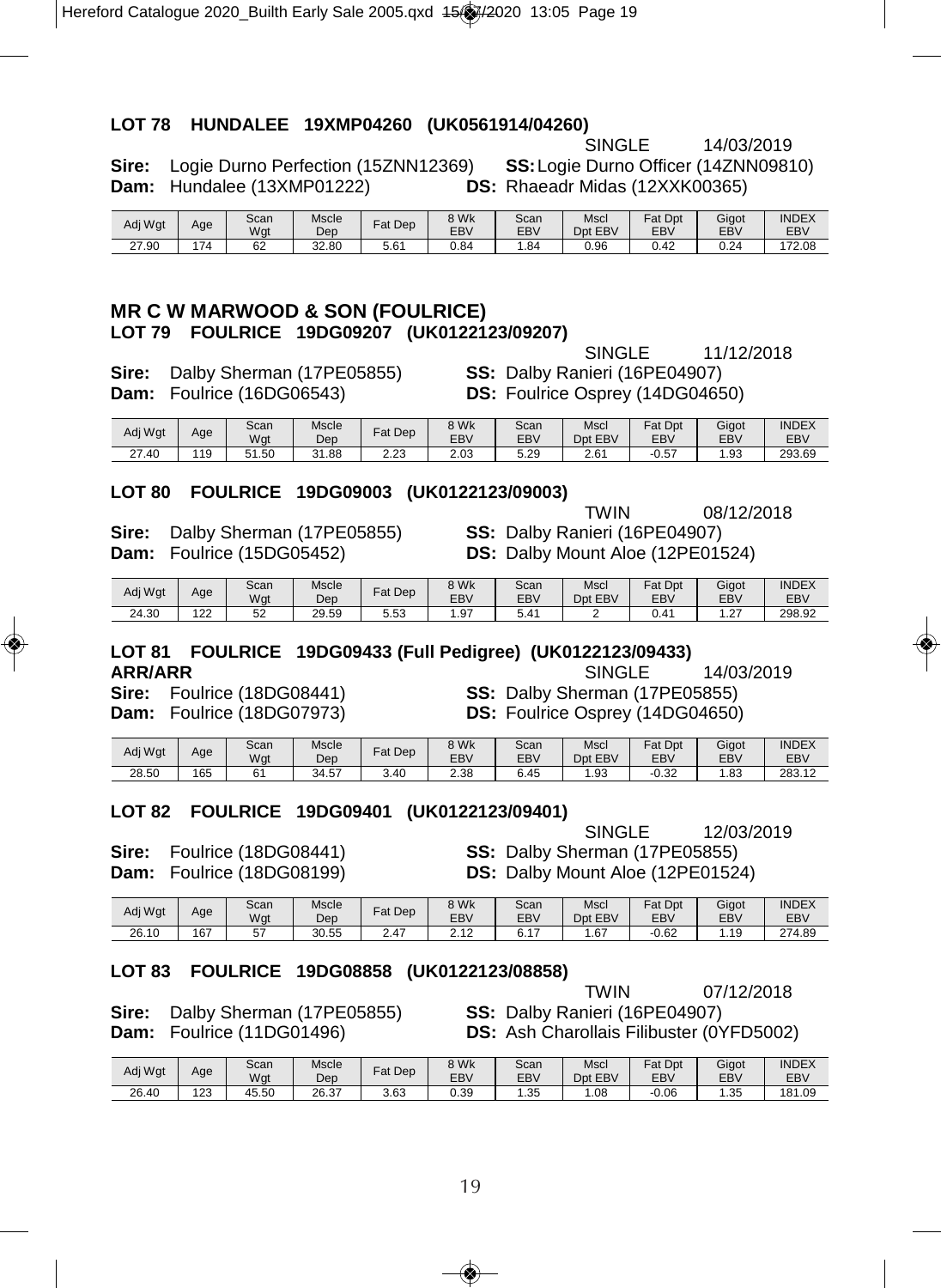### LOT 78 HUNDALEE 19XMP04260 (UK0561914/04260)

SINGLE 14/03/2019

**Sire:** Logie Durno Perfection (15ZNN12369) **SS:** Logie Durno Officer (14ZNN09810)
**Dam:** Hundalee (13XMP01222) **DS:** Rhaeadr Midas (12XXK00365)

| Adj Wgt | Age | Scan Wgt | Mscle Dep | Fat Dep | 8 Wk EBV | Scan EBV | Mscl Dpt EBV | Fat Dpt EBV | Gigot EBV | INDEX EBV |
|---|---|---|---|---|---|---|---|---|---|---|
| 27.90 | 174 | 62 | 32.80 | 5.61 | 0.84 | 1.84 | 0.96 | 0.42 | 0.24 | 172.08 |

## MR C W MARWOOD & SON (FOULRICE)

### LOT 79 FOULRICE 19DG09207 (UK0122123/09207)

SINGLE 11/12/2018

**Sire:** Dalby Sherman (17PE05855) **SS:** Dalby Ranieri (16PE04907)
**Dam:** Foulrice (16DG06543) **DS:** Foulrice Osprey (14DG04650)

| Adj Wgt | Age | Scan Wgt | Mscle Dep | Fat Dep | 8 Wk EBV | Scan EBV | Mscl Dpt EBV | Fat Dpt EBV | Gigot EBV | INDEX EBV |
|---|---|---|---|---|---|---|---|---|---|---|
| 27.40 | 119 | 51.50 | 31.88 | 2.23 | 2.03 | 5.29 | 2.61 | -0.57 | 1.93 | 293.69 |

### LOT 80 FOULRICE 19DG09003 (UK0122123/09003)

TWIN 08/12/2018

**Sire:** Dalby Sherman (17PE05855) **SS:** Dalby Ranieri (16PE04907)
**Dam:** Foulrice (15DG05452) **DS:** Dalby Mount Aloe (12PE01524)

| Adj Wgt | Age | Scan Wgt | Mscle Dep | Fat Dep | 8 Wk EBV | Scan EBV | Mscl Dpt EBV | Fat Dpt EBV | Gigot EBV | INDEX EBV |
|---|---|---|---|---|---|---|---|---|---|---|
| 24.30 | 122 | 52 | 29.59 | 5.53 | 1.97 | 5.41 | 2 | 0.41 | 1.27 | 298.92 |

### LOT 81 FOULRICE 19DG09433 (Full Pedigree) (UK0122123/09433)

**ARR/ARR** SINGLE 14/03/2019

**Sire:** Foulrice (18DG08441) **SS:** Dalby Sherman (17PE05855)
**Dam:** Foulrice (18DG07973) **DS:** Foulrice Osprey (14DG04650)

| Adj Wgt | Age | Scan Wgt | Mscle Dep | Fat Dep | 8 Wk EBV | Scan EBV | Mscl Dpt EBV | Fat Dpt EBV | Gigot EBV | INDEX EBV |
|---|---|---|---|---|---|---|---|---|---|---|
| 28.50 | 165 | 61 | 34.57 | 3.40 | 2.38 | 6.45 | 1.93 | -0.32 | 1.83 | 283.12 |

### LOT 82 FOULRICE 19DG09401 (UK0122123/09401)

SINGLE 12/03/2019

**Sire:** Foulrice (18DG08441) **SS:** Dalby Sherman (17PE05855)
**Dam:** Foulrice (18DG08199) **DS:** Dalby Mount Aloe (12PE01524)

| Adj Wgt | Age | Scan Wgt | Mscle Dep | Fat Dep | 8 Wk EBV | Scan EBV | Mscl Dpt EBV | Fat Dpt EBV | Gigot EBV | INDEX EBV |
|---|---|---|---|---|---|---|---|---|---|---|
| 26.10 | 167 | 57 | 30.55 | 2.47 | 2.12 | 6.17 | 1.67 | -0.62 | 1.19 | 274.89 |

### LOT 83 FOULRICE 19DG08858 (UK0122123/08858)

TWIN 07/12/2018

**Sire:** Dalby Sherman (17PE05855) **SS:** Dalby Ranieri (16PE04907)
**Dam:** Foulrice (11DG01496) **DS:** Ash Charollais Filibuster (0YFD5002)

| Adj Wgt | Age | Scan Wgt | Mscle Dep | Fat Dep | 8 Wk EBV | Scan EBV | Mscl Dpt EBV | Fat Dpt EBV | Gigot EBV | INDEX EBV |
|---|---|---|---|---|---|---|---|---|---|---|
| 26.40 | 123 | 45.50 | 26.37 | 3.63 | 0.39 | 1.35 | 1.08 | -0.06 | 1.35 | 181.09 |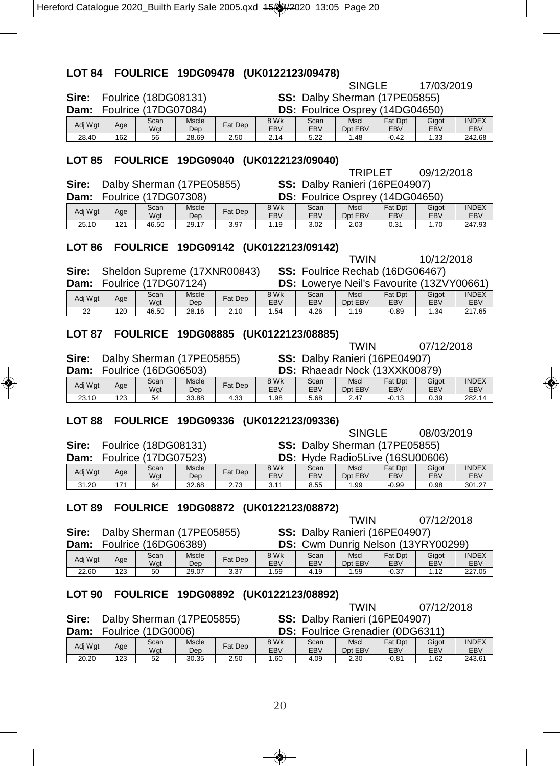## LOT 84 FOULRICE 19DG09478 (UK0122123/09478)

SINGLE 17/03/2019

**Sire:** Foulrice (18DG08131) **SS:** Dalby Sherman (17PE05855)
**Dam:** Foulrice (17DG07084) **DS:** Foulrice Osprey (14DG04650)

| Adj Wgt | Age | Scan Wgt | Mscle Dep | Fat Dep | 8 Wk EBV | Scan EBV | Mscl Dpt EBV | Fat Dpt EBV | Gigot EBV | INDEX EBV |
|---|---|---|---|---|---|---|---|---|---|---|
| 28.40 | 162 | 56 | 28.69 | 2.50 | 2.14 | 5.22 | 1.48 | -0.42 | 1.33 | 242.68 |

## LOT 85 FOULRICE 19DG09040 (UK0122123/09040)

TRIPLET 09/12/2018

**Sire:** Dalby Sherman (17PE05855) **SS:** Dalby Ranieri (16PE04907)
**Dam:** Foulrice (17DG07308) **DS:** Foulrice Osprey (14DG04650)

| Adj Wgt | Age | Scan Wgt | Mscle Dep | Fat Dep | 8 Wk EBV | Scan EBV | Mscl Dpt EBV | Fat Dpt EBV | Gigot EBV | INDEX EBV |
|---|---|---|---|---|---|---|---|---|---|---|
| 25.10 | 121 | 46.50 | 29.17 | 3.97 | 1.19 | 3.02 | 2.03 | 0.31 | 1.70 | 247.93 |

## LOT 86 FOULRICE 19DG09142 (UK0122123/09142)

TWIN 10/12/2018

**Sire:** Sheldon Supreme (17XNR00843) **SS:** Foulrice Rechab (16DG06467)
**Dam:** Foulrice (17DG07124) **DS:** Lowerye Neil's Favourite (13ZVY00661)

| Adj Wgt | Age | Scan Wgt | Mscle Dep | Fat Dep | 8 Wk EBV | Scan EBV | Mscl Dpt EBV | Fat Dpt EBV | Gigot EBV | INDEX EBV |
|---|---|---|---|---|---|---|---|---|---|---|
| 22 | 120 | 46.50 | 28.16 | 2.10 | 1.54 | 4.26 | 1.19 | -0.89 | 1.34 | 217.65 |

## LOT 87 FOULRICE 19DG08885 (UK0122123/08885)

TWIN 07/12/2018

**Sire:** Dalby Sherman (17PE05855) **SS:** Dalby Ranieri (16PE04907)
**Dam:** Foulrice (16DG06503) **DS:** Rhaeadr Nock (13XXK00879)

| Adj Wgt | Age | Scan Wgt | Mscle Dep | Fat Dep | 8 Wk EBV | Scan EBV | Mscl Dpt EBV | Fat Dpt EBV | Gigot EBV | INDEX EBV |
|---|---|---|---|---|---|---|---|---|---|---|
| 23.10 | 123 | 54 | 33.88 | 4.33 | 1.98 | 5.68 | 2.47 | -0.13 | 0.39 | 282.14 |

## LOT 88 FOULRICE 19DG09336 (UK0122123/09336)

SINGLE 08/03/2019

**Sire:** Foulrice (18DG08131) **SS:** Dalby Sherman (17PE05855)
**Dam:** Foulrice (17DG07523) **DS:** Hyde Radio5Live (16SU00606)

| Adj Wgt | Age | Scan Wgt | Mscle Dep | Fat Dep | 8 Wk EBV | Scan EBV | Mscl Dpt EBV | Fat Dpt EBV | Gigot EBV | INDEX EBV |
|---|---|---|---|---|---|---|---|---|---|---|
| 31.20 | 171 | 64 | 32.68 | 2.73 | 3.11 | 8.55 | 1.99 | -0.99 | 0.98 | 301.27 |

## LOT 89 FOULRICE 19DG08872 (UK0122123/08872)

TWIN 07/12/2018

**Sire:** Dalby Sherman (17PE05855) **SS:** Dalby Ranieri (16PE04907)
**Dam:** Foulrice (16DG06389) **DS:** Cwm Dunrig Nelson (13YRY00299)

| Adj Wgt | Age | Scan Wgt | Mscle Dep | Fat Dep | 8 Wk EBV | Scan EBV | Mscl Dpt EBV | Fat Dpt EBV | Gigot EBV | INDEX EBV |
|---|---|---|---|---|---|---|---|---|---|---|
| 22.60 | 123 | 50 | 29.07 | 3.37 | 1.59 | 4.19 | 1.59 | -0.37 | 1.12 | 227.05 |

## LOT 90 FOULRICE 19DG08892 (UK0122123/08892)

TWIN 07/12/2018

**Sire:** Dalby Sherman (17PE05855) **SS:** Dalby Ranieri (16PE04907)
**Dam:** Foulrice (1DG0006) **DS:** Foulrice Grenadier (0DG6311)

| Adj Wgt | Age | Scan Wgt | Mscle Dep | Fat Dep | 8 Wk EBV | Scan EBV | Mscl Dpt EBV | Fat Dpt EBV | Gigot EBV | INDEX EBV |
|---|---|---|---|---|---|---|---|---|---|---|
| 20.20 | 123 | 52 | 30.35 | 2.50 | 1.60 | 4.09 | 2.30 | -0.81 | 1.62 | 243.61 |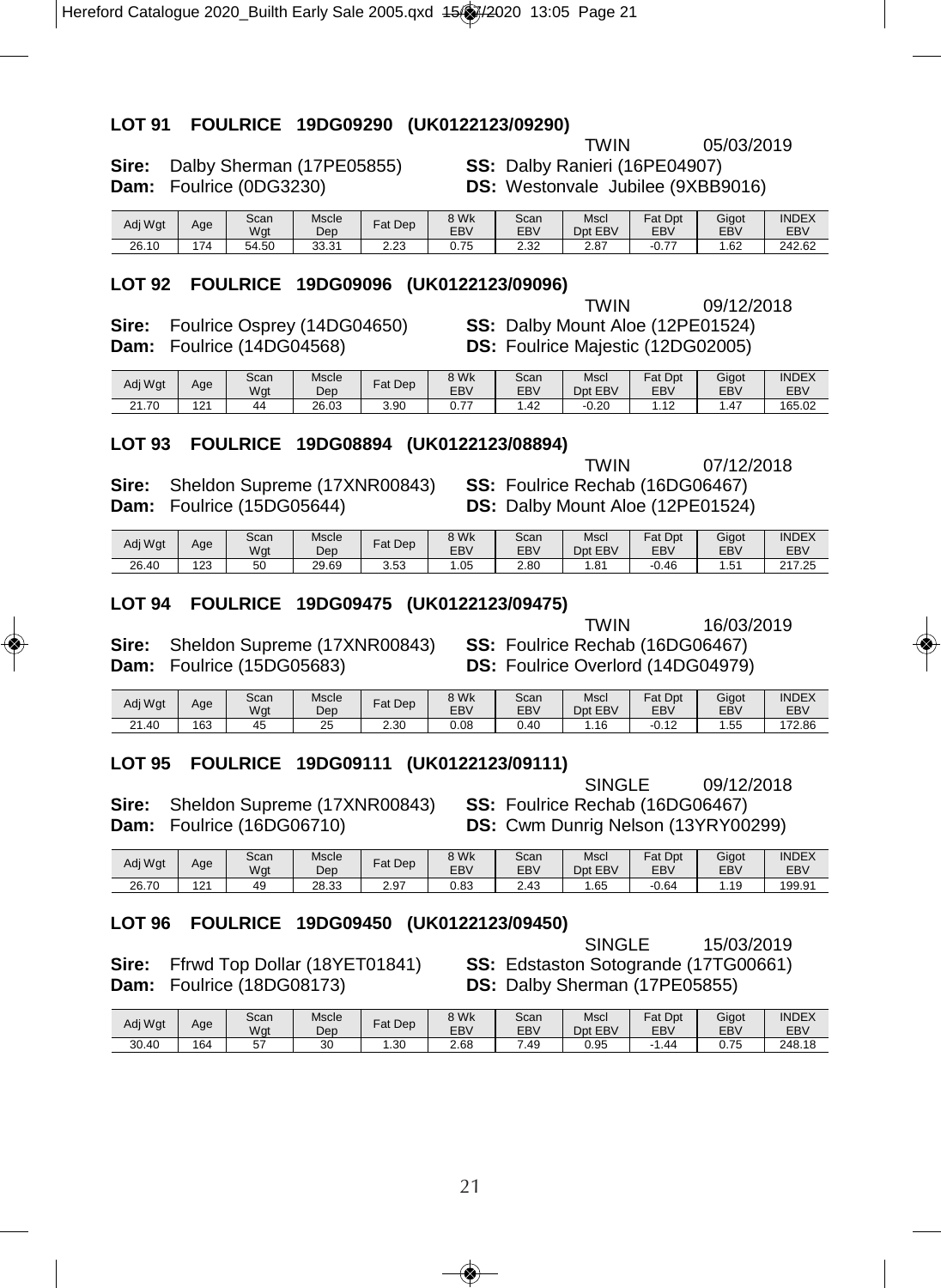### LOT 91 FOULRICE 19DG09290 (UK0122123/09290)

TWIN 05/03/2019

**Sire:** Dalby Sherman (17PE05855) **SS:** Dalby Ranieri (16PE04907)
**Dam:** Foulrice (0DG3230) **DS:** Westonvale Jubilee (9XBB9016)

| Adj Wgt | Age | Scan Wgt | Mscle Dep | Fat Dep | 8 Wk EBV | Scan EBV | Mscl Dpt EBV | Fat Dpt EBV | Gigot EBV | INDEX EBV |
|---|---|---|---|---|---|---|---|---|---|---|
| 26.10 | 174 | 54.50 | 33.31 | 2.23 | 0.75 | 2.32 | 2.87 | -0.77 | 1.62 | 242.62 |

### LOT 92 FOULRICE 19DG09096 (UK0122123/09096)

TWIN 09/12/2018

**Sire:** Foulrice Osprey (14DG04650) **SS:** Dalby Mount Aloe (12PE01524)
**Dam:** Foulrice (14DG04568) **DS:** Foulrice Majestic (12DG02005)

| Adj Wgt | Age | Scan Wgt | Mscle Dep | Fat Dep | 8 Wk EBV | Scan EBV | Mscl Dpt EBV | Fat Dpt EBV | Gigot EBV | INDEX EBV |
|---|---|---|---|---|---|---|---|---|---|---|
| 21.70 | 121 | 44 | 26.03 | 3.90 | 0.77 | 1.42 | -0.20 | 1.12 | 1.47 | 165.02 |

### LOT 93 FOULRICE 19DG08894 (UK0122123/08894)

TWIN 07/12/2018

**Sire:** Sheldon Supreme (17XNR00843) **SS:** Foulrice Rechab (16DG06467)
**Dam:** Foulrice (15DG05644) **DS:** Dalby Mount Aloe (12PE01524)

| Adj Wgt | Age | Scan Wgt | Mscle Dep | Fat Dep | 8 Wk EBV | Scan EBV | Mscl Dpt EBV | Fat Dpt EBV | Gigot EBV | INDEX EBV |
|---|---|---|---|---|---|---|---|---|---|---|
| 26.40 | 123 | 50 | 29.69 | 3.53 | 1.05 | 2.80 | 1.81 | -0.46 | 1.51 | 217.25 |

### LOT 94 FOULRICE 19DG09475 (UK0122123/09475)

TWIN 16/03/2019

**Sire:** Sheldon Supreme (17XNR00843) **SS:** Foulrice Rechab (16DG06467)
**Dam:** Foulrice (15DG05683) **DS:** Foulrice Overlord (14DG04979)

| Adj Wgt | Age | Scan Wgt | Mscle Dep | Fat Dep | 8 Wk EBV | Scan EBV | Mscl Dpt EBV | Fat Dpt EBV | Gigot EBV | INDEX EBV |
|---|---|---|---|---|---|---|---|---|---|---|
| 21.40 | 163 | 45 | 25 | 2.30 | 0.08 | 0.40 | 1.16 | -0.12 | 1.55 | 172.86 |

### LOT 95 FOULRICE 19DG09111 (UK0122123/09111)

SINGLE 09/12/2018

**Sire:** Sheldon Supreme (17XNR00843) **SS:** Foulrice Rechab (16DG06467)
**Dam:** Foulrice (16DG06710) **DS:** Cwm Dunrig Nelson (13YRY00299)

| Adj Wgt | Age | Scan Wgt | Mscle Dep | Fat Dep | 8 Wk EBV | Scan EBV | Mscl Dpt EBV | Fat Dpt EBV | Gigot EBV | INDEX EBV |
|---|---|---|---|---|---|---|---|---|---|---|
| 26.70 | 121 | 49 | 28.33 | 2.97 | 0.83 | 2.43 | 1.65 | -0.64 | 1.19 | 199.91 |

### LOT 96 FOULRICE 19DG09450 (UK0122123/09450)

SINGLE 15/03/2019

**Sire:** Ffrwd Top Dollar (18YET01841) **SS:** Edstaston Sotogrande (17TG00661)
**Dam:** Foulrice (18DG08173) **DS:** Dalby Sherman (17PE05855)

| Adj Wgt | Age | Scan Wgt | Mscle Dep | Fat Dep | 8 Wk EBV | Scan EBV | Mscl Dpt EBV | Fat Dpt EBV | Gigot EBV | INDEX EBV |
|---|---|---|---|---|---|---|---|---|---|---|
| 30.40 | 164 | 57 | 30 | 1.30 | 2.68 | 7.49 | 0.95 | -1.44 | 0.75 | 248.18 |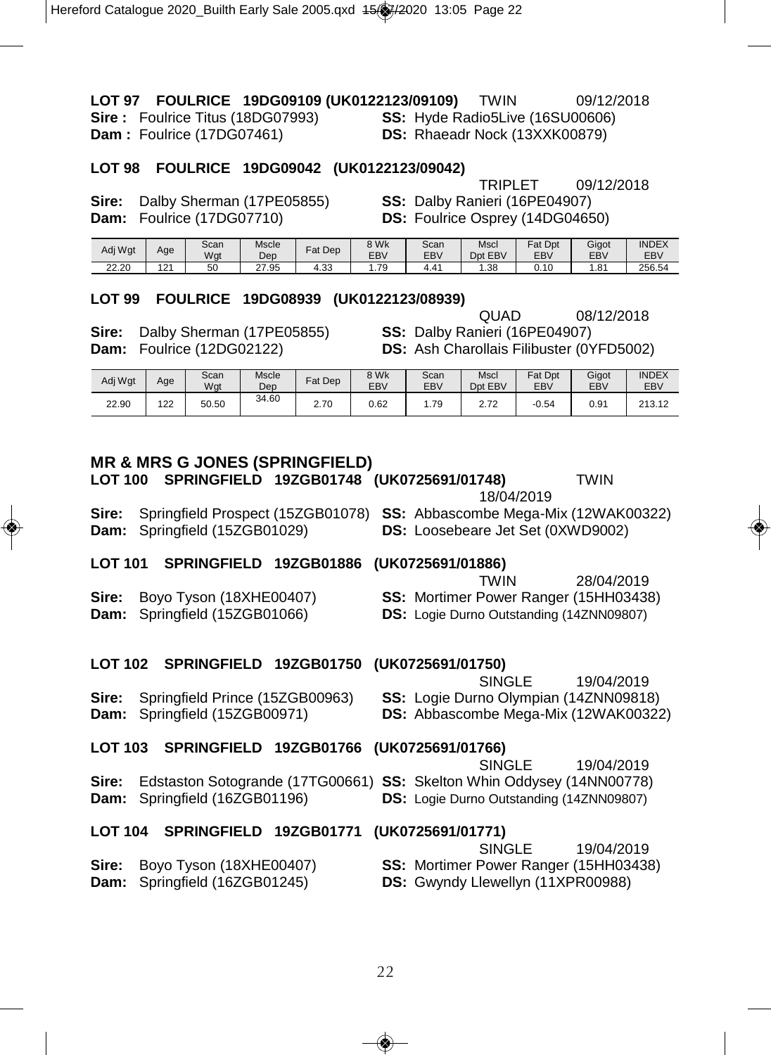**LOT 97 FOULRICE 19DG09109 (UK0122123/09109)** TWIN 09/12/2018

**Sire :** Foulrice Titus (18DG07993) **SS:** Hyde Radio5Live (16SU00606)

**Dam :** Foulrice (17DG07461) **DS:** Rhaeadr Nock (13XXK00879)

**LOT 98 FOULRICE 19DG09042 (UK0122123/09042)**

TRIPLET 09/12/2018

**Sire:** Dalby Sherman (17PE05855) **SS:** Dalby Ranieri (16PE04907)

**Dam:** Foulrice (17DG07710) **DS:** Foulrice Osprey (14DG04650)

| Adj Wgt | Age | Scan Wgt | Mscle Dep | Fat Dep | 8 Wk EBV | Scan EBV | Mscl Dpt EBV | Fat Dpt EBV | Gigot EBV | INDEX EBV |
|---|---|---|---|---|---|---|---|---|---|---|
| 22.20 | 121 | 50 | 27.95 | 4.33 | 1.79 | 4.41 | 1.38 | 0.10 | 1.81 | 256.54 |

**LOT 99 FOULRICE 19DG08939 (UK0122123/08939)**

QUAD 08/12/2018

**Sire:** Dalby Sherman (17PE05855) **SS:** Dalby Ranieri (16PE04907)

**Dam:** Foulrice (12DG02122) **DS:** Ash Charollais Filibuster (0YFD5002)

| Adj Wgt | Age | Scan Wgt | Mscle Dep | Fat Dep | 8 Wk EBV | Scan EBV | Mscl Dpt EBV | Fat Dpt EBV | Gigot EBV | INDEX EBV |
|---|---|---|---|---|---|---|---|---|---|---|
| 22.90 | 122 | 50.50 | 34.60 | 2.70 | 0.62 | 1.79 | 2.72 | -0.54 | 0.91 | 213.12 |

## MR & MRS G JONES (SPRINGFIELD)

**LOT 100 SPRINGFIELD 19ZGB01748 (UK0725691/01748)** TWIN 18/04/2019

**Sire:** Springfield Prospect (15ZGB01078) **SS:** Abbascombe Mega-Mix (12WAK00322)

**Dam:** Springfield (15ZGB01029) **DS:** Loosebeare Jet Set (0XWD9002)

**LOT 101 SPRINGFIELD 19ZGB01886 (UK0725691/01886)**

TWIN 28/04/2019

**Sire:** Boyo Tyson (18XHE00407) **SS:** Mortimer Power Ranger (15HH03438)

**Dam:** Springfield (15ZGB01066) **DS:** Logie Durno Outstanding (14ZNN09807)

**LOT 102 SPRINGFIELD 19ZGB01750 (UK0725691/01750)**

SINGLE 19/04/2019

**Sire:** Springfield Prince (15ZGB00963) **SS:** Logie Durno Olympian (14ZNN09818)

**Dam:** Springfield (15ZGB00971) **DS:** Abbascombe Mega-Mix (12WAK00322)

**LOT 103 SPRINGFIELD 19ZGB01766 (UK0725691/01766)**

SINGLE 19/04/2019

**Sire:** Edstaston Sotogrande (17TG00661) **SS:** Skelton Whin Oddysey (14NN00778)

**Dam:** Springfield (16ZGB01196) **DS:** Logie Durno Outstanding (14ZNN09807)

**LOT 104 SPRINGFIELD 19ZGB01771 (UK0725691/01771)**

SINGLE 19/04/2019

**Sire:** Boyo Tyson (18XHE00407) **SS:** Mortimer Power Ranger (15HH03438)

**Dam:** Springfield (16ZGB01245) **DS:** Gwyndy Llewellyn (11XPR00988)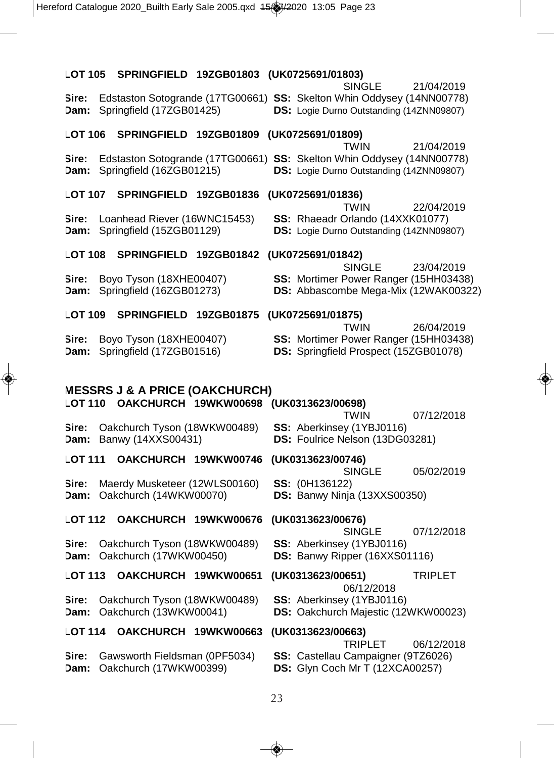**LOT 105 SPRINGFIELD 19ZGB01803 (UK0725691/01803)**

SINGLE 21/04/2019

**Sire:** Edstaston Sotogrande (17TG00661) **SS:** Skelton Whin Oddysey (14NN00778)
**Dam:** Springfield (17ZGB01425) **DS:** Logie Durno Outstanding (14ZNN09807)

**LOT 106 SPRINGFIELD 19ZGB01809 (UK0725691/01809)**

TWIN 21/04/2019

**Sire:** Edstaston Sotogrande (17TG00661) **SS:** Skelton Whin Oddysey (14NN00778)
**Dam:** Springfield (16ZGB01215) **DS:** Logie Durno Outstanding (14ZNN09807)

**LOT 107 SPRINGFIELD 19ZGB01836 (UK0725691/01836)**

TWIN 22/04/2019

**Sire:** Loanhead Riever (16WNC15453) **SS:** Rhaeadr Orlando (14XXK01077)
**Dam:** Springfield (15ZGB01129) **DS:** Logie Durno Outstanding (14ZNN09807)

**LOT 108 SPRINGFIELD 19ZGB01842 (UK0725691/01842)**

SINGLE 23/04/2019

**Sire:** Boyo Tyson (18XHE00407) **SS:** Mortimer Power Ranger (15HH03438)
**Dam:** Springfield (16ZGB01273) **DS:** Abbascombe Mega-Mix (12WAK00322)

**LOT 109 SPRINGFIELD 19ZGB01875 (UK0725691/01875)**

TWIN 26/04/2019

**Sire:** Boyo Tyson (18XHE00407) **SS:** Mortimer Power Ranger (15HH03438)
**Dam:** Springfield (17ZGB01516) **DS:** Springfield Prospect (15ZGB01078)

## MESSRS J & A PRICE (OAKCHURCH)

**LOT 110 OAKCHURCH 19WKW00698 (UK0313623/00698)**

TWIN 07/12/2018

**Sire:** Oakchurch Tyson (18WKW00489) **SS:** Aberkinsey (1YBJ0116)
**Dam:** Banwy (14XXS00431) **DS:** Foulrice Nelson (13DG03281)

**LOT 111 OAKCHURCH 19WKW00746 (UK0313623/00746)**

SINGLE 05/02/2019

**Sire:** Maerdy Musketeer (12WLS00160) **SS:** (0H136122)
**Dam:** Oakchurch (14WKW00070) **DS:** Banwy Ninja (13XXS00350)

**LOT 112 OAKCHURCH 19WKW00676 (UK0313623/00676)**

SINGLE 07/12/2018

**Sire:** Oakchurch Tyson (18WKW00489) **SS:** Aberkinsey (1YBJ0116)
**Dam:** Oakchurch (17WKW00450) **DS:** Banwy Ripper (16XXS01116)

**LOT 113 OAKCHURCH 19WKW00651 (UK0313623/00651)** TRIPLET

06/12/2018

**Sire:** Oakchurch Tyson (18WKW00489) **SS:** Aberkinsey (1YBJ0116)
**Dam:** Oakchurch (13WKW00041) **DS:** Oakchurch Majestic (12WKW00023)

**LOT 114 OAKCHURCH 19WKW00663 (UK0313623/00663)**

TRIPLET 06/12/2018

**Sire:** Gawsworth Fieldsman (0PF5034) **SS:** Castellau Campaigner (9TZ6026)
**Dam:** Oakchurch (17WKW00399) **DS:** Glyn Coch Mr T (12XCA00257)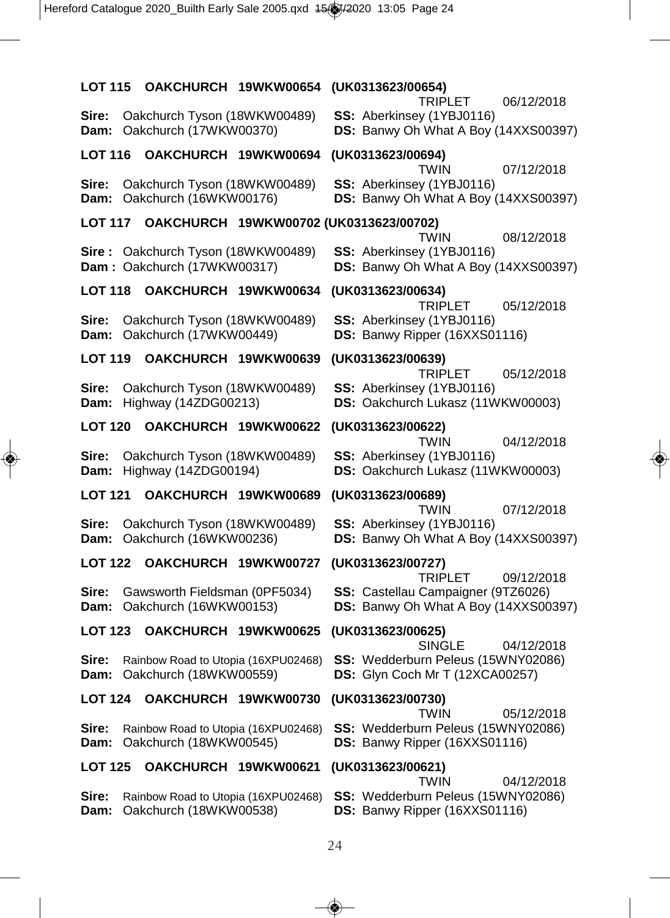**LOT 115 OAKCHURCH 19WKW00654 (UK0313623/00654)**
TRIPLET 06/12/2018

**Sire:** Oakchurch Tyson (18WKW00489) **SS:** Aberkinsey (1YBJ0116)
**Dam:** Oakchurch (17WKW00370) **DS:** Banwy Oh What A Boy (14XXS00397)

**LOT 116 OAKCHURCH 19WKW00694 (UK0313623/00694)**
TWIN 07/12/2018

**Sire:** Oakchurch Tyson (18WKW00489) **SS:** Aberkinsey (1YBJ0116)
**Dam:** Oakchurch (16WKW00176) **DS:** Banwy Oh What A Boy (14XXS00397)

**LOT 117 OAKCHURCH 19WKW00702 (UK0313623/00702)**
TWIN 08/12/2018

**Sire :** Oakchurch Tyson (18WKW00489) **SS:** Aberkinsey (1YBJ0116)
**Dam :** Oakchurch (17WKW00317) **DS:** Banwy Oh What A Boy (14XXS00397)

**LOT 118 OAKCHURCH 19WKW00634 (UK0313623/00634)**
TRIPLET 05/12/2018

**Sire:** Oakchurch Tyson (18WKW00489) **SS:** Aberkinsey (1YBJ0116)
**Dam:** Oakchurch (17WKW00449) **DS:** Banwy Ripper (16XXS01116)

**LOT 119 OAKCHURCH 19WKW00639 (UK0313623/00639)**
TRIPLET 05/12/2018

**Sire:** Oakchurch Tyson (18WKW00489) **SS:** Aberkinsey (1YBJ0116)
**Dam:** Highway (14ZDG00213) **DS:** Oakchurch Lukasz (11WKW00003)

**LOT 120 OAKCHURCH 19WKW00622 (UK0313623/00622)**
TWIN 04/12/2018

**Sire:** Oakchurch Tyson (18WKW00489) **SS:** Aberkinsey (1YBJ0116)
**Dam:** Highway (14ZDG00194) **DS:** Oakchurch Lukasz (11WKW00003)

**LOT 121 OAKCHURCH 19WKW00689 (UK0313623/00689)**
TWIN 07/12/2018

**Sire:** Oakchurch Tyson (18WKW00489) **SS:** Aberkinsey (1YBJ0116)
**Dam:** Oakchurch (16WKW00236) **DS:** Banwy Oh What A Boy (14XXS00397)

**LOT 122 OAKCHURCH 19WKW00727 (UK0313623/00727)**
TRIPLET 09/12/2018

**Sire:** Gawsworth Fieldsman (0PF5034) **SS:** Castellau Campaigner (9TZ6026)
**Dam:** Oakchurch (16WKW00153) **DS:** Banwy Oh What A Boy (14XXS00397)

**LOT 123 OAKCHURCH 19WKW00625 (UK0313623/00625)**
SINGLE 04/12/2018

**Sire:** Rainbow Road to Utopia (16XPU02468) **SS:** Wedderburn Peleus (15WNY02086)
**Dam:** Oakchurch (18WKW00559) **DS:** Glyn Coch Mr T (12XCA00257)

**LOT 124 OAKCHURCH 19WKW00730 (UK0313623/00730)**
TWIN 05/12/2018

**Sire:** Rainbow Road to Utopia (16XPU02468) **SS:** Wedderburn Peleus (15WNY02086)
**Dam:** Oakchurch (18WKW00545) **DS:** Banwy Ripper (16XXS01116)

**LOT 125 OAKCHURCH 19WKW00621 (UK0313623/00621)**
TWIN 04/12/2018

**Sire:** Rainbow Road to Utopia (16XPU02468) **SS:** Wedderburn Peleus (15WNY02086)
**Dam:** Oakchurch (18WKW00538) **DS:** Banwy Ripper (16XXS01116)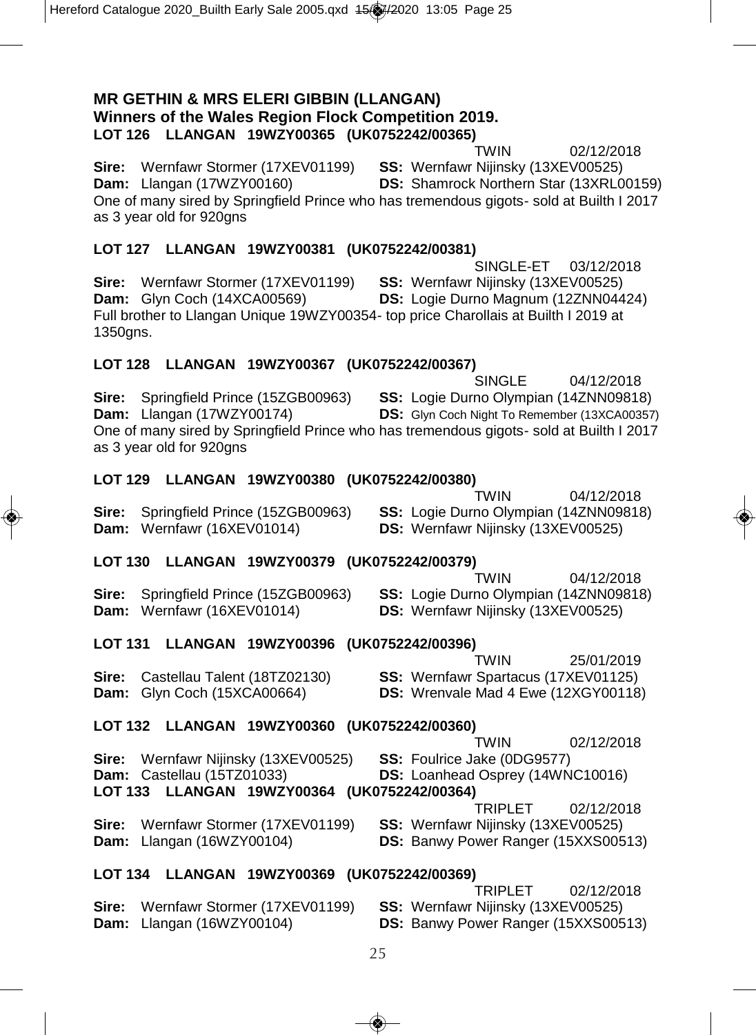## MR GETHIN & MRS ELERI GIBBIN (LLANGAN)

**Winners of the Wales Region Flock Competition 2019.**

**LOT 126 LLANGAN 19WZY00365 (UK0752242/00365)**

TWIN 02/12/2018

**Sire:** Wernfawr Stormer (17XEV01199) **SS:** Wernfawr Nijinsky (13XEV00525)
**Dam:** Llangan (17WZY00160) **DS:** Shamrock Northern Star (13XRL00159)

One of many sired by Springfield Prince who has tremendous gigots- sold at Builth I 2017 as 3 year old for 920gns

**LOT 127 LLANGAN 19WZY00381 (UK0752242/00381)**

SINGLE-ET 03/12/2018

**Sire:** Wernfawr Stormer (17XEV01199) **SS:** Wernfawr Nijinsky (13XEV00525)
**Dam:** Glyn Coch (14XCA00569) **DS:** Logie Durno Magnum (12ZNN04424)

Full brother to Llangan Unique 19WZY00354- top price Charollais at Builth I 2019 at 1350gns.

**LOT 128 LLANGAN 19WZY00367 (UK0752242/00367)**

SINGLE 04/12/2018

**Sire:** Springfield Prince (15ZGB00963) **SS:** Logie Durno Olympian (14ZNN09818)
**Dam:** Llangan (17WZY00174) **DS:** Glyn Coch Night To Remember (13XCA00357)

One of many sired by Springfield Prince who has tremendous gigots- sold at Builth I 2017 as 3 year old for 920gns

**LOT 129 LLANGAN 19WZY00380 (UK0752242/00380)**

TWIN 04/12/2018

**Sire:** Springfield Prince (15ZGB00963) **SS:** Logie Durno Olympian (14ZNN09818)
**Dam:** Wernfawr (16XEV01014) **DS:** Wernfawr Nijinsky (13XEV00525)

**LOT 130 LLANGAN 19WZY00379 (UK0752242/00379)**

TWIN 04/12/2018

**Sire:** Springfield Prince (15ZGB00963) **SS:** Logie Durno Olympian (14ZNN09818)
**Dam:** Wernfawr (16XEV01014) **DS:** Wernfawr Nijinsky (13XEV00525)

**LOT 131 LLANGAN 19WZY00396 (UK0752242/00396)**

TWIN 25/01/2019

**Sire:** Castellau Talent (18TZ02130) **SS:** Wernfawr Spartacus (17XEV01125)
**Dam:** Glyn Coch (15XCA00664) **DS:** Wrenvale Mad 4 Ewe (12XGY00118)

**LOT 132 LLANGAN 19WZY00360 (UK0752242/00360)**

TWIN 02/12/2018

**Sire:** Wernfawr Nijinsky (13XEV00525) **SS:** Foulrice Jake (0DG9577)
**Dam:** Castellau (15TZ01033) **DS:** Loanhead Osprey (14WNC10016)

**LOT 133 LLANGAN 19WZY00364 (UK0752242/00364)**

TRIPLET 02/12/2018

**Sire:** Wernfawr Stormer (17XEV01199) **SS:** Wernfawr Nijinsky (13XEV00525)
**Dam:** Llangan (16WZY00104) **DS:** Banwy Power Ranger (15XXS00513)

**LOT 134 LLANGAN 19WZY00369 (UK0752242/00369)**

TRIPLET 02/12/2018

**Sire:** Wernfawr Stormer (17XEV01199) **SS:** Wernfawr Nijinsky (13XEV00525)
**Dam:** Llangan (16WZY00104) **DS:** Banwy Power Ranger (15XXS00513)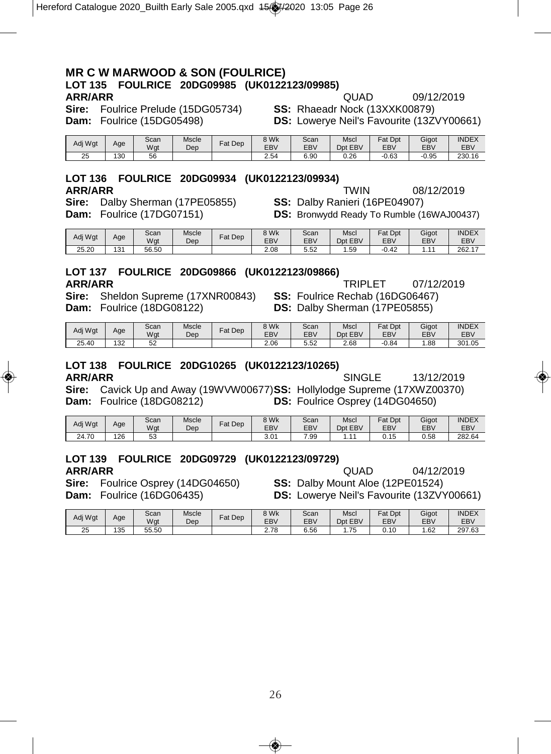## MR C W MARWOOD & SON (FOULRICE)

### LOT 135 FOULRICE 20DG09985 (UK0122123/09985)

**ARR/ARR** QUAD 09/12/2019

**Sire:** Foulrice Prelude (15DG05734) **SS:** Rhaeadr Nock (13XXK00879)
**Dam:** Foulrice (15DG05498) **DS:** Lowerye Neil's Favourite (13ZVY00661)

| Adj Wgt | Age | Scan Wgt | Mscle Dep | Fat Dep | 8 Wk EBV | Scan EBV | Mscl Dpt EBV | Fat Dpt EBV | Gigot EBV | INDEX EBV |
|---|---|---|---|---|---|---|---|---|---|---|
| 25 | 130 | 56 | | | 2.54 | 6.90 | 0.26 | -0.63 | -0.95 | 230.16 |

### LOT 136 FOULRICE 20DG09934 (UK0122123/09934)

**ARR/ARR** TWIN 08/12/2019

**Sire:** Dalby Sherman (17PE05855) **SS:** Dalby Ranieri (16PE04907)
**Dam:** Foulrice (17DG07151) **DS:** Bronwydd Ready To Rumble (16WAJ00437)

| Adj Wgt | Age | Scan Wgt | Mscle Dep | Fat Dep | 8 Wk EBV | Scan EBV | Mscl Dpt EBV | Fat Dpt EBV | Gigot EBV | INDEX EBV |
|---|---|---|---|---|---|---|---|---|---|---|
| 25.20 | 131 | 56.50 | | | 2.08 | 5.52 | 1.59 | -0.42 | 1.11 | 262.17 |

### LOT 137 FOULRICE 20DG09866 (UK0122123/09866)

**ARR/ARR** TRIPLET 07/12/2019

**Sire:** Sheldon Supreme (17XNR00843) **SS:** Foulrice Rechab (16DG06467)
**Dam:** Foulrice (18DG08122) **DS:** Dalby Sherman (17PE05855)

| Adj Wgt | Age | Scan Wgt | Mscle Dep | Fat Dep | 8 Wk EBV | Scan EBV | Mscl Dpt EBV | Fat Dpt EBV | Gigot EBV | INDEX EBV |
|---|---|---|---|---|---|---|---|---|---|---|
| 25.40 | 132 | 52 | | | 2.06 | 5.52 | 2.68 | -0.84 | 1.88 | 301.05 |

### LOT 138 FOULRICE 20DG10265 (UK0122123/10265)

**ARR/ARR** SINGLE 13/12/2019

**Sire:** Cavick Up and Away (19WVW00677) **SS:** Hollylodge Supreme (17XWZ00370)
**Dam:** Foulrice (18DG08212) **DS:** Foulrice Osprey (14DG04650)

| Adj Wgt | Age | Scan Wgt | Mscle Dep | Fat Dep | 8 Wk EBV | Scan EBV | Mscl Dpt EBV | Fat Dpt EBV | Gigot EBV | INDEX EBV |
|---|---|---|---|---|---|---|---|---|---|---|
| 24.70 | 126 | 53 | | | 3.01 | 7.99 | 1.11 | 0.15 | 0.58 | 282.64 |

### LOT 139 FOULRICE 20DG09729 (UK0122123/09729)

**ARR/ARR** QUAD 04/12/2019

**Sire:** Foulrice Osprey (14DG04650) **SS:** Dalby Mount Aloe (12PE01524)
**Dam:** Foulrice (16DG06435) **DS:** Lowerye Neil's Favourite (13ZVY00661)

| Adj Wgt | Age | Scan Wgt | Mscle Dep | Fat Dep | 8 Wk EBV | Scan EBV | Mscl Dpt EBV | Fat Dpt EBV | Gigot EBV | INDEX EBV |
|---|---|---|---|---|---|---|---|---|---|---|
| 25 | 135 | 55.50 | | | 2.78 | 6.56 | 1.75 | 0.10 | 1.62 | 297.63 |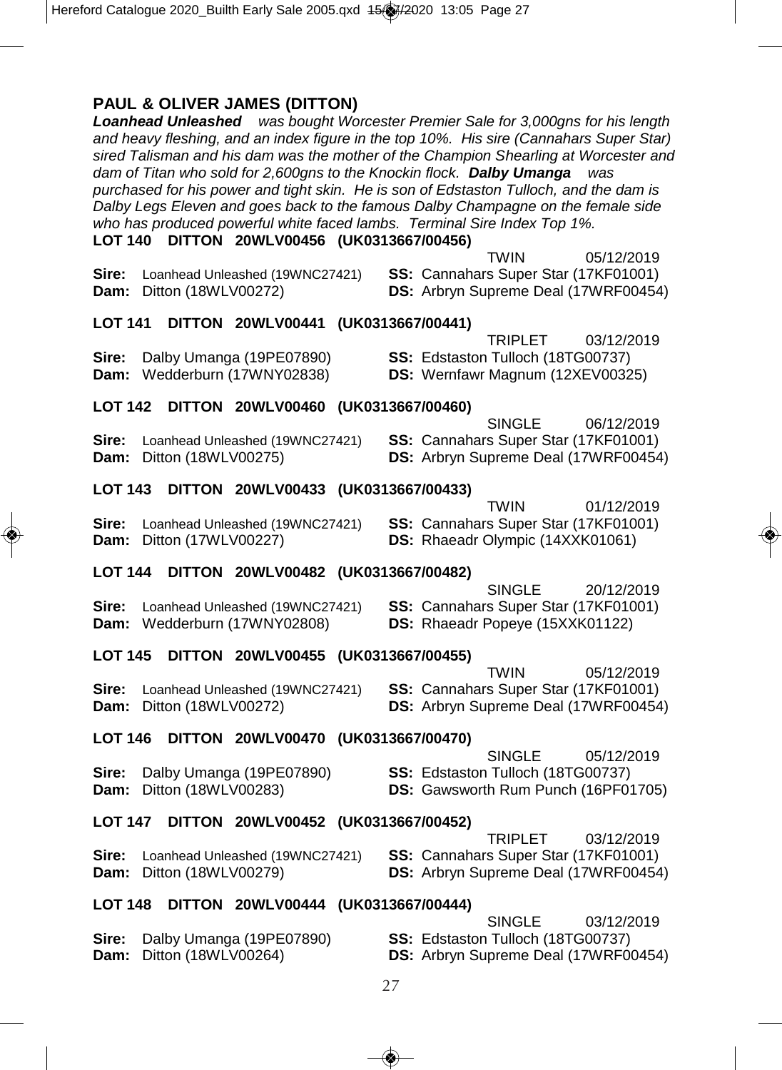## PAUL & OLIVER JAMES (DITTON)

***Loanhead Unleashed*** *was bought Worcester Premier Sale for 3,000gns for his length and heavy fleshing, and an index figure in the top 10%. His sire (Cannahars Super Star) sired Talisman and his dam was the mother of the Champion Shearling at Worcester and dam of Titan who sold for 2,600gns to the Knockin flock.* ***Dalby Umanga*** *was purchased for his power and tight skin. He is son of Edstaston Tulloch, and the dam is Dalby Legs Eleven and goes back to the famous Dalby Champagne on the female side who has produced powerful white faced lambs. Terminal Sire Index Top 1%.*

**LOT 140 DITTON 20WLV00456 (UK0313667/00456)**

TWIN 05/12/2019

**Sire:** Loanhead Unleashed (19WNC27421) **SS:** Cannahars Super Star (17KF01001)
**Dam:** Ditton (18WLV00272) **DS:** Arbryn Supreme Deal (17WRF00454)

**LOT 141 DITTON 20WLV00441 (UK0313667/00441)**

TRIPLET 03/12/2019

**Sire:** Dalby Umanga (19PE07890) **SS:** Edstaston Tulloch (18TG00737)
**Dam:** Wedderburn (17WNY02838) **DS:** Wernfawr Magnum (12XEV00325)

**LOT 142 DITTON 20WLV00460 (UK0313667/00460)**

SINGLE 06/12/2019

**Sire:** Loanhead Unleashed (19WNC27421) **SS:** Cannahars Super Star (17KF01001)
**Dam:** Ditton (18WLV00275) **DS:** Arbryn Supreme Deal (17WRF00454)

**LOT 143 DITTON 20WLV00433 (UK0313667/00433)**

TWIN 01/12/2019

**Sire:** Loanhead Unleashed (19WNC27421) **SS:** Cannahars Super Star (17KF01001)
**Dam:** Ditton (17WLV00227) **DS:** Rhaeadr Olympic (14XXK01061)

**LOT 144 DITTON 20WLV00482 (UK0313667/00482)**

SINGLE 20/12/2019

**Sire:** Loanhead Unleashed (19WNC27421) **SS:** Cannahars Super Star (17KF01001)
**Dam:** Wedderburn (17WNY02808) **DS:** Rhaeadr Popeye (15XXK01122)

**LOT 145 DITTON 20WLV00455 (UK0313667/00455)**

TWIN 05/12/2019

**Sire:** Loanhead Unleashed (19WNC27421) **SS:** Cannahars Super Star (17KF01001)
**Dam:** Ditton (18WLV00272) **DS:** Arbryn Supreme Deal (17WRF00454)

**LOT 146 DITTON 20WLV00470 (UK0313667/00470)**

SINGLE 05/12/2019

**Sire:** Dalby Umanga (19PE07890) **SS:** Edstaston Tulloch (18TG00737)
**Dam:** Ditton (18WLV00283) **DS:** Gawsworth Rum Punch (16PF01705)

**LOT 147 DITTON 20WLV00452 (UK0313667/00452)**

TRIPLET 03/12/2019

**Sire:** Loanhead Unleashed (19WNC27421) **SS:** Cannahars Super Star (17KF01001)
**Dam:** Ditton (18WLV00279) **DS:** Arbryn Supreme Deal (17WRF00454)

**LOT 148 DITTON 20WLV00444 (UK0313667/00444)**

SINGLE 03/12/2019

**Sire:** Dalby Umanga (19PE07890) **SS:** Edstaston Tulloch (18TG00737)
**Dam:** Ditton (18WLV00264) **DS:** Arbryn Supreme Deal (17WRF00454)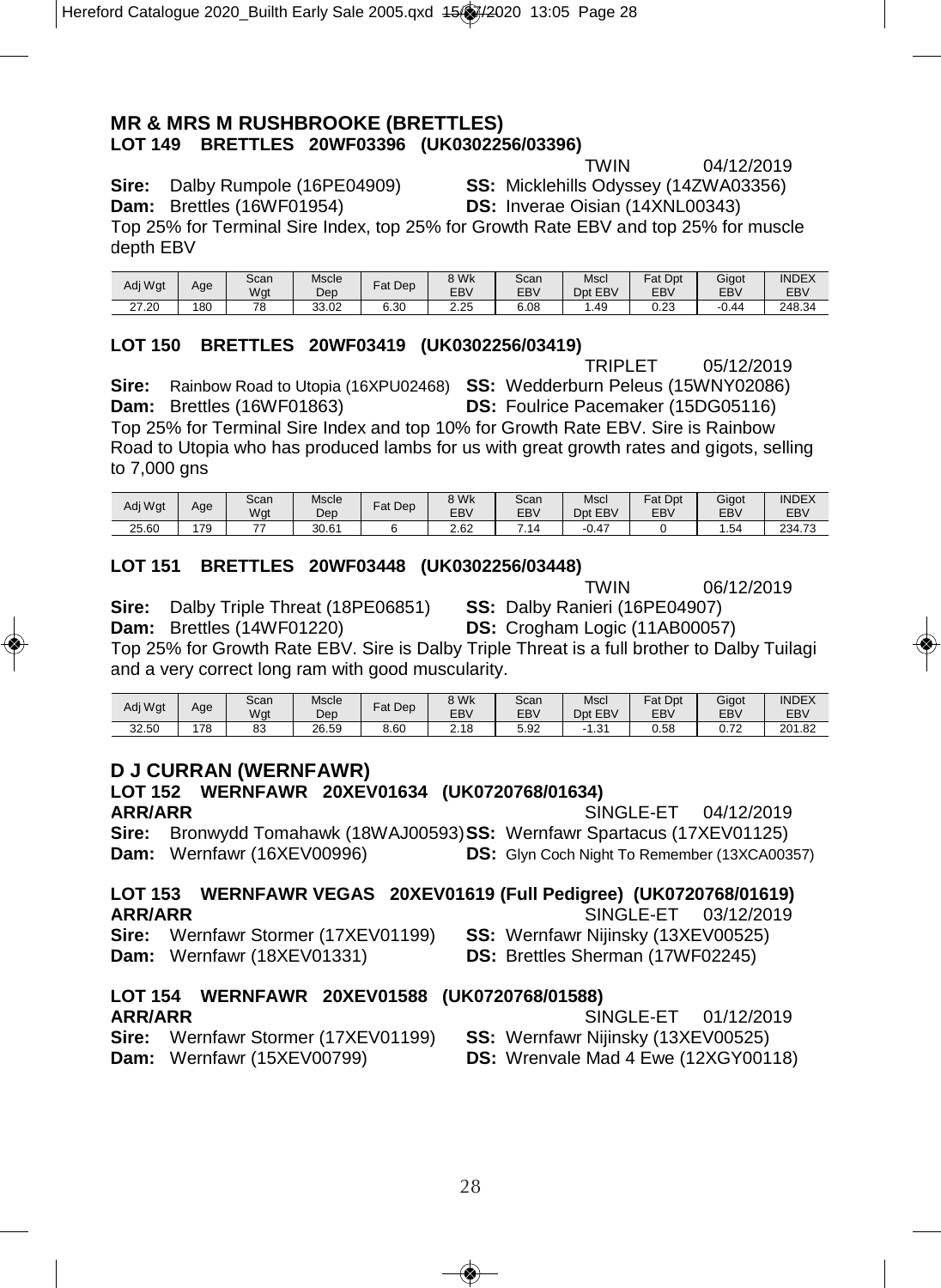## MR & MRS M RUSHBROOKE (BRETTLES)

### LOT 149 BRETTLES 20WF03396 (UK0302256/03396)

TWIN 04/12/2019

**Sire:** Dalby Rumpole (16PE04909) **SS:** Micklehills Odyssey (14ZWA03356)
**Dam:** Brettles (16WF01954) **DS:** Inverae Oisian (14XNL00343)

Top 25% for Terminal Sire Index, top 25% for Growth Rate EBV and top 25% for muscle depth EBV

| Adj Wgt | Age | Scan Wgt | Mscle Dep | Fat Dep | 8 Wk EBV | Scan EBV | Mscl Dpt EBV | Fat Dpt EBV | Gigot EBV | INDEX EBV |
|---|---|---|---|---|---|---|---|---|---|---|
| 27.20 | 180 | 78 | 33.02 | 6.30 | 2.25 | 6.08 | 1.49 | 0.23 | -0.44 | 248.34 |

### LOT 150 BRETTLES 20WF03419 (UK0302256/03419)

TRIPLET 05/12/2019

**Sire:** Rainbow Road to Utopia (16XPU02468) **SS:** Wedderburn Peleus (15WNY02086)
**Dam:** Brettles (16WF01863) **DS:** Foulrice Pacemaker (15DG05116)

Top 25% for Terminal Sire Index and top 10% for Growth Rate EBV. Sire is Rainbow Road to Utopia who has produced lambs for us with great growth rates and gigots, selling to 7,000 gns

| Adj Wgt | Age | Scan Wgt | Mscle Dep | Fat Dep | 8 Wk EBV | Scan EBV | Mscl Dpt EBV | Fat Dpt EBV | Gigot EBV | INDEX EBV |
|---|---|---|---|---|---|---|---|---|---|---|
| 25.60 | 179 | 77 | 30.61 | 6 | 2.62 | 7.14 | -0.47 | 0 | 1.54 | 234.73 |

### LOT 151 BRETTLES 20WF03448 (UK0302256/03448)

TWIN 06/12/2019

**Sire:** Dalby Triple Threat (18PE06851) **SS:** Dalby Ranieri (16PE04907)
**Dam:** Brettles (14WF01220) **DS:** Crogham Logic (11AB00057)

Top 25% for Growth Rate EBV. Sire is Dalby Triple Threat is a full brother to Dalby Tuilagi and a very correct long ram with good muscularity.

| Adj Wgt | Age | Scan Wgt | Mscle Dep | Fat Dep | 8 Wk EBV | Scan EBV | Mscl Dpt EBV | Fat Dpt EBV | Gigot EBV | INDEX EBV |
|---|---|---|---|---|---|---|---|---|---|---|
| 32.50 | 178 | 83 | 26.59 | 8.60 | 2.18 | 5.92 | -1.31 | 0.58 | 0.72 | 201.82 |

## D J CURRAN (WERNFAWR)

### LOT 152 WERNFAWR 20XEV01634 (UK0720768/01634)

**ARR/ARR** SINGLE-ET 04/12/2019

**Sire:** Bronwydd Tomahawk (18WAJ00593) **SS:** Wernfawr Spartacus (17XEV01125)
**Dam:** Wernfawr (16XEV00996) **DS:** Glyn Coch Night To Remember (13XCA00357)

### LOT 153 WERNFAWR VEGAS 20XEV01619 (Full Pedigree) (UK0720768/01619)

**ARR/ARR** SINGLE-ET 03/12/2019

**Sire:** Wernfawr Stormer (17XEV01199) **SS:** Wernfawr Nijinsky (13XEV00525)
**Dam:** Wernfawr (18XEV01331) **DS:** Brettles Sherman (17WF02245)

### LOT 154 WERNFAWR 20XEV01588 (UK0720768/01588)

**ARR/ARR** SINGLE-ET 01/12/2019

**Sire:** Wernfawr Stormer (17XEV01199) **SS:** Wernfawr Nijinsky (13XEV00525)
**Dam:** Wernfawr (15XEV00799) **DS:** Wrenvale Mad 4 Ewe (12XGY00118)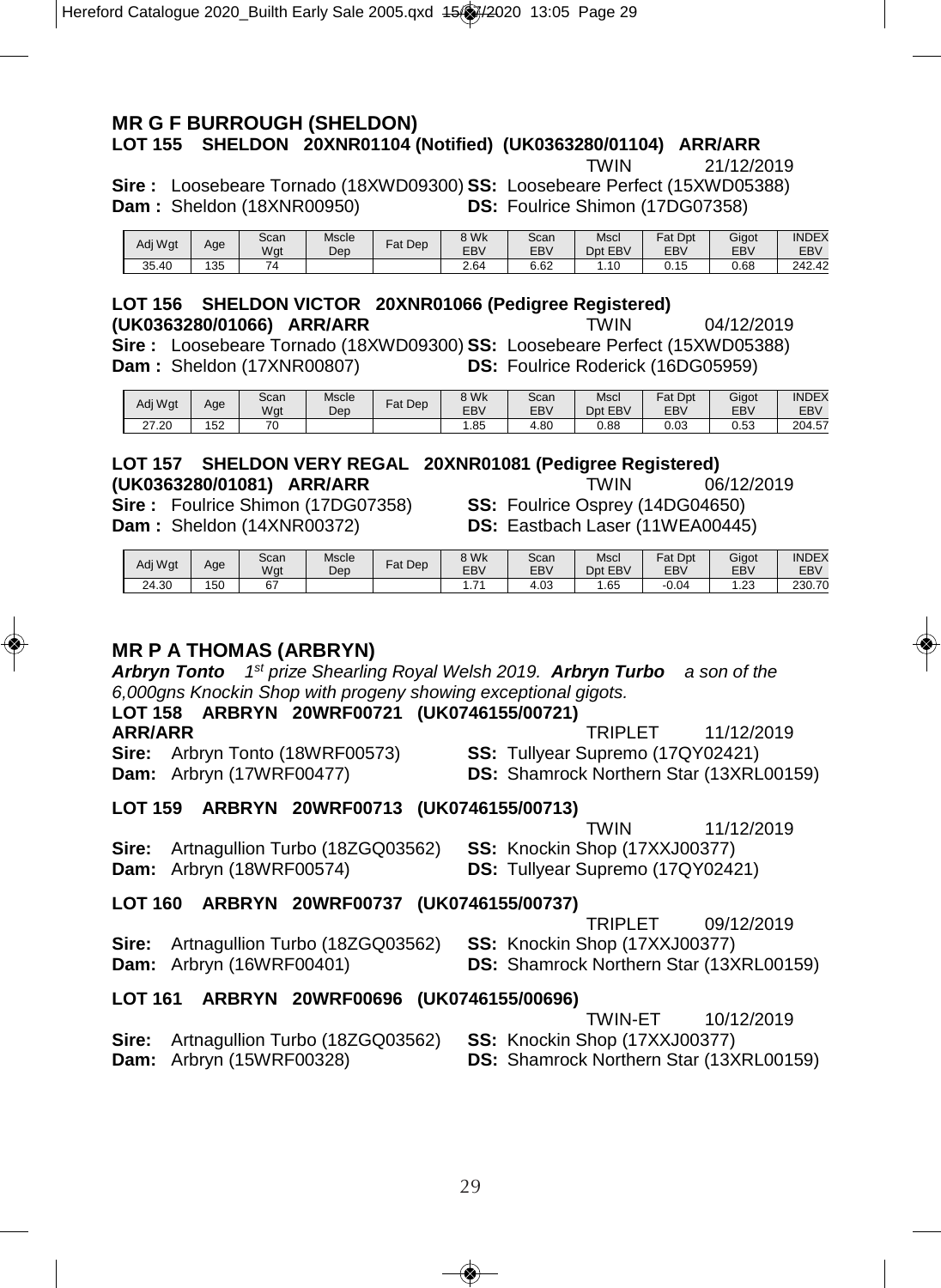## MR G F BURROUGH (SHELDON)

**LOT 155 SHELDON 20XNR01104 (Notified) (UK0363280/01104) ARR/ARR**

TWIN 21/12/2019

**Sire :** Loosebeare Tornado (18XWD09300) **SS:** Loosebeare Perfect (15XWD05388)
**Dam :** Sheldon (18XNR00950) **DS:** Foulrice Shimon (17DG07358)

| Adj Wgt | Age | Scan Wgt | Mscle Dep | Fat Dep | 8 Wk EBV | Scan EBV | Mscl Dpt EBV | Fat Dpt EBV | Gigot EBV | INDEX EBV |
|---|---|---|---|---|---|---|---|---|---|---|
| 35.40 | 135 | 74 | | | 2.64 | 6.62 | 1.10 | 0.15 | 0.68 | 242.42 |

**LOT 156 SHELDON VICTOR 20XNR01066 (Pedigree Registered) (UK0363280/01066) ARR/ARR**

TWIN 04/12/2019

**Sire :** Loosebeare Tornado (18XWD09300) **SS:** Loosebeare Perfect (15XWD05388)
**Dam :** Sheldon (17XNR00807) **DS:** Foulrice Roderick (16DG05959)

| Adj Wgt | Age | Scan Wgt | Mscle Dep | Fat Dep | 8 Wk EBV | Scan EBV | Mscl Dpt EBV | Fat Dpt EBV | Gigot EBV | INDEX EBV |
|---|---|---|---|---|---|---|---|---|---|---|
| 27.20 | 152 | 70 | | | 1.85 | 4.80 | 0.88 | 0.03 | 0.53 | 204.57 |

**LOT 157 SHELDON VERY REGAL 20XNR01081 (Pedigree Registered) (UK0363280/01081) ARR/ARR**

TWIN 06/12/2019

**Sire :** Foulrice Shimon (17DG07358) **SS:** Foulrice Osprey (14DG04650)
**Dam :** Sheldon (14XNR00372) **DS:** Eastbach Laser (11WEA00445)

| Adj Wgt | Age | Scan Wgt | Mscle Dep | Fat Dep | 8 Wk EBV | Scan EBV | Mscl Dpt EBV | Fat Dpt EBV | Gigot EBV | INDEX EBV |
|---|---|---|---|---|---|---|---|---|---|---|
| 24.30 | 150 | 67 | | | 1.71 | 4.03 | 1.65 | -0.04 | 1.23 | 230.70 |

## MR P A THOMAS (ARBRYN)

***Arbryn Tonto*** *1st prize Shearling Royal Welsh 2019.* ***Arbryn Turbo*** *a son of the 6,000gns Knockin Shop with progeny showing exceptional gigots.*

**LOT 158 ARBRYN 20WRF00721 (UK0746155/00721) ARR/ARR**

TRIPLET 11/12/2019

**Sire:** Arbryn Tonto (18WRF00573) **SS:** Tullyear Supremo (17QY02421)
**Dam:** Arbryn (17WRF00477) **DS:** Shamrock Northern Star (13XRL00159)

**LOT 159 ARBRYN 20WRF00713 (UK0746155/00713)**

TWIN 11/12/2019

**Sire:** Artnagullion Turbo (18ZGQ03562) **SS:** Knockin Shop (17XXJ00377)
**Dam:** Arbryn (18WRF00574) **DS:** Tullyear Supremo (17QY02421)

**LOT 160 ARBRYN 20WRF00737 (UK0746155/00737)**

TRIPLET 09/12/2019

**Sire:** Artnagullion Turbo (18ZGQ03562) **SS:** Knockin Shop (17XXJ00377)
**Dam:** Arbryn (16WRF00401) **DS:** Shamrock Northern Star (13XRL00159)

**LOT 161 ARBRYN 20WRF00696 (UK0746155/00696)**

TWIN-ET 10/12/2019

**Sire:** Artnagullion Turbo (18ZGQ03562) **SS:** Knockin Shop (17XXJ00377)
**Dam:** Arbryn (15WRF00328) **DS:** Shamrock Northern Star (13XRL00159)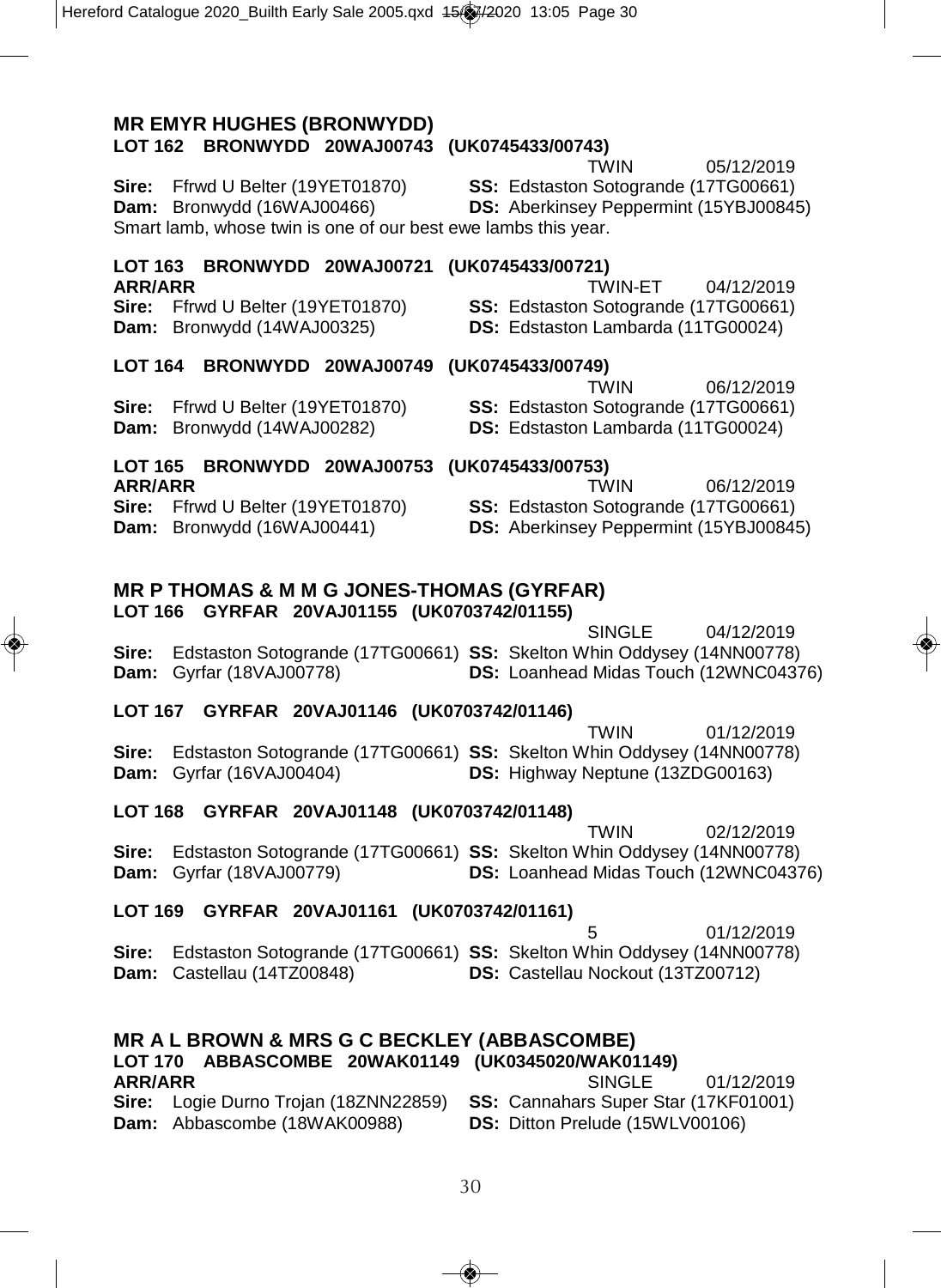## MR EMYR HUGHES (BRONWYDD)

**LOT 162 BRONWYDD 20WAJ00743 (UK0745433/00743)**

TWIN 05/12/2019

**Sire:** Ffrwd U Belter (19YET01870) **SS:** Edstaston Sotogrande (17TG00661)
**Dam:** Bronwydd (16WAJ00466) **DS:** Aberkinsey Peppermint (15YBJ00845)

Smart lamb, whose twin is one of our best ewe lambs this year.

**LOT 163 BRONWYDD 20WAJ00721 (UK0745433/00721)**
**ARR/ARR**

TWIN-ET 04/12/2019

**Sire:** Ffrwd U Belter (19YET01870) **SS:** Edstaston Sotogrande (17TG00661)
**Dam:** Bronwydd (14WAJ00325) **DS:** Edstaston Lambarda (11TG00024)

**LOT 164 BRONWYDD 20WAJ00749 (UK0745433/00749)**

TWIN 06/12/2019

**Sire:** Ffrwd U Belter (19YET01870) **SS:** Edstaston Sotogrande (17TG00661)
**Dam:** Bronwydd (14WAJ00282) **DS:** Edstaston Lambarda (11TG00024)

**LOT 165 BRONWYDD 20WAJ00753 (UK0745433/00753)**
**ARR/ARR**

TWIN 06/12/2019

**Sire:** Ffrwd U Belter (19YET01870) **SS:** Edstaston Sotogrande (17TG00661)
**Dam:** Bronwydd (16WAJ00441) **DS:** Aberkinsey Peppermint (15YBJ00845)

## MR P THOMAS & M M G JONES-THOMAS (GYRFAR)

**LOT 166 GYRFAR 20VAJ01155 (UK0703742/01155)**

SINGLE 04/12/2019

**Sire:** Edstaston Sotogrande (17TG00661) **SS:** Skelton Whin Oddysey (14NN00778)
**Dam:** Gyrfar (18VAJ00778) **DS:** Loanhead Midas Touch (12WNC04376)

**LOT 167 GYRFAR 20VAJ01146 (UK0703742/01146)**

TWIN 01/12/2019

**Sire:** Edstaston Sotogrande (17TG00661) **SS:** Skelton Whin Oddysey (14NN00778)
**Dam:** Gyrfar (16VAJ00404) **DS:** Highway Neptune (13ZDG00163)

**LOT 168 GYRFAR 20VAJ01148 (UK0703742/01148)**

TWIN 02/12/2019

**Sire:** Edstaston Sotogrande (17TG00661) **SS:** Skelton Whin Oddysey (14NN00778)
**Dam:** Gyrfar (18VAJ00779) **DS:** Loanhead Midas Touch (12WNC04376)

**LOT 169 GYRFAR 20VAJ01161 (UK0703742/01161)**

5 01/12/2019

**Sire:** Edstaston Sotogrande (17TG00661) **SS:** Skelton Whin Oddysey (14NN00778)
**Dam:** Castellau (14TZ00848) **DS:** Castellau Nockout (13TZ00712)

## MR A L BROWN & MRS G C BECKLEY (ABBASCOMBE)

**LOT 170 ABBASCOMBE 20WAK01149 (UK0345020/WAK01149)**
**ARR/ARR**

SINGLE 01/12/2019

**Sire:** Logie Durno Trojan (18ZNN22859) **SS:** Cannahars Super Star (17KF01001)
**Dam:** Abbascombe (18WAK00988) **DS:** Ditton Prelude (15WLV00106)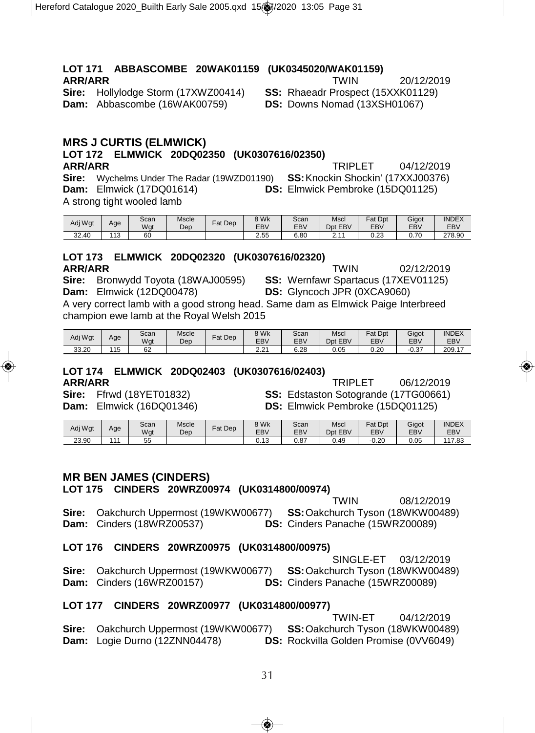**LOT 171 ABBASCOMBE 20WAK01159 (UK0345020/WAK01159)**
**ARR/ARR** TWIN 20/12/2019
**Sire:** Hollylodge Storm (17XWZ00414) **SS:** Rhaeadr Prospect (15XXK01129)
**Dam:** Abbascombe (16WAK00759) **DS:** Downs Nomad (13XSH01067)

## MRS J CURTIS (ELMWICK)

**LOT 172 ELMWICK 20DQ02350 (UK0307616/02350)**
**ARR/ARR** TRIPLET 04/12/2019
**Sire:** Wychelms Under The Radar (19WZD01190) **SS:** Knockin Shockin' (17XXJ00376)
**Dam:** Elmwick (17DQ01614) **DS:** Elmwick Pembroke (15DQ01125)
A strong tight wooled lamb

| Adj Wgt | Age | Scan Wgt | Mscle Dep | Fat Dep | 8 Wk EBV | Scan EBV | Mscl Dpt EBV | Fat Dpt EBV | Gigot EBV | INDEX EBV |
|---|---|---|---|---|---|---|---|---|---|---|
| 32.40 | 113 | 60 | | | 2.55 | 6.80 | 2.11 | 0.23 | 0.70 | 278.90 |

**LOT 173 ELMWICK 20DQ02320 (UK0307616/02320)**
**ARR/ARR** TWIN 02/12/2019
**Sire:** Bronwydd Toyota (18WAJ00595) **SS:** Wernfawr Spartacus (17XEV01125)
**Dam:** Elmwick (12DQ00478) **DS:** Glyncoch JPR (0XCA9060)
A very correct lamb with a good strong head. Same dam as Elmwick Paige Interbreed champion ewe lamb at the Royal Welsh 2015

| Adj Wgt | Age | Scan Wgt | Mscle Dep | Fat Dep | 8 Wk EBV | Scan EBV | Mscl Dpt EBV | Fat Dpt EBV | Gigot EBV | INDEX EBV |
|---|---|---|---|---|---|---|---|---|---|---|
| 33.20 | 115 | 62 | | | 2.21 | 6.28 | 0.05 | 0.20 | -0.37 | 209.17 |

**LOT 174 ELMWICK 20DQ02403 (UK0307616/02403)**
**ARR/ARR** TRIPLET 06/12/2019
**Sire:** Ffrwd (18YET01832) **SS:** Edstaston Sotogrande (17TG00661)
**Dam:** Elmwick (16DQ01346) **DS:** Elmwick Pembroke (15DQ01125)

| Adj Wgt | Age | Scan Wgt | Mscle Dep | Fat Dep | 8 Wk EBV | Scan EBV | Mscl Dpt EBV | Fat Dpt EBV | Gigot EBV | INDEX EBV |
|---|---|---|---|---|---|---|---|---|---|---|
| 23.90 | 111 | 55 | | | 0.13 | 0.87 | 0.49 | -0.20 | 0.05 | 117.83 |

## MR BEN JAMES (CINDERS)

**LOT 175 CINDERS 20WRZ00974 (UK0314800/00974)**
TWIN 08/12/2019
**Sire:** Oakchurch Uppermost (19WKW00677) **SS:** Oakchurch Tyson (18WKW00489)
**Dam:** Cinders (18WRZ00537) **DS:** Cinders Panache (15WRZ00089)

**LOT 176 CINDERS 20WRZ00975 (UK0314800/00975)**
SINGLE-ET 03/12/2019
**Sire:** Oakchurch Uppermost (19WKW00677) **SS:** Oakchurch Tyson (18WKW00489)
**Dam:** Cinders (16WRZ00157) **DS:** Cinders Panache (15WRZ00089)

**LOT 177 CINDERS 20WRZ00977 (UK0314800/00977)**
TWIN-ET 04/12/2019
**Sire:** Oakchurch Uppermost (19WKW00677) **SS:** Oakchurch Tyson (18WKW00489)
**Dam:** Logie Durno (12ZNN04478) **DS:** Rockvilla Golden Promise (0VV6049)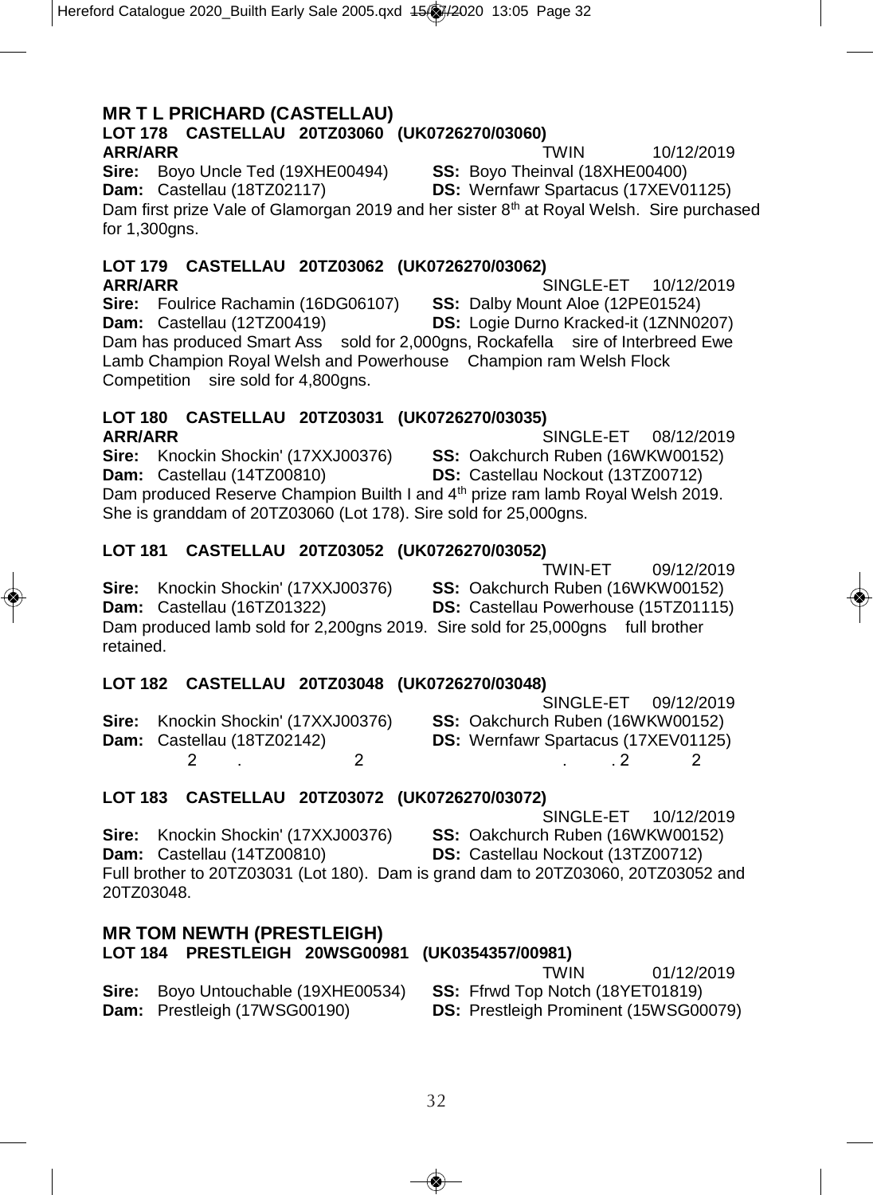## MR T L PRICHARD (CASTELLAU)

### LOT 178 CASTELLAU 20TZ03060 (UK0726270/03060)

**ARR/ARR** TWIN 10/12/2019

**Sire:** Boyo Uncle Ted (19XHE00494) **SS:** Boyo Theinval (18XHE00400)
**Dam:** Castellau (18TZ02117) **DS:** Wernfawr Spartacus (17XEV01125)

Dam first prize Vale of Glamorgan 2019 and her sister 8th at Royal Welsh. Sire purchased for 1,300gns.

### LOT 179 CASTELLAU 20TZ03062 (UK0726270/03062)

**ARR/ARR** SINGLE-ET 10/12/2019

**Sire:** Foulrice Rachamin (16DG06107) **SS:** Dalby Mount Aloe (12PE01524)
**Dam:** Castellau (12TZ00419) **DS:** Logie Durno Kracked-it (1ZNN0207)

Dam has produced Smart Ass sold for 2,000gns, Rockafella sire of Interbreed Ewe Lamb Champion Royal Welsh and Powerhouse Champion ram Welsh Flock Competition sire sold for 4,800gns.

### LOT 180 CASTELLAU 20TZ03031 (UK0726270/03035)

**ARR/ARR** SINGLE-ET 08/12/2019

**Sire:** Knockin Shockin' (17XXJ00376) **SS:** Oakchurch Ruben (16WKW00152)
**Dam:** Castellau (14TZ00810) **DS:** Castellau Nockout (13TZ00712)

Dam produced Reserve Champion Builth I and 4th prize ram lamb Royal Welsh 2019. She is granddam of 20TZ03060 (Lot 178). Sire sold for 25,000gns.

### LOT 181 CASTELLAU 20TZ03052 (UK0726270/03052)

TWIN-ET 09/12/2019

**Sire:** Knockin Shockin' (17XXJ00376) **SS:** Oakchurch Ruben (16WKW00152)
**Dam:** Castellau (16TZ01322) **DS:** Castellau Powerhouse (15TZ01115)

Dam produced lamb sold for 2,200gns 2019. Sire sold for 25,000gns full brother retained.

### LOT 182 CASTELLAU 20TZ03048 (UK0726270/03048)

SINGLE-ET 09/12/2019

**Sire:** Knockin Shockin' (17XXJ00376) **SS:** Oakchurch Ruben (16WKW00152)
**Dam:** Castellau (18TZ02142) **DS:** Wernfawr Spartacus (17XEV01125)

2 . 2 . . 2 2

### LOT 183 CASTELLAU 20TZ03072 (UK0726270/03072)

SINGLE-ET 10/12/2019

**Sire:** Knockin Shockin' (17XXJ00376) **SS:** Oakchurch Ruben (16WKW00152)
**Dam:** Castellau (14TZ00810) **DS:** Castellau Nockout (13TZ00712)

Full brother to 20TZ03031 (Lot 180). Dam is grand dam to 20TZ03060, 20TZ03052 and 20TZ03048.

## MR TOM NEWTH (PRESTLEIGH)

### LOT 184 PRESTLEIGH 20WSG00981 (UK0354357/00981)

TWIN 01/12/2019

**Sire:** Boyo Untouchable (19XHE00534) **SS:** Ffrwd Top Notch (18YET01819)
**Dam:** Prestleigh (17WSG00190) **DS:** Prestleigh Prominent (15WSG00079)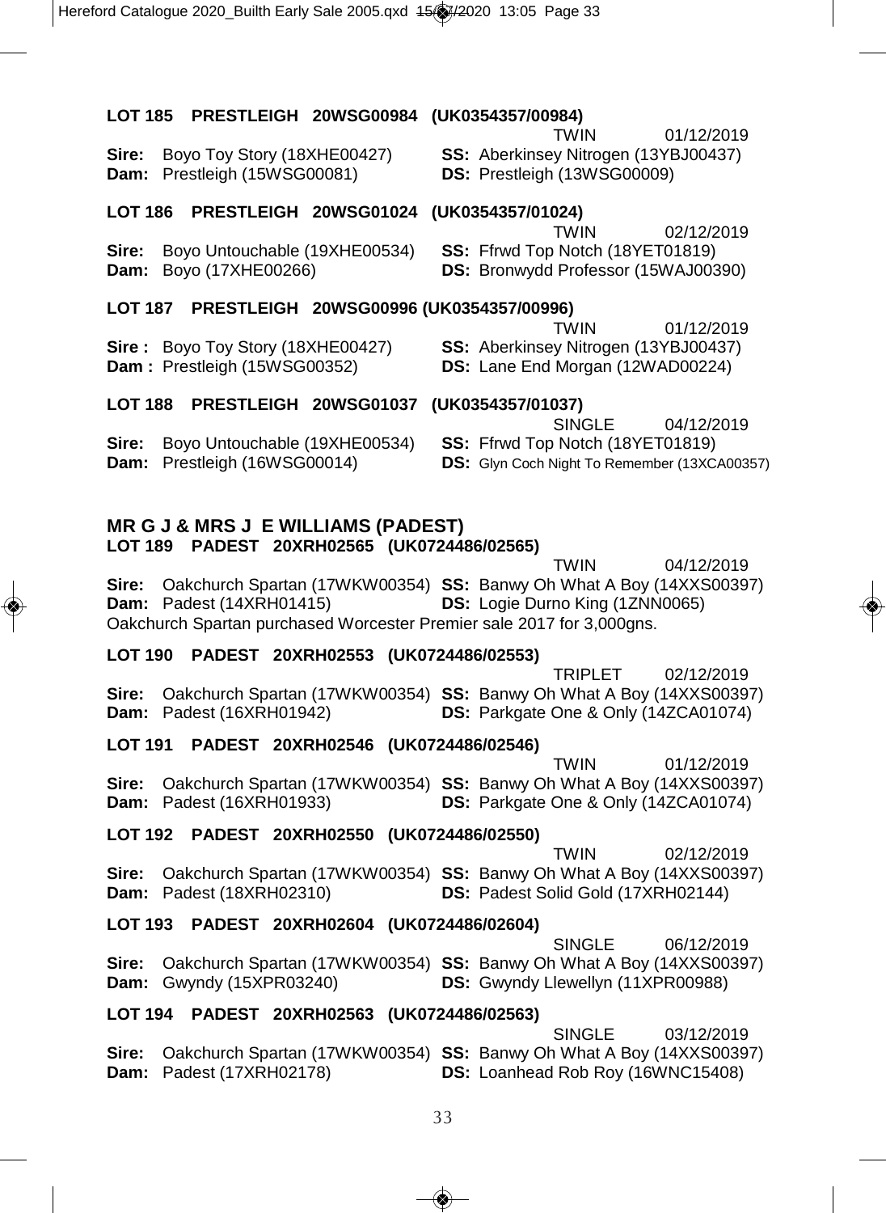**LOT 185 PRESTLEIGH 20WSG00984 (UK0354357/00984)**

TWIN 01/12/2019

**Sire:** Boyo Toy Story (18XHE00427) **SS:** Aberkinsey Nitrogen (13YBJ00437)
**Dam:** Prestleigh (15WSG00081) **DS:** Prestleigh (13WSG00009)

**LOT 186 PRESTLEIGH 20WSG01024 (UK0354357/01024)**

TWIN 02/12/2019

**Sire:** Boyo Untouchable (19XHE00534) **SS:** Ffrwd Top Notch (18YET01819)
**Dam:** Boyo (17XHE00266) **DS:** Bronwydd Professor (15WAJ00390)

**LOT 187 PRESTLEIGH 20WSG00996 (UK0354357/00996)**

TWIN 01/12/2019

**Sire :** Boyo Toy Story (18XHE00427) **SS:** Aberkinsey Nitrogen (13YBJ00437)
**Dam :** Prestleigh (15WSG00352) **DS:** Lane End Morgan (12WAD00224)

**LOT 188 PRESTLEIGH 20WSG01037 (UK0354357/01037)**

SINGLE 04/12/2019

**Sire:** Boyo Untouchable (19XHE00534) **SS:** Ffrwd Top Notch (18YET01819)
**Dam:** Prestleigh (16WSG00014) **DS:** Glyn Coch Night To Remember (13XCA00357)

## MR G J & MRS J E WILLIAMS (PADEST)

**LOT 189 PADEST 20XRH02565 (UK0724486/02565)**

TWIN 04/12/2019

**Sire:** Oakchurch Spartan (17WKW00354) **SS:** Banwy Oh What A Boy (14XXS00397)
**Dam:** Padest (14XRH01415) **DS:** Logie Durno King (1ZNN0065)

Oakchurch Spartan purchased Worcester Premier sale 2017 for 3,000gns.

**LOT 190 PADEST 20XRH02553 (UK0724486/02553)**

TRIPLET 02/12/2019

**Sire:** Oakchurch Spartan (17WKW00354) **SS:** Banwy Oh What A Boy (14XXS00397)
**Dam:** Padest (16XRH01942) **DS:** Parkgate One & Only (14ZCA01074)

**LOT 191 PADEST 20XRH02546 (UK0724486/02546)**

TWIN 01/12/2019

**Sire:** Oakchurch Spartan (17WKW00354) **SS:** Banwy Oh What A Boy (14XXS00397)
**Dam:** Padest (16XRH01933) **DS:** Parkgate One & Only (14ZCA01074)

**LOT 192 PADEST 20XRH02550 (UK0724486/02550)**

TWIN 02/12/2019

**Sire:** Oakchurch Spartan (17WKW00354) **SS:** Banwy Oh What A Boy (14XXS00397)
**Dam:** Padest (18XRH02310) **DS:** Padest Solid Gold (17XRH02144)

**LOT 193 PADEST 20XRH02604 (UK0724486/02604)**

SINGLE 06/12/2019

**Sire:** Oakchurch Spartan (17WKW00354) **SS:** Banwy Oh What A Boy (14XXS00397)
**Dam:** Gwyndy (15XPR03240) **DS:** Gwyndy Llewellyn (11XPR00988)

**LOT 194 PADEST 20XRH02563 (UK0724486/02563)**

SINGLE 03/12/2019

**Sire:** Oakchurch Spartan (17WKW00354) **SS:** Banwy Oh What A Boy (14XXS00397)
**Dam:** Padest (17XRH02178) **DS:** Loanhead Rob Roy (16WNC15408)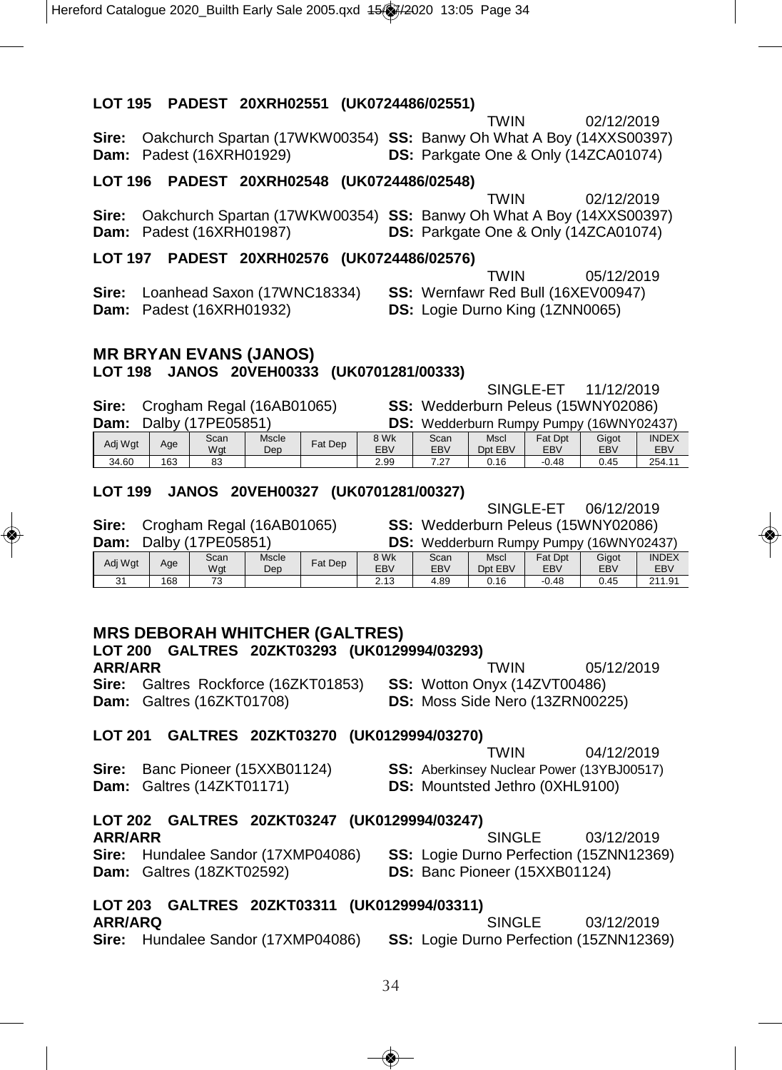**LOT 195 PADEST 20XRH02551 (UK0724486/02551)**

TWIN 02/12/2019

**Sire:** Oakchurch Spartan (17WKW00354) **SS:** Banwy Oh What A Boy (14XXS00397)
**Dam:** Padest (16XRH01929) **DS:** Parkgate One & Only (14ZCA01074)

**LOT 196 PADEST 20XRH02548 (UK0724486/02548)**

TWIN 02/12/2019

**Sire:** Oakchurch Spartan (17WKW00354) **SS:** Banwy Oh What A Boy (14XXS00397)
**Dam:** Padest (16XRH01987) **DS:** Parkgate One & Only (14ZCA01074)

**LOT 197 PADEST 20XRH02576 (UK0724486/02576)**

TWIN 05/12/2019

**Sire:** Loanhead Saxon (17WNC18334) **SS:** Wernfawr Red Bull (16XEV00947)
**Dam:** Padest (16XRH01932) **DS:** Logie Durno King (1ZNN0065)

## MR BRYAN EVANS (JANOS)

**LOT 198 JANOS 20VEH00333 (UK0701281/00333)**

SINGLE-ET 11/12/2019

**Sire:** Crogham Regal (16AB01065) **SS:** Wedderburn Peleus (15WNY02086)
**Dam:** Dalby (17PE05851) **DS:** Wedderburn Rumpy Pumpy (16WNY02437)

| Adj Wgt | Age | Scan Wgt | Mscle Dep | Fat Dep | 8 Wk EBV | Scan EBV | Mscl Dpt EBV | Fat Dpt EBV | Gigot EBV | INDEX EBV |
|---|---|---|---|---|---|---|---|---|---|---|
| 34.60 | 163 | 83 | | | 2.99 | 7.27 | 0.16 | -0.48 | 0.45 | 254.11 |

**LOT 199 JANOS 20VEH00327 (UK0701281/00327)**

SINGLE-ET 06/12/2019

**Sire:** Crogham Regal (16AB01065) **SS:** Wedderburn Peleus (15WNY02086)
**Dam:** Dalby (17PE05851) **DS:** Wedderburn Rumpy Pumpy (16WNY02437)

| Adj Wgt | Age | Scan Wgt | Mscle Dep | Fat Dep | 8 Wk EBV | Scan EBV | Mscl Dpt EBV | Fat Dpt EBV | Gigot EBV | INDEX EBV |
|---|---|---|---|---|---|---|---|---|---|---|
| 31 | 168 | 73 | | | 2.13 | 4.89 | 0.16 | -0.48 | 0.45 | 211.91 |

## MRS DEBORAH WHITCHER (GALTRES)

**LOT 200 GALTRES 20ZKT03293 (UK0129994/03293)**

**ARR/ARR** TWIN 05/12/2019

**Sire:** Galtres Rockforce (16ZKT01853) **SS:** Wotton Onyx (14ZVT00486)
**Dam:** Galtres (16ZKT01708) **DS:** Moss Side Nero (13ZRN00225)

**LOT 201 GALTRES 20ZKT03270 (UK0129994/03270)**

TWIN 04/12/2019

**Sire:** Banc Pioneer (15XXB01124) **SS:** Aberkinsey Nuclear Power (13YBJ00517)
**Dam:** Galtres (14ZKT01171) **DS:** Mountsted Jethro (0XHL9100)

**LOT 202 GALTRES 20ZKT03247 (UK0129994/03247)**

**ARR/ARR** SINGLE 03/12/2019

**Sire:** Hundalee Sandor (17XMP04086) **SS:** Logie Durno Perfection (15ZNN12369)
**Dam:** Galtres (18ZKT02592) **DS:** Banc Pioneer (15XXB01124)

**LOT 203 GALTRES 20ZKT03311 (UK0129994/03311)**

**ARR/ARQ** SINGLE 03/12/2019

**Sire:** Hundalee Sandor (17XMP04086) **SS:** Logie Durno Perfection (15ZNN12369)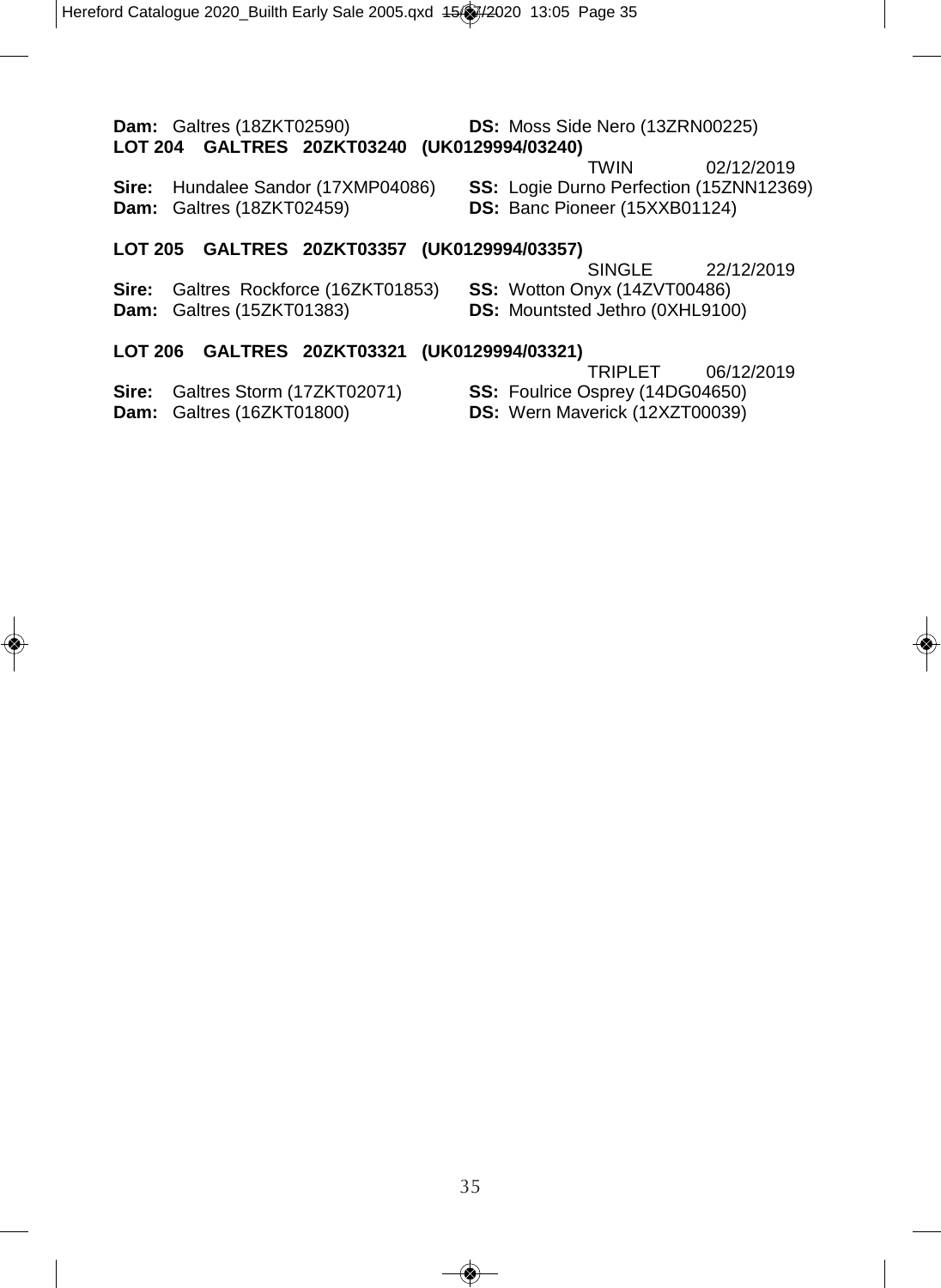**Dam:** Galtres (18ZKT02590) **DS:** Moss Side Nero (13ZRN00225)

**LOT 204 GALTRES 20ZKT03240 (UK0129994/03240)**

TWIN 02/12/2019

**Sire:** Hundalee Sandor (17XMP04086) **SS:** Logie Durno Perfection (15ZNN12369)
**Dam:** Galtres (18ZKT02459) **DS:** Banc Pioneer (15XXB01124)

**LOT 205 GALTRES 20ZKT03357 (UK0129994/03357)**

SINGLE 22/12/2019

**Sire:** Galtres Rockforce (16ZKT01853) **SS:** Wotton Onyx (14ZVT00486)
**Dam:** Galtres (15ZKT01383) **DS:** Mountsted Jethro (0XHL9100)

**LOT 206 GALTRES 20ZKT03321 (UK0129994/03321)**

TRIPLET 06/12/2019

**Sire:** Galtres Storm (17ZKT02071) **SS:** Foulrice Osprey (14DG04650)
**Dam:** Galtres (16ZKT01800) **DS:** Wern Maverick (12XZT00039)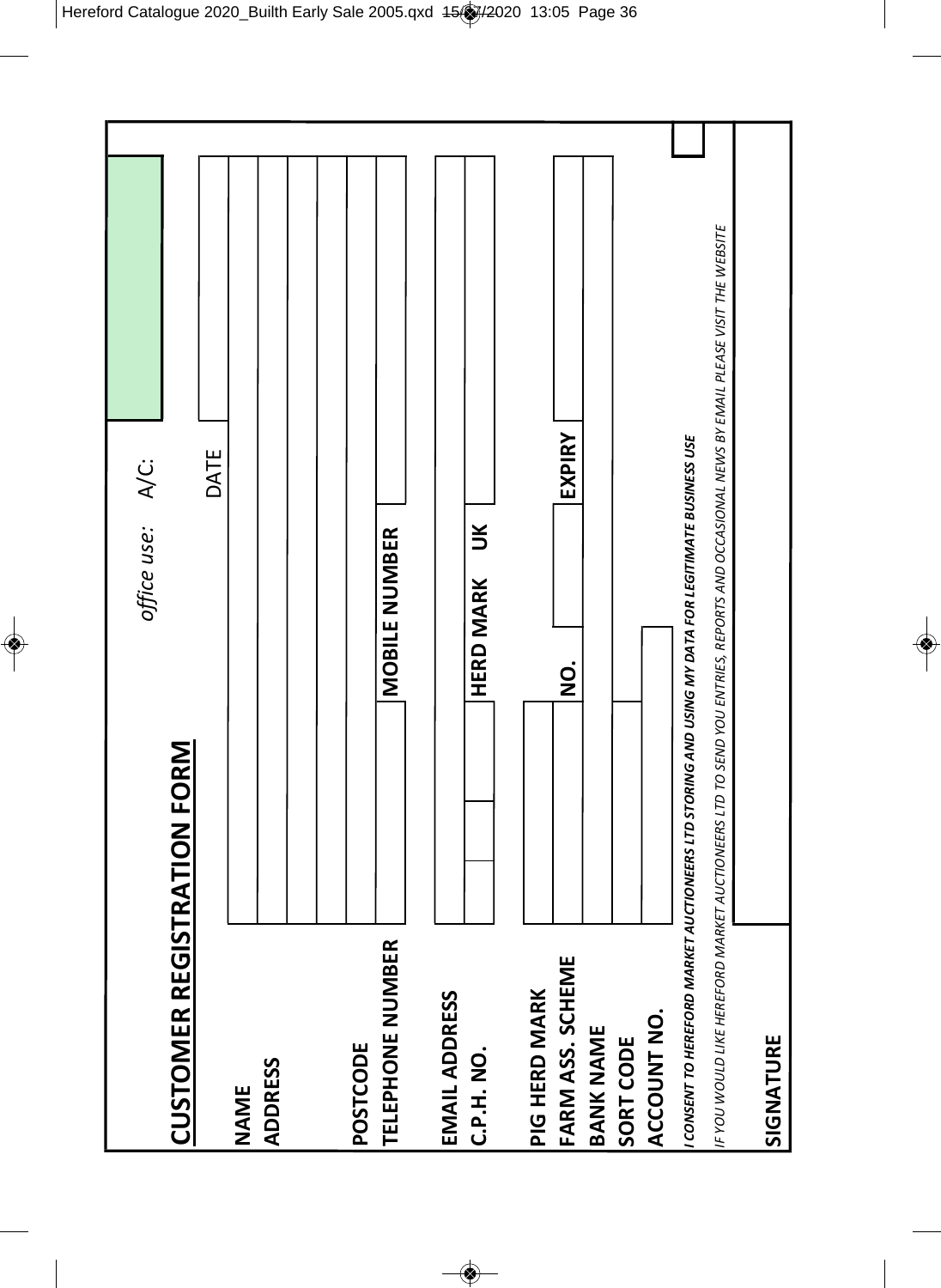## CUSTOMER REGISTRATION FORM

*office use:* A/C:

DATE

| | | | |
|---|---|---|---|
| **NAME** | | | |
| **ADDRESS** | | | |
| | | | |
| | | | |
| **POSTCODE** | | | |
| **TELEPHONE NUMBER** | | **MOBILE NUMBER** | |
| **EMAIL ADDRESS** | | | |
| **C.P.H. NO.** | | **HERD MARK** | **UK** |
| **PIG HERD MARK** | | | |
| **FARM ASS. SCHEME** | | **NO.** | **EXPIRY** |
| **BANK NAME** | | | |
| **SORT CODE** | | | |
| **ACCOUNT NO.** | | | |

*I CONSENT TO HEREFORD MARKET AUCTIONEERS LTD STORING AND USING MY DATA FOR LEGITIMATE BUSINESS USE* ☐

*IF YOU WOULD LIKE HEREFORD MARKET AUCTIONEERS LTD TO SEND YOU ENTRIES, REPORTS AND OCCASIONAL NEWS BY EMAIL PLEASE VISIT THE WEBSITE*

**SIGNATURE**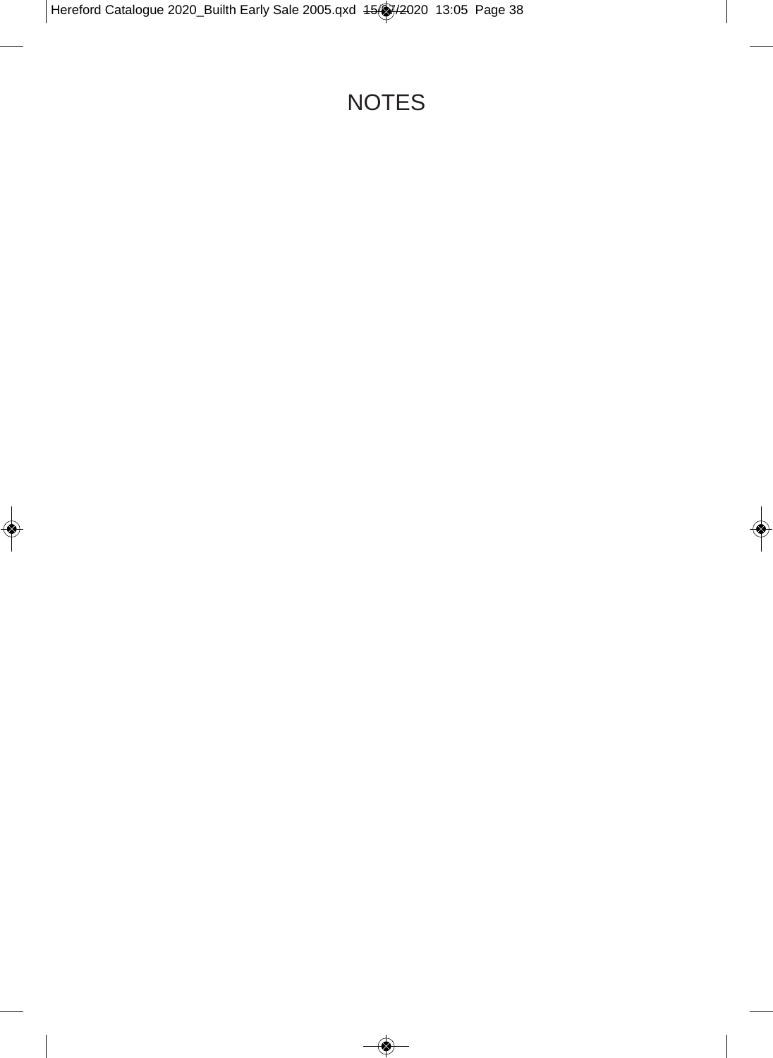# NOTES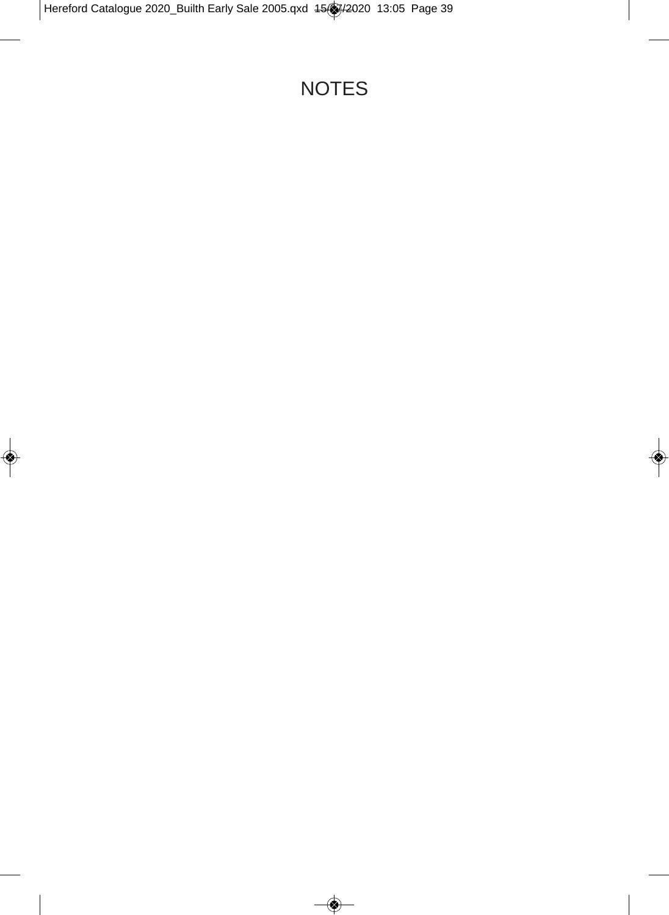# NOTES